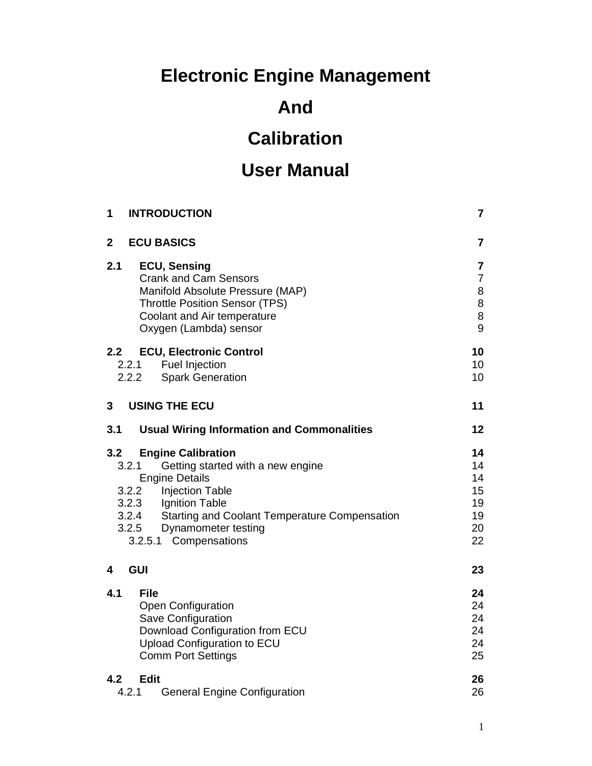# Electronic Engine Management
# And
# Calibration
# User Manual

**1 INTRODUCTION** **7**

**2 ECU BASICS** **7**

**2.1 ECU, Sensing** **7**
- Crank and Cam Sensors 7
- Manifold Absolute Pressure (MAP) 8
- Throttle Position Sensor (TPS) 8
- Coolant and Air temperature 8
- Oxygen (Lambda) sensor 9

**2.2 ECU, Electronic Control** **10**
- 2.2.1 Fuel Injection 10
- 2.2.2 Spark Generation 10

**3 USING THE ECU** **11**

**3.1 Usual Wiring Information and Commonalities** **12**

**3.2 Engine Calibration** **14**
- 3.2.1 Getting started with a new engine 14
  - Engine Details 14
- 3.2.2 Injection Table 15
- 3.2.3 Ignition Table 19
- 3.2.4 Starting and Coolant Temperature Compensation 19
- 3.2.5 Dynamometer testing 20
  - 3.2.5.1 Compensations 22

**4 GUI** **23**

**4.1 File** **24**
- Open Configuration 24
- Save Configuration 24
- Download Configuration from ECU 24
- Upload Configuration to ECU 24
- Comm Port Settings 25

**4.2 Edit** **26**
- 4.2.1 General Engine Configuration 26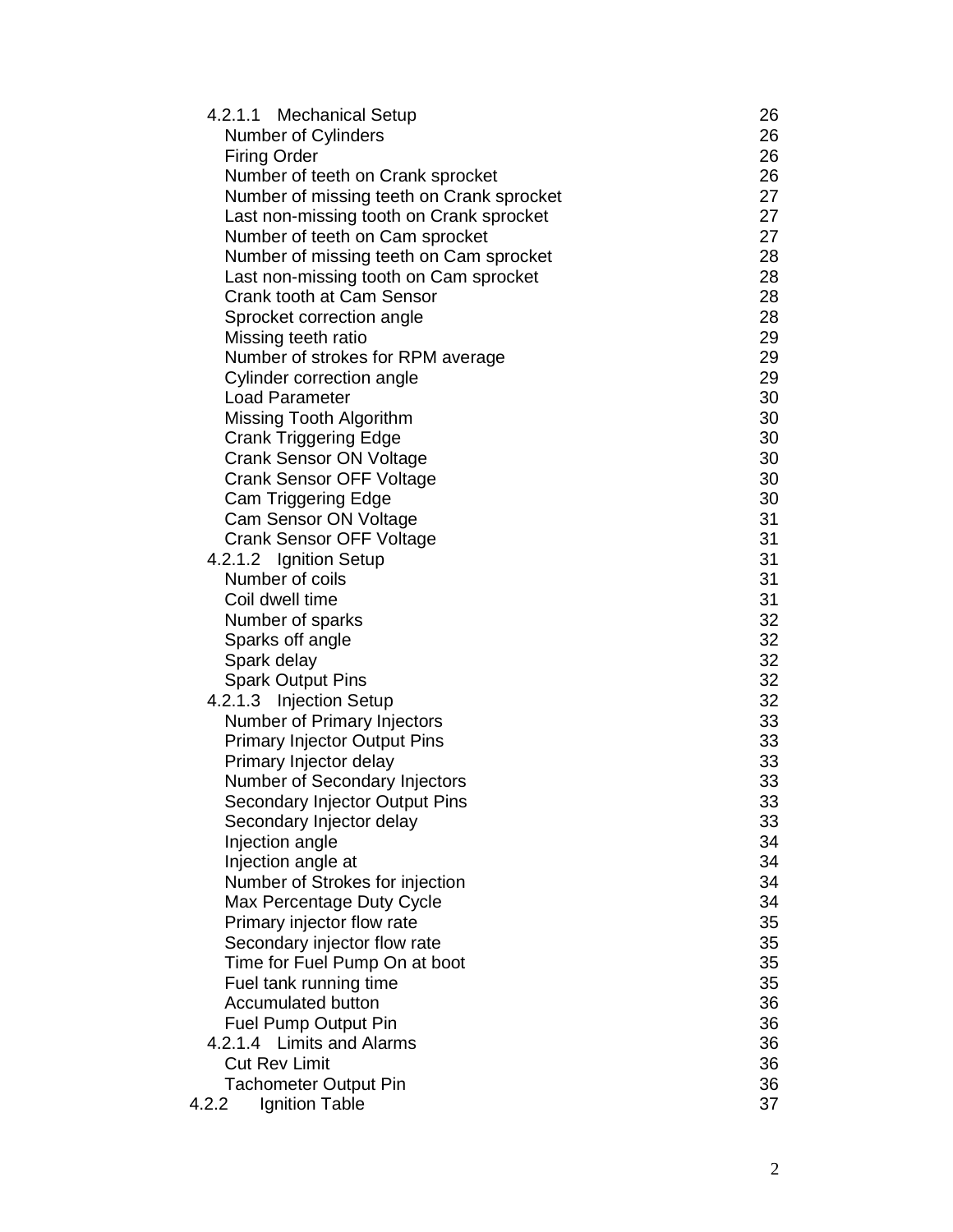| | |
|---|---|
| 4.2.1.1 Mechanical Setup | 26 |
| Number of Cylinders | 26 |
| Firing Order | 26 |
| Number of teeth on Crank sprocket | 26 |
| Number of missing teeth on Crank sprocket | 27 |
| Last non-missing tooth on Crank sprocket | 27 |
| Number of teeth on Cam sprocket | 27 |
| Number of missing teeth on Cam sprocket | 28 |
| Last non-missing tooth on Cam sprocket | 28 |
| Crank tooth at Cam Sensor | 28 |
| Sprocket correction angle | 28 |
| Missing teeth ratio | 29 |
| Number of strokes for RPM average | 29 |
| Cylinder correction angle | 29 |
| Load Parameter | 30 |
| Missing Tooth Algorithm | 30 |
| Crank Triggering Edge | 30 |
| Crank Sensor ON Voltage | 30 |
| Crank Sensor OFF Voltage | 30 |
| Cam Triggering Edge | 30 |
| Cam Sensor ON Voltage | 31 |
| Crank Sensor OFF Voltage | 31 |
| 4.2.1.2 Ignition Setup | 31 |
| Number of coils | 31 |
| Coil dwell time | 31 |
| Number of sparks | 32 |
| Sparks off angle | 32 |
| Spark delay | 32 |
| Spark Output Pins | 32 |
| 4.2.1.3 Injection Setup | 32 |
| Number of Primary Injectors | 33 |
| Primary Injector Output Pins | 33 |
| Primary Injector delay | 33 |
| Number of Secondary Injectors | 33 |
| Secondary Injector Output Pins | 33 |
| Secondary Injector delay | 33 |
| Injection angle | 34 |
| Injection angle at | 34 |
| Number of Strokes for injection | 34 |
| Max Percentage Duty Cycle | 34 |
| Primary injector flow rate | 35 |
| Secondary injector flow rate | 35 |
| Time for Fuel Pump On at boot | 35 |
| Fuel tank running time | 35 |
| Accumulated button | 36 |
| Fuel Pump Output Pin | 36 |
| 4.2.1.4 Limits and Alarms | 36 |
| Cut Rev Limit | 36 |
| Tachometer Output Pin | 36 |
| 4.2.2 Ignition Table | 37 |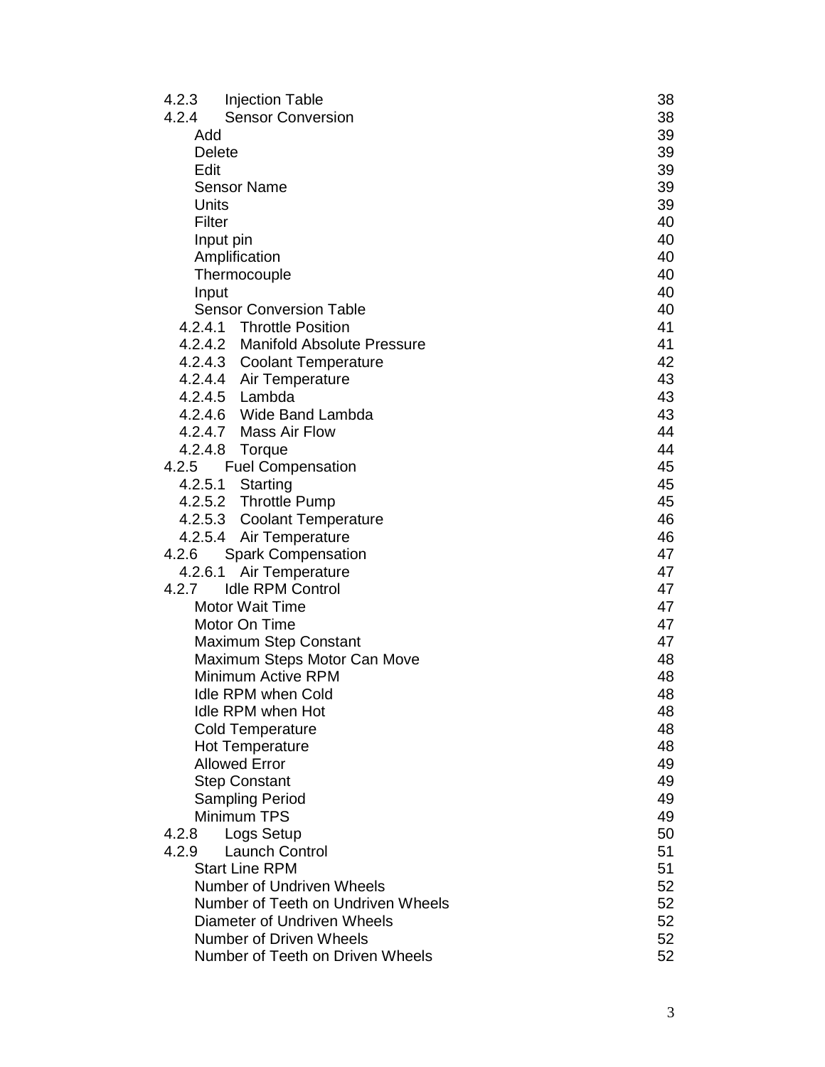| | |
|---|---|
| 4.2.3 Injection Table | 38 |
| 4.2.4 Sensor Conversion | 38 |
| Add | 39 |
| Delete | 39 |
| Edit | 39 |
| Sensor Name | 39 |
| Units | 39 |
| Filter | 40 |
| Input pin | 40 |
| Amplification | 40 |
| Thermocouple | 40 |
| Input | 40 |
| Sensor Conversion Table | 40 |
| 4.2.4.1 Throttle Position | 41 |
| 4.2.4.2 Manifold Absolute Pressure | 41 |
| 4.2.4.3 Coolant Temperature | 42 |
| 4.2.4.4 Air Temperature | 43 |
| 4.2.4.5 Lambda | 43 |
| 4.2.4.6 Wide Band Lambda | 43 |
| 4.2.4.7 Mass Air Flow | 44 |
| 4.2.4.8 Torque | 44 |
| 4.2.5 Fuel Compensation | 45 |
| 4.2.5.1 Starting | 45 |
| 4.2.5.2 Throttle Pump | 45 |
| 4.2.5.3 Coolant Temperature | 46 |
| 4.2.5.4 Air Temperature | 46 |
| 4.2.6 Spark Compensation | 47 |
| 4.2.6.1 Air Temperature | 47 |
| 4.2.7 Idle RPM Control | 47 |
| Motor Wait Time | 47 |
| Motor On Time | 47 |
| Maximum Step Constant | 47 |
| Maximum Steps Motor Can Move | 48 |
| Minimum Active RPM | 48 |
| Idle RPM when Cold | 48 |
| Idle RPM when Hot | 48 |
| Cold Temperature | 48 |
| Hot Temperature | 48 |
| Allowed Error | 49 |
| Step Constant | 49 |
| Sampling Period | 49 |
| Minimum TPS | 49 |
| 4.2.8 Logs Setup | 50 |
| 4.2.9 Launch Control | 51 |
| Start Line RPM | 51 |
| Number of Undriven Wheels | 52 |
| Number of Teeth on Undriven Wheels | 52 |
| Diameter of Undriven Wheels | 52 |
| Number of Driven Wheels | 52 |
| Number of Teeth on Driven Wheels | 52 |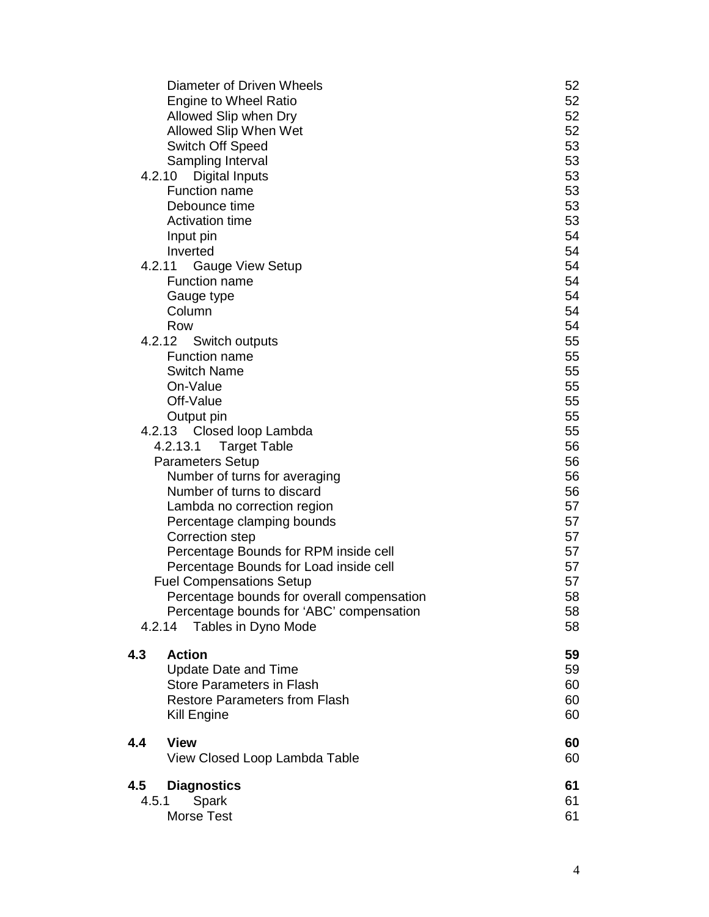| | |
|---|---|
| Diameter of Driven Wheels | 52 |
| Engine to Wheel Ratio | 52 |
| Allowed Slip when Dry | 52 |
| Allowed Slip When Wet | 52 |
| Switch Off Speed | 53 |
| Sampling Interval | 53 |
| 4.2.10 Digital Inputs | 53 |
| Function name | 53 |
| Debounce time | 53 |
| Activation time | 53 |
| Input pin | 54 |
| Inverted | 54 |
| 4.2.11 Gauge View Setup | 54 |
| Function name | 54 |
| Gauge type | 54 |
| Column | 54 |
| Row | 54 |
| 4.2.12 Switch outputs | 55 |
| Function name | 55 |
| Switch Name | 55 |
| On-Value | 55 |
| Off-Value | 55 |
| Output pin | 55 |
| 4.2.13 Closed loop Lambda | 55 |
| 4.2.13.1 Target Table | 56 |
| Parameters Setup | 56 |
| Number of turns for averaging | 56 |
| Number of turns to discard | 56 |
| Lambda no correction region | 57 |
| Percentage clamping bounds | 57 |
| Correction step | 57 |
| Percentage Bounds for RPM inside cell | 57 |
| Percentage Bounds for Load inside cell | 57 |
| Fuel Compensations Setup | 57 |
| Percentage bounds for overall compensation | 58 |
| Percentage bounds for 'ABC' compensation | 58 |
| 4.2.14 Tables in Dyno Mode | 58 |
| **4.3 Action** | **59** |
| Update Date and Time | 59 |
| Store Parameters in Flash | 60 |
| Restore Parameters from Flash | 60 |
| Kill Engine | 60 |
| **4.4 View** | **60** |
| View Closed Loop Lambda Table | 60 |
| **4.5 Diagnostics** | **61** |
| 4.5.1 Spark | 61 |
| Morse Test | 61 |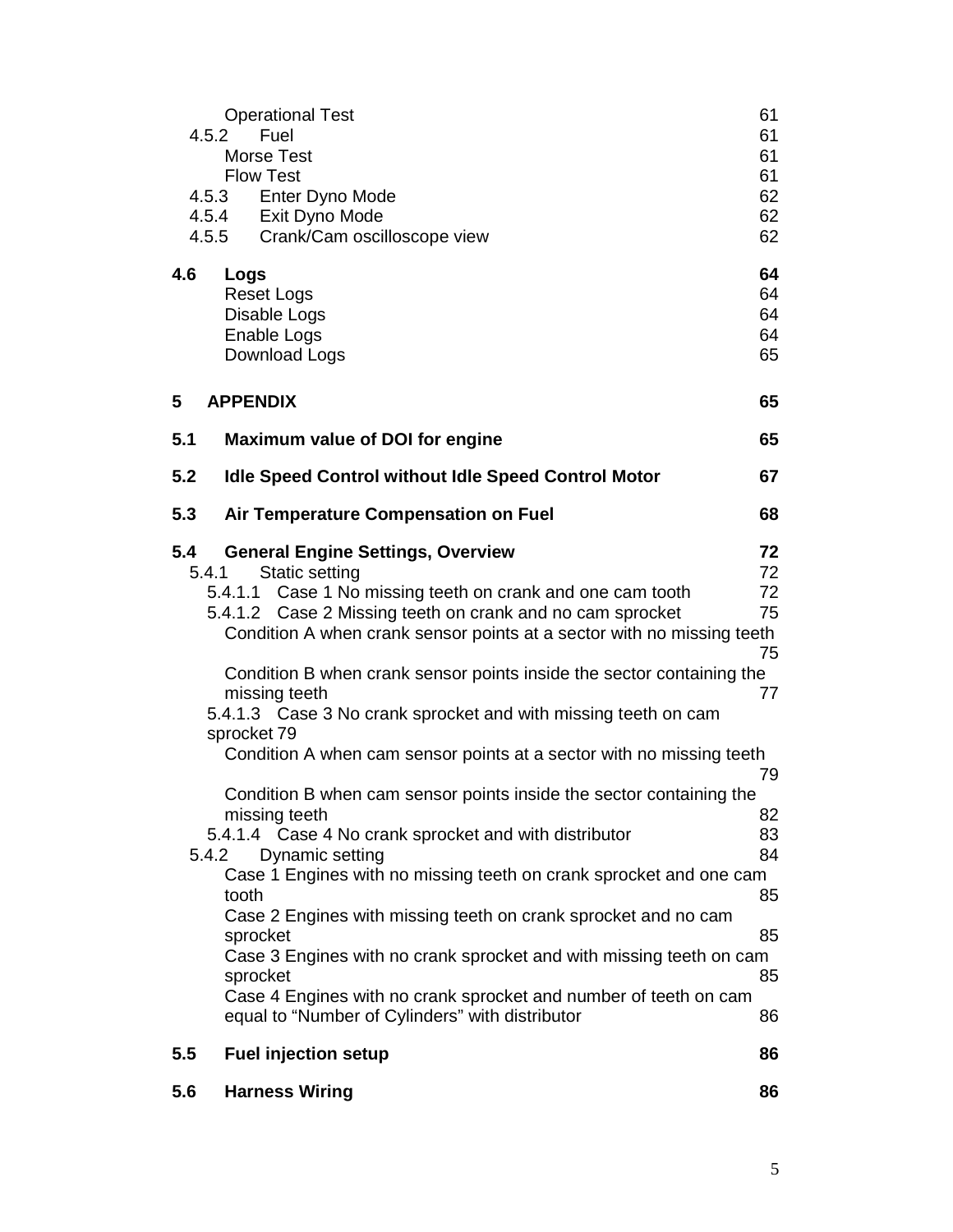Operational Test 61

4.5.2 Fuel 61

Morse Test 61

Flow Test 61

4.5.3 Enter Dyno Mode 62

4.5.4 Exit Dyno Mode 62

4.5.5 Crank/Cam oscilloscope view 62

**4.6 Logs 64**

Reset Logs 64

Disable Logs 64

Enable Logs 64

Download Logs 65

**5 APPENDIX 65**

**5.1 Maximum value of DOI for engine 65**

**5.2 Idle Speed Control without Idle Speed Control Motor 67**

**5.3 Air Temperature Compensation on Fuel 68**

**5.4 General Engine Settings, Overview 72**

5.4.1 Static setting 72

5.4.1.1 Case 1 No missing teeth on crank and one cam tooth 72

5.4.1.2 Case 2 Missing teeth on crank and no cam sprocket 75

Condition A when crank sensor points at a sector with no missing teeth 75

Condition B when crank sensor points inside the sector containing the missing teeth 77

5.4.1.3 Case 3 No crank sprocket and with missing teeth on cam sprocket 79

Condition A when cam sensor points at a sector with no missing teeth 79

Condition B when cam sensor points inside the sector containing the missing teeth 82

5.4.1.4 Case 4 No crank sprocket and with distributor 83

5.4.2 Dynamic setting 84

Case 1 Engines with no missing teeth on crank sprocket and one cam tooth 85

Case 2 Engines with missing teeth on crank sprocket and no cam sprocket 85

Case 3 Engines with no crank sprocket and with missing teeth on cam sprocket 85

Case 4 Engines with no crank sprocket and number of teeth on cam equal to “Number of Cylinders” with distributor 86

**5.5 Fuel injection setup 86**

**5.6 Harness Wiring 86**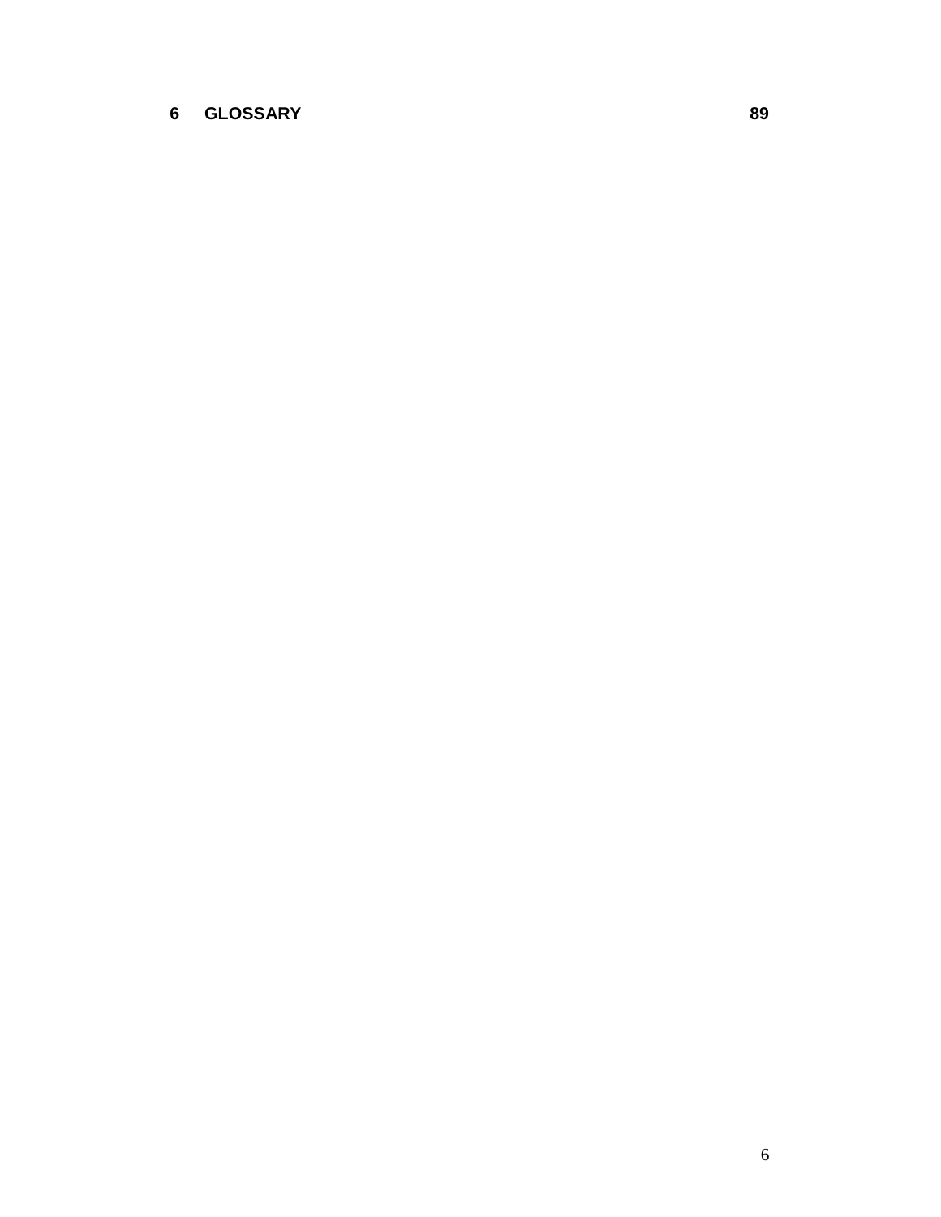**6 GLOSSARY 89**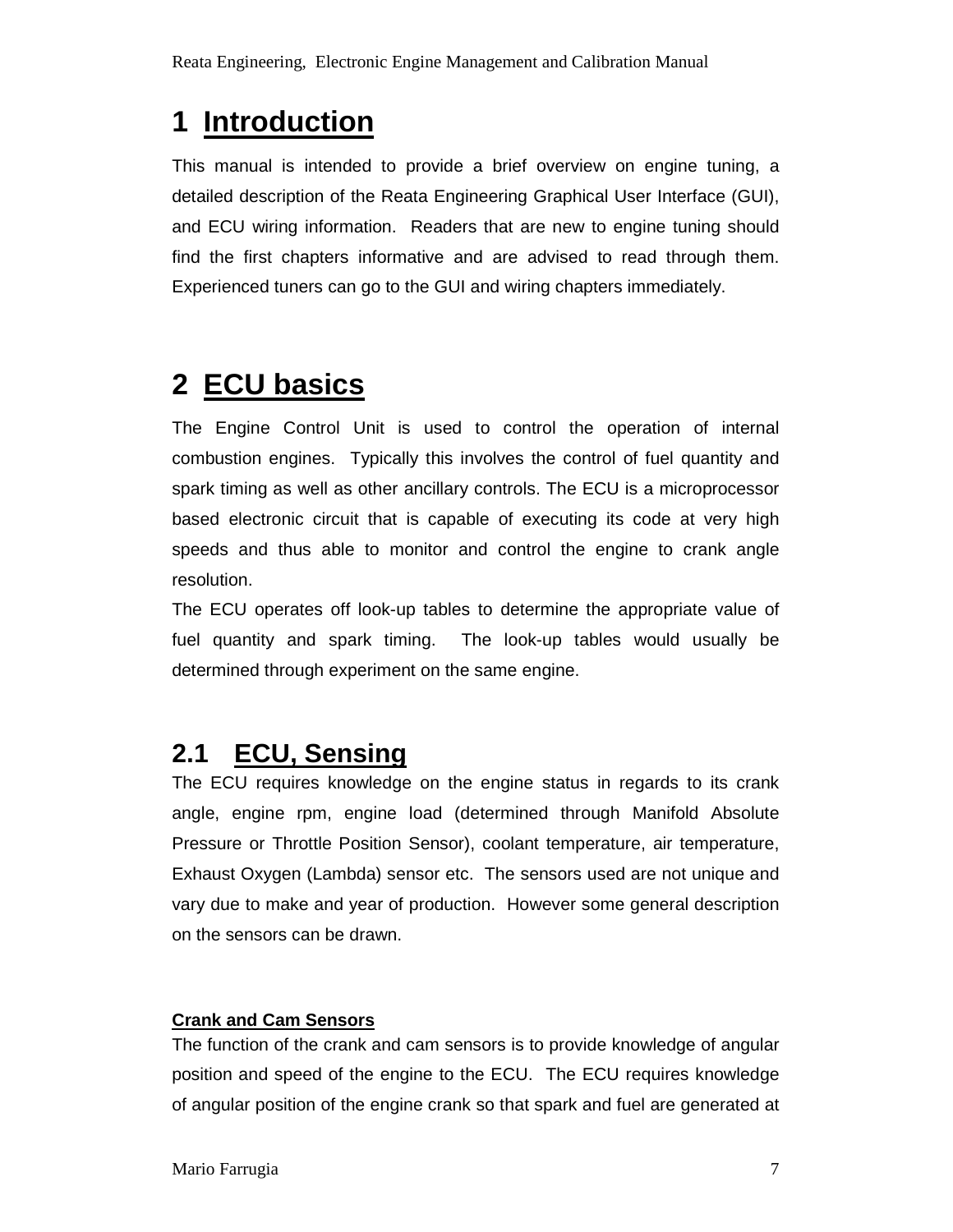# 1 Introduction

This manual is intended to provide a brief overview on engine tuning, a detailed description of the Reata Engineering Graphical User Interface (GUI), and ECU wiring information. Readers that are new to engine tuning should find the first chapters informative and are advised to read through them. Experienced tuners can go to the GUI and wiring chapters immediately.

# 2 ECU basics

The Engine Control Unit is used to control the operation of internal combustion engines. Typically this involves the control of fuel quantity and spark timing as well as other ancillary controls. The ECU is a microprocessor based electronic circuit that is capable of executing its code at very high speeds and thus able to monitor and control the engine to crank angle resolution.

The ECU operates off look-up tables to determine the appropriate value of fuel quantity and spark timing. The look-up tables would usually be determined through experiment on the same engine.

## 2.1 ECU, Sensing

The ECU requires knowledge on the engine status in regards to its crank angle, engine rpm, engine load (determined through Manifold Absolute Pressure or Throttle Position Sensor), coolant temperature, air temperature, Exhaust Oxygen (Lambda) sensor etc. The sensors used are not unique and vary due to make and year of production. However some general description on the sensors can be drawn.

**Crank and Cam Sensors**

The function of the crank and cam sensors is to provide knowledge of angular position and speed of the engine to the ECU. The ECU requires knowledge of angular position of the engine crank so that spark and fuel are generated at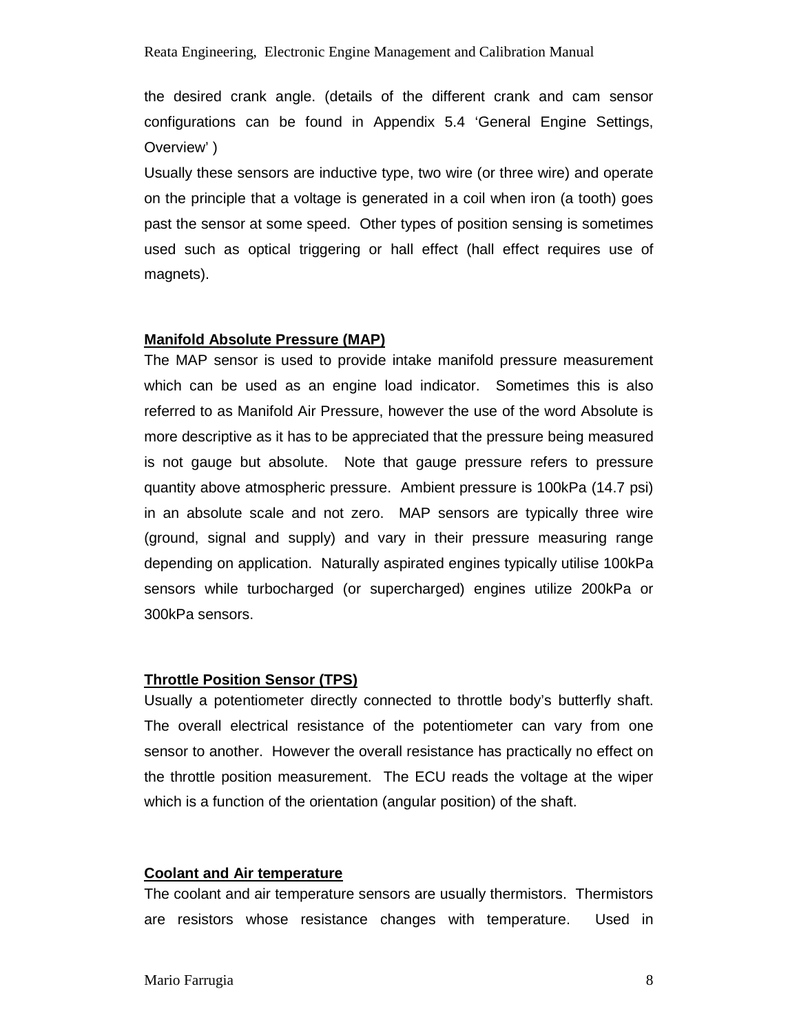the desired crank angle. (details of the different crank and cam sensor configurations can be found in Appendix 5.4 'General Engine Settings, Overview' )

Usually these sensors are inductive type, two wire (or three wire) and operate on the principle that a voltage is generated in a coil when iron (a tooth) goes past the sensor at some speed. Other types of position sensing is sometimes used such as optical triggering or hall effect (hall effect requires use of magnets).

### Manifold Absolute Pressure (MAP)

The MAP sensor is used to provide intake manifold pressure measurement which can be used as an engine load indicator. Sometimes this is also referred to as Manifold Air Pressure, however the use of the word Absolute is more descriptive as it has to be appreciated that the pressure being measured is not gauge but absolute. Note that gauge pressure refers to pressure quantity above atmospheric pressure. Ambient pressure is 100kPa (14.7 psi) in an absolute scale and not zero. MAP sensors are typically three wire (ground, signal and supply) and vary in their pressure measuring range depending on application. Naturally aspirated engines typically utilise 100kPa sensors while turbocharged (or supercharged) engines utilize 200kPa or 300kPa sensors.

### Throttle Position Sensor (TPS)

Usually a potentiometer directly connected to throttle body's butterfly shaft. The overall electrical resistance of the potentiometer can vary from one sensor to another. However the overall resistance has practically no effect on the throttle position measurement. The ECU reads the voltage at the wiper which is a function of the orientation (angular position) of the shaft.

### Coolant and Air temperature

The coolant and air temperature sensors are usually thermistors. Thermistors are resistors whose resistance changes with temperature. Used in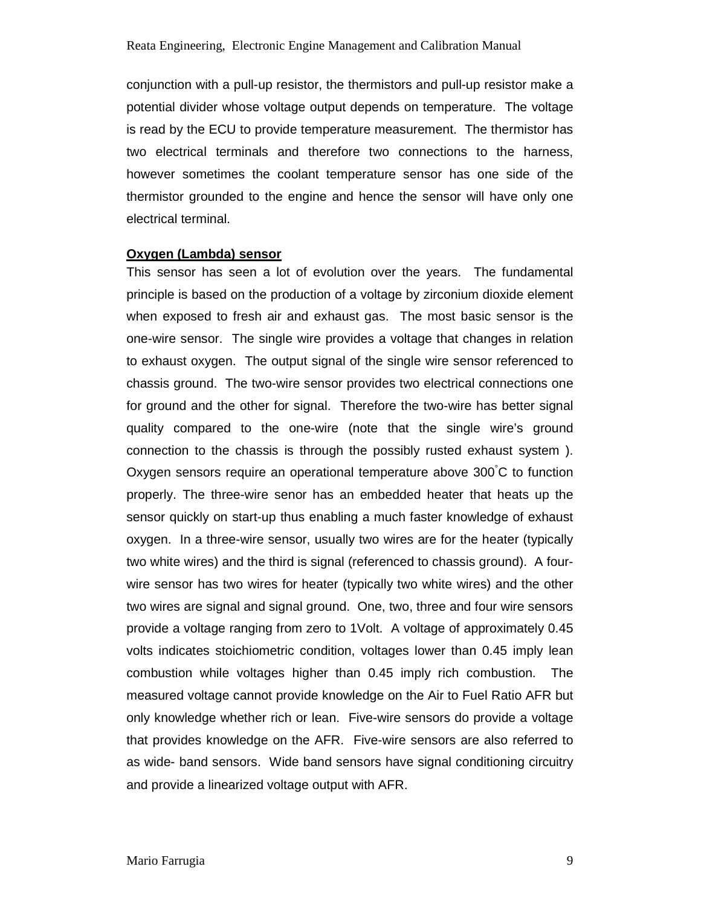conjunction with a pull-up resistor, the thermistors and pull-up resistor make a potential divider whose voltage output depends on temperature. The voltage is read by the ECU to provide temperature measurement. The thermistor has two electrical terminals and therefore two connections to the harness, however sometimes the coolant temperature sensor has one side of the thermistor grounded to the engine and hence the sensor will have only one electrical terminal.

**Oxygen (Lambda) sensor**

This sensor has seen a lot of evolution over the years. The fundamental principle is based on the production of a voltage by zirconium dioxide element when exposed to fresh air and exhaust gas. The most basic sensor is the one-wire sensor. The single wire provides a voltage that changes in relation to exhaust oxygen. The output signal of the single wire sensor referenced to chassis ground. The two-wire sensor provides two electrical connections one for ground and the other for signal. Therefore the two-wire has better signal quality compared to the one-wire (note that the single wire's ground connection to the chassis is through the possibly rusted exhaust system ). Oxygen sensors require an operational temperature above 300˚C to function properly. The three-wire senor has an embedded heater that heats up the sensor quickly on start-up thus enabling a much faster knowledge of exhaust oxygen. In a three-wire sensor, usually two wires are for the heater (typically two white wires) and the third is signal (referenced to chassis ground). A four-wire sensor has two wires for heater (typically two white wires) and the other two wires are signal and signal ground. One, two, three and four wire sensors provide a voltage ranging from zero to 1Volt. A voltage of approximately 0.45 volts indicates stoichiometric condition, voltages lower than 0.45 imply lean combustion while voltages higher than 0.45 imply rich combustion. The measured voltage cannot provide knowledge on the Air to Fuel Ratio AFR but only knowledge whether rich or lean. Five-wire sensors do provide a voltage that provides knowledge on the AFR. Five-wire sensors are also referred to as wide- band sensors. Wide band sensors have signal conditioning circuitry and provide a linearized voltage output with AFR.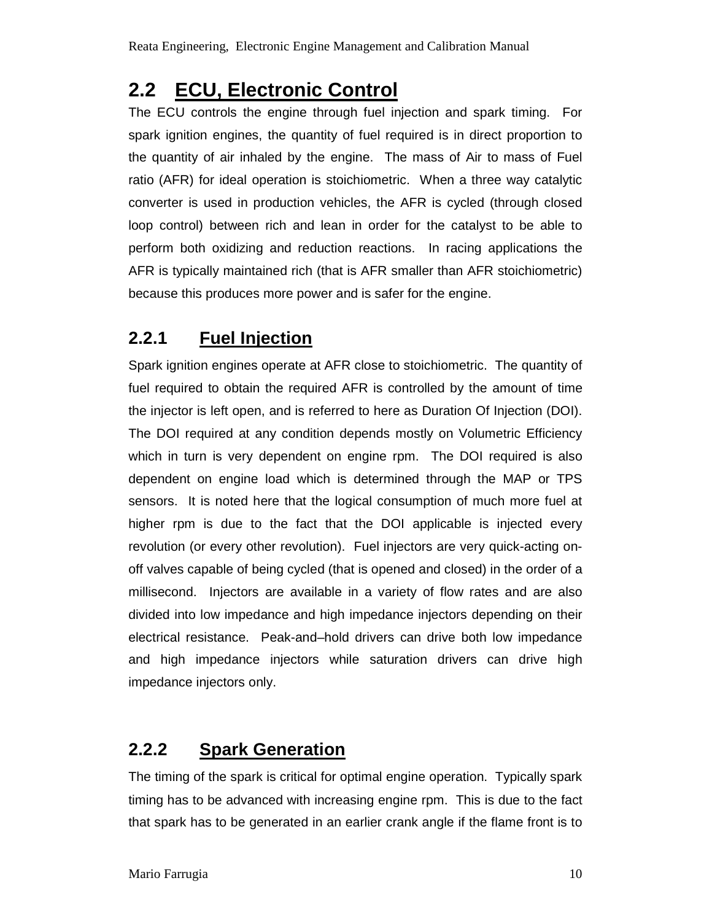## 2.2 ECU, Electronic Control

The ECU controls the engine through fuel injection and spark timing. For spark ignition engines, the quantity of fuel required is in direct proportion to the quantity of air inhaled by the engine. The mass of Air to mass of Fuel ratio (AFR) for ideal operation is stoichiometric. When a three way catalytic converter is used in production vehicles, the AFR is cycled (through closed loop control) between rich and lean in order for the catalyst to be able to perform both oxidizing and reduction reactions. In racing applications the AFR is typically maintained rich (that is AFR smaller than AFR stoichiometric) because this produces more power and is safer for the engine.

### 2.2.1 Fuel Injection

Spark ignition engines operate at AFR close to stoichiometric. The quantity of fuel required to obtain the required AFR is controlled by the amount of time the injector is left open, and is referred to here as Duration Of Injection (DOI). The DOI required at any condition depends mostly on Volumetric Efficiency which in turn is very dependent on engine rpm. The DOI required is also dependent on engine load which is determined through the MAP or TPS sensors. It is noted here that the logical consumption of much more fuel at higher rpm is due to the fact that the DOI applicable is injected every revolution (or every other revolution). Fuel injectors are very quick-acting on-off valves capable of being cycled (that is opened and closed) in the order of a millisecond. Injectors are available in a variety of flow rates and are also divided into low impedance and high impedance injectors depending on their electrical resistance. Peak-and–hold drivers can drive both low impedance and high impedance injectors while saturation drivers can drive high impedance injectors only.

### 2.2.2 Spark Generation

The timing of the spark is critical for optimal engine operation. Typically spark timing has to be advanced with increasing engine rpm. This is due to the fact that spark has to be generated in an earlier crank angle if the flame front is to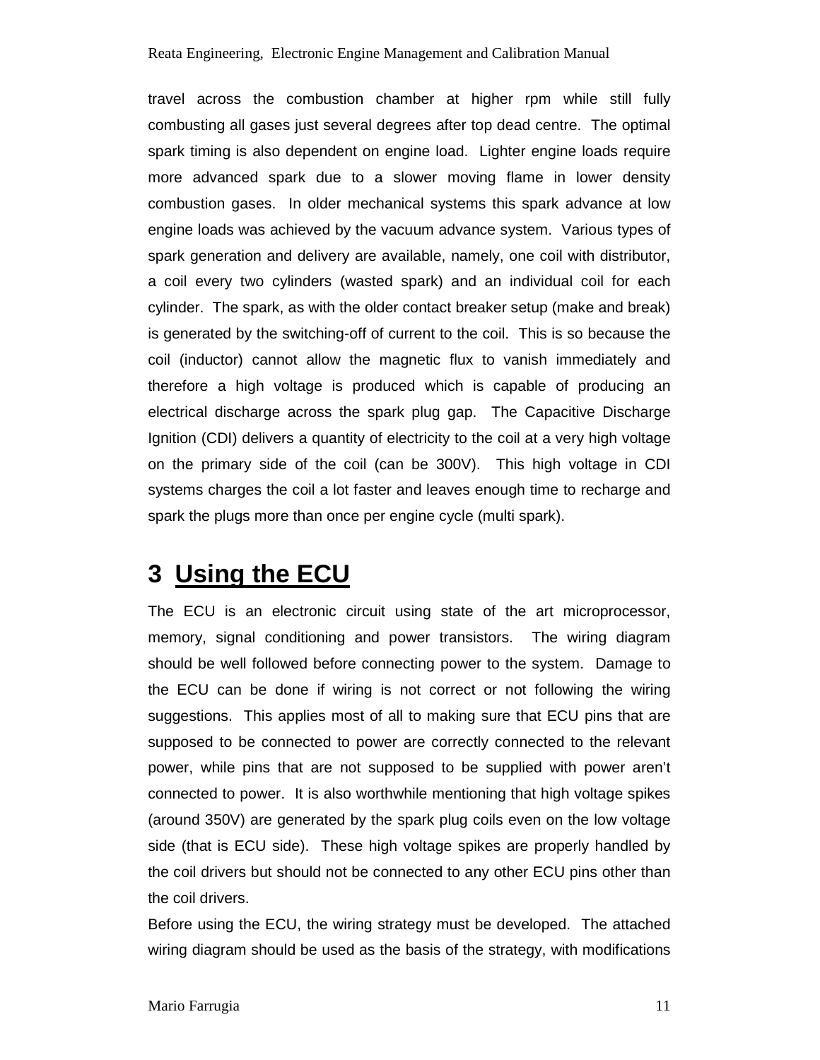travel across the combustion chamber at higher rpm while still fully combusting all gases just several degrees after top dead centre. The optimal spark timing is also dependent on engine load. Lighter engine loads require more advanced spark due to a slower moving flame in lower density combustion gases. In older mechanical systems this spark advance at low engine loads was achieved by the vacuum advance system. Various types of spark generation and delivery are available, namely, one coil with distributor, a coil every two cylinders (wasted spark) and an individual coil for each cylinder. The spark, as with the older contact breaker setup (make and break) is generated by the switching-off of current to the coil. This is so because the coil (inductor) cannot allow the magnetic flux to vanish immediately and therefore a high voltage is produced which is capable of producing an electrical discharge across the spark plug gap. The Capacitive Discharge Ignition (CDI) delivers a quantity of electricity to the coil at a very high voltage on the primary side of the coil (can be 300V). This high voltage in CDI systems charges the coil a lot faster and leaves enough time to recharge and spark the plugs more than once per engine cycle (multi spark).

# 3 Using the ECU

The ECU is an electronic circuit using state of the art microprocessor, memory, signal conditioning and power transistors. The wiring diagram should be well followed before connecting power to the system. Damage to the ECU can be done if wiring is not correct or not following the wiring suggestions. This applies most of all to making sure that ECU pins that are supposed to be connected to power are correctly connected to the relevant power, while pins that are not supposed to be supplied with power aren't connected to power. It is also worthwhile mentioning that high voltage spikes (around 350V) are generated by the spark plug coils even on the low voltage side (that is ECU side). These high voltage spikes are properly handled by the coil drivers but should not be connected to any other ECU pins other than the coil drivers.

Before using the ECU, the wiring strategy must be developed. The attached wiring diagram should be used as the basis of the strategy, with modifications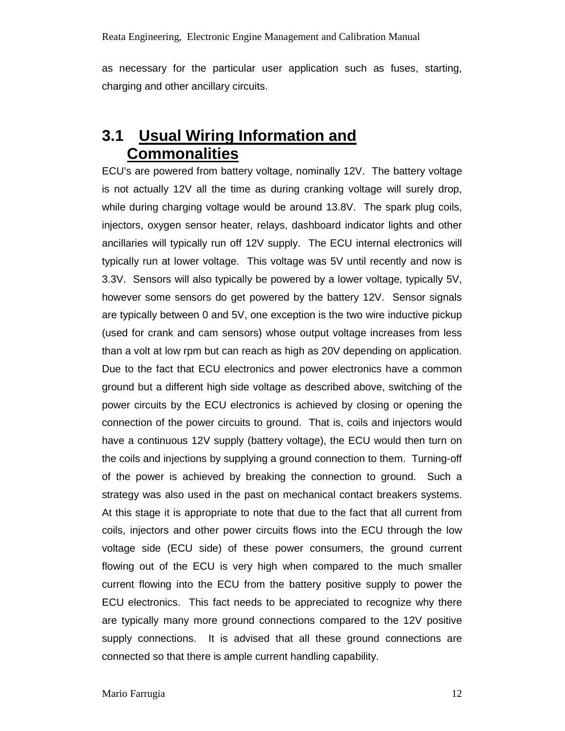as necessary for the particular user application such as fuses, starting, charging and other ancillary circuits.

## 3.1 Usual Wiring Information and Commonalities

ECU's are powered from battery voltage, nominally 12V. The battery voltage is not actually 12V all the time as during cranking voltage will surely drop, while during charging voltage would be around 13.8V. The spark plug coils, injectors, oxygen sensor heater, relays, dashboard indicator lights and other ancillaries will typically run off 12V supply. The ECU internal electronics will typically run at lower voltage. This voltage was 5V until recently and now is 3.3V. Sensors will also typically be powered by a lower voltage, typically 5V, however some sensors do get powered by the battery 12V. Sensor signals are typically between 0 and 5V, one exception is the two wire inductive pickup (used for crank and cam sensors) whose output voltage increases from less than a volt at low rpm but can reach as high as 20V depending on application. Due to the fact that ECU electronics and power electronics have a common ground but a different high side voltage as described above, switching of the power circuits by the ECU electronics is achieved by closing or opening the connection of the power circuits to ground. That is, coils and injectors would have a continuous 12V supply (battery voltage), the ECU would then turn on the coils and injections by supplying a ground connection to them. Turning-off of the power is achieved by breaking the connection to ground. Such a strategy was also used in the past on mechanical contact breakers systems. At this stage it is appropriate to note that due to the fact that all current from coils, injectors and other power circuits flows into the ECU through the low voltage side (ECU side) of these power consumers, the ground current flowing out of the ECU is very high when compared to the much smaller current flowing into the ECU from the battery positive supply to power the ECU electronics. This fact needs to be appreciated to recognize why there are typically many more ground connections compared to the 12V positive supply connections. It is advised that all these ground connections are connected so that there is ample current handling capability.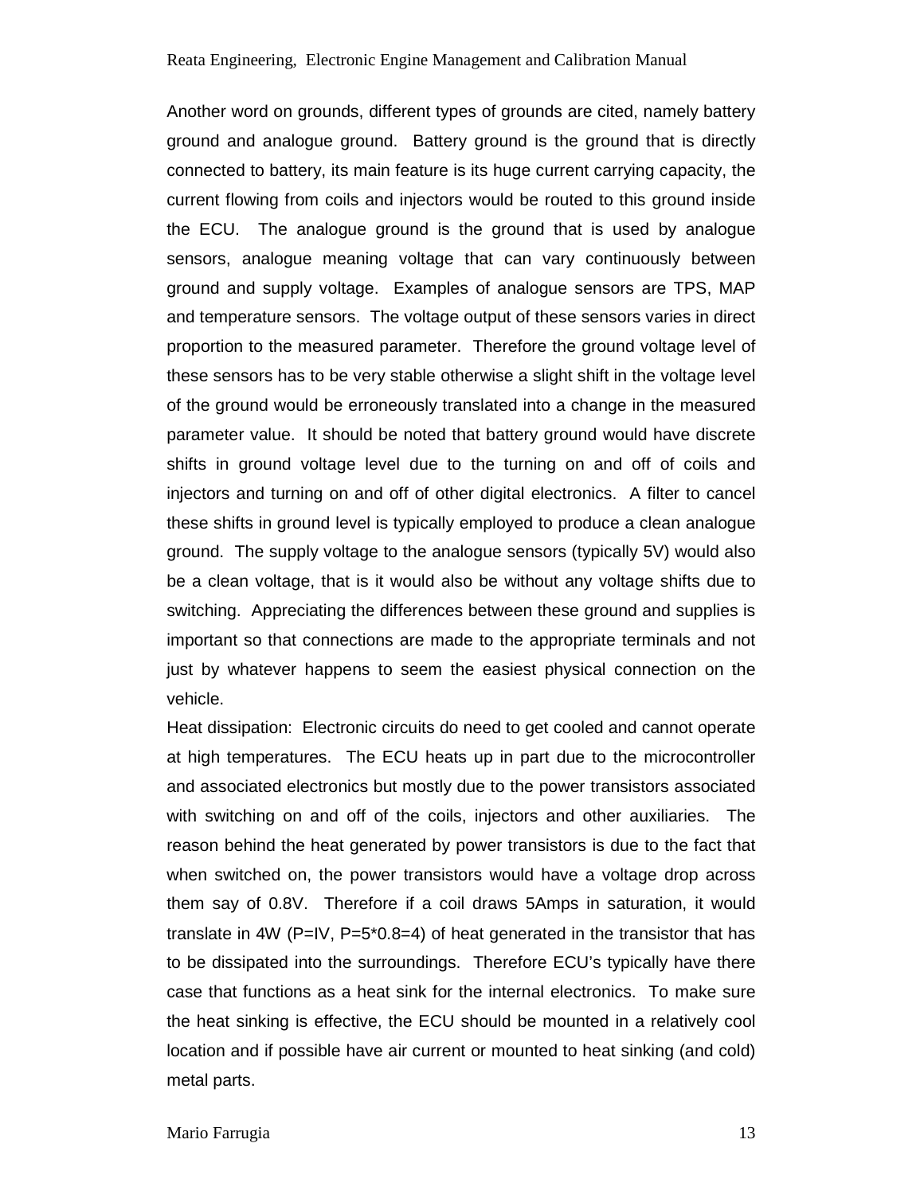Another word on grounds, different types of grounds are cited, namely battery ground and analogue ground. Battery ground is the ground that is directly connected to battery, its main feature is its huge current carrying capacity, the current flowing from coils and injectors would be routed to this ground inside the ECU. The analogue ground is the ground that is used by analogue sensors, analogue meaning voltage that can vary continuously between ground and supply voltage. Examples of analogue sensors are TPS, MAP and temperature sensors. The voltage output of these sensors varies in direct proportion to the measured parameter. Therefore the ground voltage level of these sensors has to be very stable otherwise a slight shift in the voltage level of the ground would be erroneously translated into a change in the measured parameter value. It should be noted that battery ground would have discrete shifts in ground voltage level due to the turning on and off of coils and injectors and turning on and off of other digital electronics. A filter to cancel these shifts in ground level is typically employed to produce a clean analogue ground. The supply voltage to the analogue sensors (typically 5V) would also be a clean voltage, that is it would also be without any voltage shifts due to switching. Appreciating the differences between these ground and supplies is important so that connections are made to the appropriate terminals and not just by whatever happens to seem the easiest physical connection on the vehicle.

Heat dissipation: Electronic circuits do need to get cooled and cannot operate at high temperatures. The ECU heats up in part due to the microcontroller and associated electronics but mostly due to the power transistors associated with switching on and off of the coils, injectors and other auxiliaries. The reason behind the heat generated by power transistors is due to the fact that when switched on, the power transistors would have a voltage drop across them say of 0.8V. Therefore if a coil draws 5Amps in saturation, it would translate in 4W ($P=IV$, $P=5*0.8=4$) of heat generated in the transistor that has to be dissipated into the surroundings. Therefore ECU's typically have there case that functions as a heat sink for the internal electronics. To make sure the heat sinking is effective, the ECU should be mounted in a relatively cool location and if possible have air current or mounted to heat sinking (and cold) metal parts.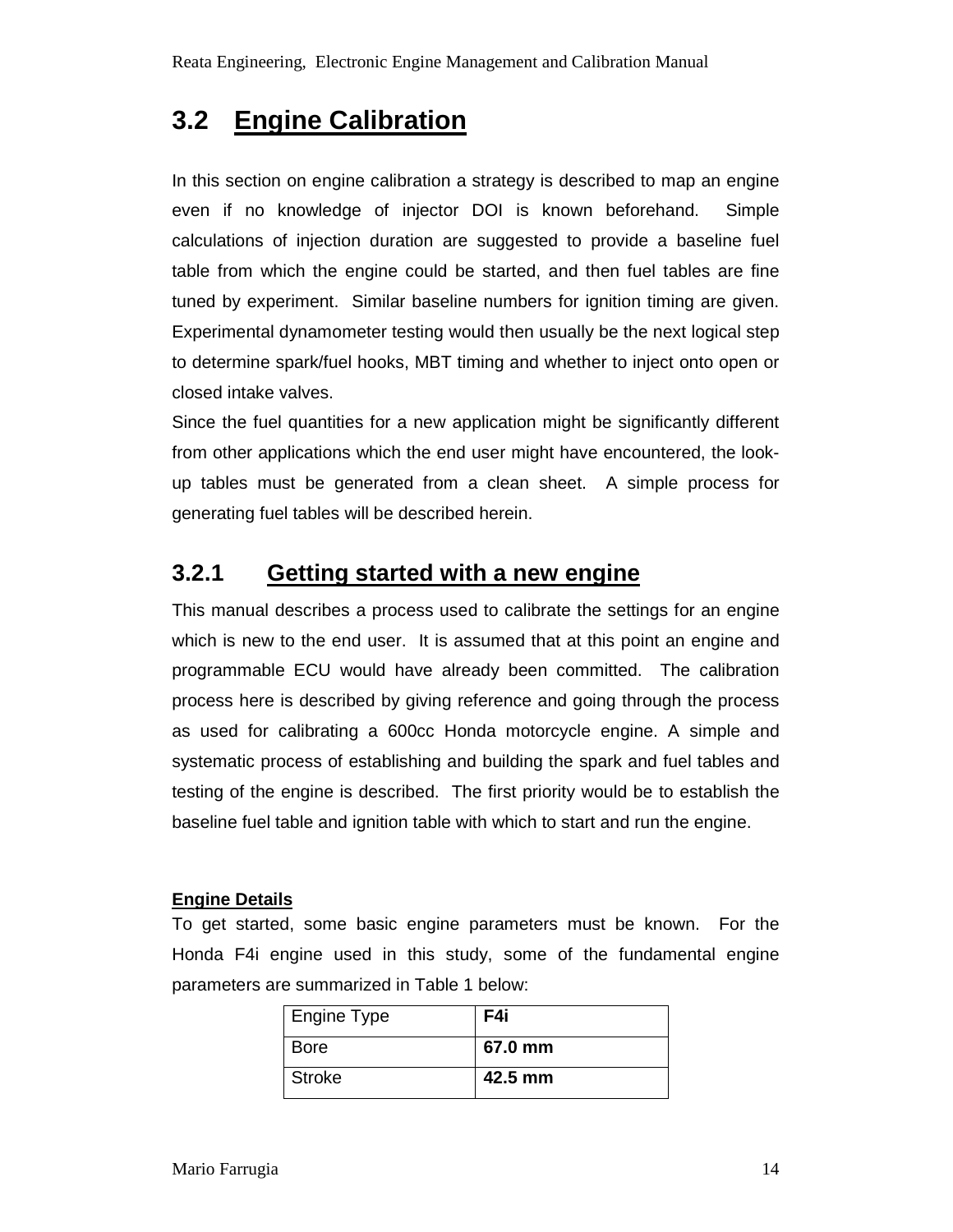## 3.2 Engine Calibration

In this section on engine calibration a strategy is described to map an engine even if no knowledge of injector DOI is known beforehand. Simple calculations of injection duration are suggested to provide a baseline fuel table from which the engine could be started, and then fuel tables are fine tuned by experiment. Similar baseline numbers for ignition timing are given. Experimental dynamometer testing would then usually be the next logical step to determine spark/fuel hooks, MBT timing and whether to inject onto open or closed intake valves.

Since the fuel quantities for a new application might be significantly different from other applications which the end user might have encountered, the look-up tables must be generated from a clean sheet. A simple process for generating fuel tables will be described herein.

### 3.2.1 Getting started with a new engine

This manual describes a process used to calibrate the settings for an engine which is new to the end user. It is assumed that at this point an engine and programmable ECU would have already been committed. The calibration process here is described by giving reference and going through the process as used for calibrating a 600cc Honda motorcycle engine. A simple and systematic process of establishing and building the spark and fuel tables and testing of the engine is described. The first priority would be to establish the baseline fuel table and ignition table with which to start and run the engine.

**Engine Details**

To get started, some basic engine parameters must be known. For the Honda F4i engine used in this study, some of the fundamental engine parameters are summarized in Table 1 below:

| Engine Type | **F4i** |
|---|---|
| Bore | **67.0 mm** |
| Stroke | **42.5 mm** |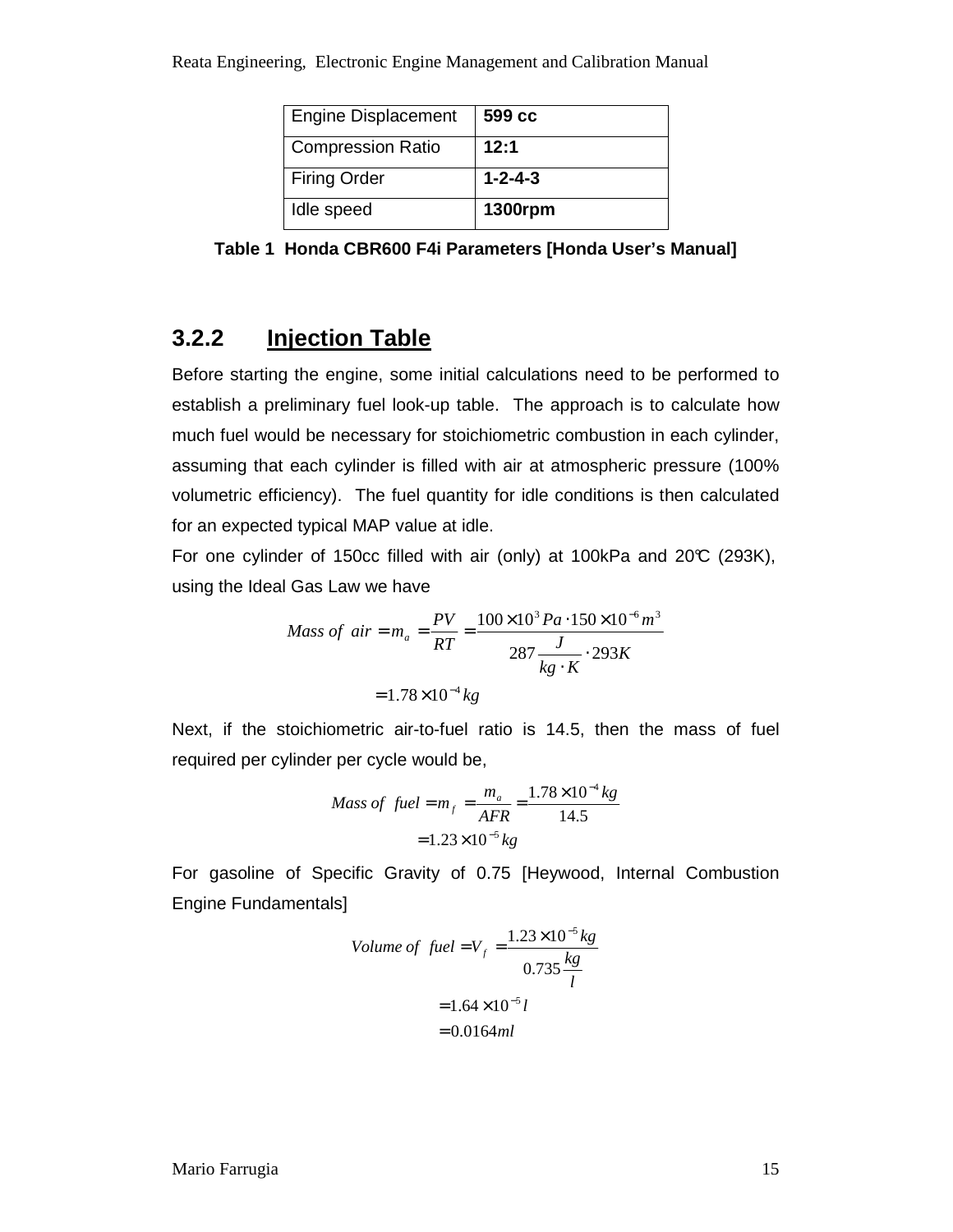| Engine Displacement | **599 cc** |
| --- | --- |
| Compression Ratio | **12:1** |
| Firing Order | **1-2-4-3** |
| Idle speed | **1300rpm** |

**Table 1 Honda CBR600 F4i Parameters [Honda User's Manual]**

### 3.2.2 Injection Table

Before starting the engine, some initial calculations need to be performed to establish a preliminary fuel look-up table. The approach is to calculate how much fuel would be necessary for stoichiometric combustion in each cylinder, assuming that each cylinder is filled with air at atmospheric pressure (100% volumetric efficiency). The fuel quantity for idle conditions is then calculated for an expected typical MAP value at idle.

For one cylinder of 150cc filled with air (only) at 100kPa and 20°C (293K), using the Ideal Gas Law we have

$$Mass\ of\ air = m_a = \frac{PV}{RT} = \frac{100 \times 10^3 Pa \cdot 150 \times 10^{-6} m^3}{287 \frac{J}{kg \cdot K} \cdot 293K}$$

$$= 1.78 \times 10^{-4} kg$$

Next, if the stoichiometric air-to-fuel ratio is 14.5, then the mass of fuel required per cylinder per cycle would be,

$$Mass\ of\ fuel = m_f = \frac{m_a}{AFR} = \frac{1.78 \times 10^{-4} kg}{14.5}$$

$$= 1.23 \times 10^{-5} kg$$

For gasoline of Specific Gravity of 0.75 [Heywood, Internal Combustion Engine Fundamentals]

$$Volume\ of\ fuel = V_f = \frac{1.23 \times 10^{-5} kg}{0.735 \frac{kg}{l}}$$

$$= 1.64 \times 10^{-5} l$$

$$= 0.0164 ml$$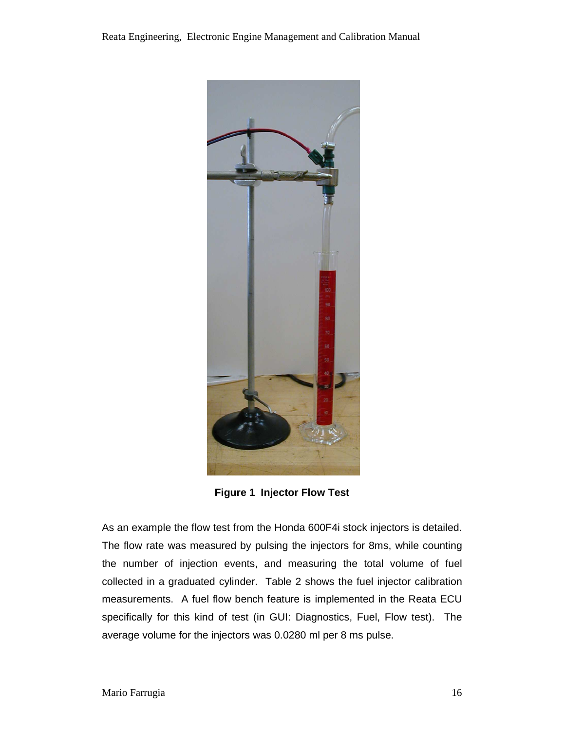**Figure 1 Injector Flow Test**

As an example the flow test from the Honda 600F4i stock injectors is detailed. The flow rate was measured by pulsing the injectors for 8ms, while counting the number of injection events, and measuring the total volume of fuel collected in a graduated cylinder. Table 2 shows the fuel injector calibration measurements. A fuel flow bench feature is implemented in the Reata ECU specifically for this kind of test (in GUI: Diagnostics, Fuel, Flow test). The average volume for the injectors was 0.0280 ml per 8 ms pulse.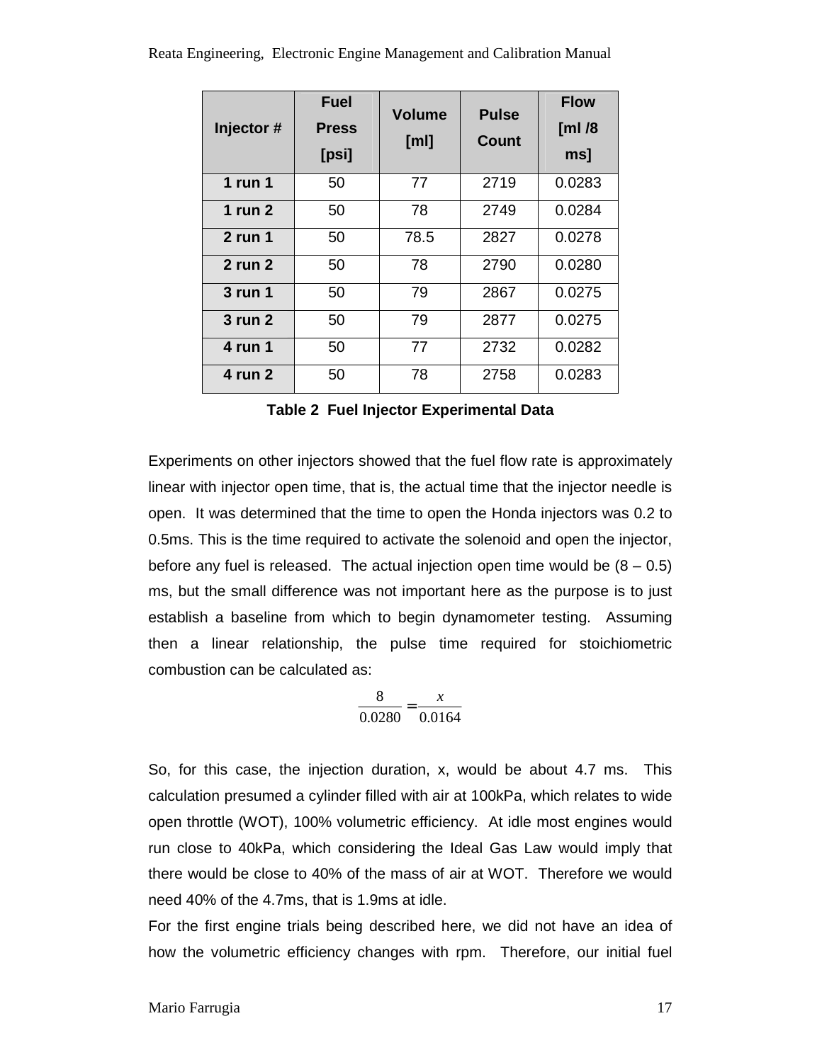| Injector # | Fuel Press [psi] | Volume [ml] | Pulse Count | Flow [ml /8 ms] |
|---|---|---|---|---|
| **1 run 1** | 50 | 77 | 2719 | 0.0283 |
| **1 run 2** | 50 | 78 | 2749 | 0.0284 |
| **2 run 1** | 50 | 78.5 | 2827 | 0.0278 |
| **2 run 2** | 50 | 78 | 2790 | 0.0280 |
| **3 run 1** | 50 | 79 | 2867 | 0.0275 |
| **3 run 2** | 50 | 79 | 2877 | 0.0275 |
| **4 run 1** | 50 | 77 | 2732 | 0.0282 |
| **4 run 2** | 50 | 78 | 2758 | 0.0283 |

**Table 2 Fuel Injector Experimental Data**

Experiments on other injectors showed that the fuel flow rate is approximately linear with injector open time, that is, the actual time that the injector needle is open. It was determined that the time to open the Honda injectors was 0.2 to 0.5ms. This is the time required to activate the solenoid and open the injector, before any fuel is released. The actual injection open time would be (8 – 0.5) ms, but the small difference was not important here as the purpose is to just establish a baseline from which to begin dynamometer testing. Assuming then a linear relationship, the pulse time required for stoichiometric combustion can be calculated as:

$$\frac{8}{0.0280} = \frac{x}{0.0164}$$

So, for this case, the injection duration, x, would be about 4.7 ms. This calculation presumed a cylinder filled with air at 100kPa, which relates to wide open throttle (WOT), 100% volumetric efficiency. At idle most engines would run close to 40kPa, which considering the Ideal Gas Law would imply that there would be close to 40% of the mass of air at WOT. Therefore we would need 40% of the 4.7ms, that is 1.9ms at idle.

For the first engine trials being described here, we did not have an idea of how the volumetric efficiency changes with rpm. Therefore, our initial fuel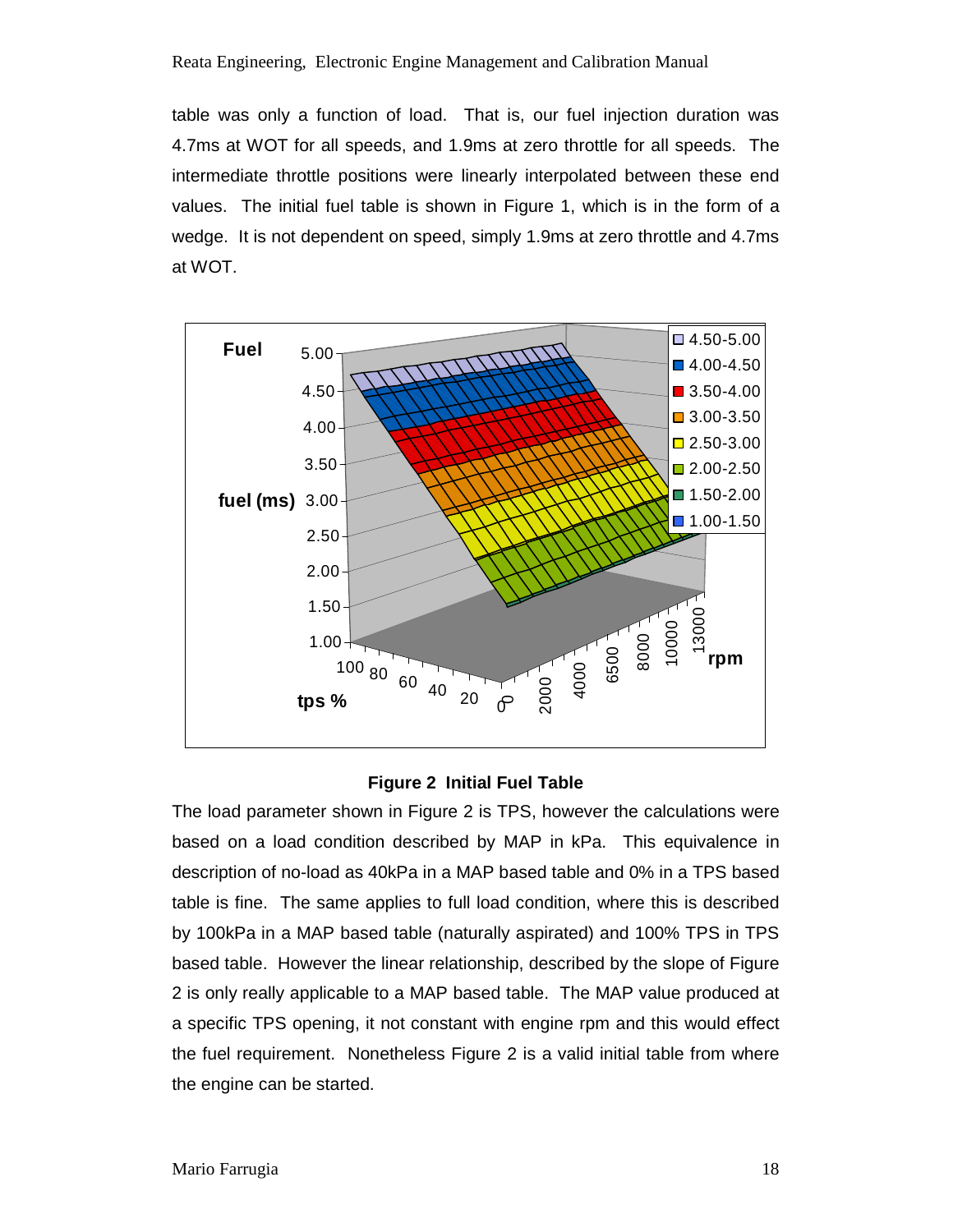table was only a function of load. That is, our fuel injection duration was 4.7ms at WOT for all speeds, and 1.9ms at zero throttle for all speeds. The intermediate throttle positions were linearly interpolated between these end values. The initial fuel table is shown in Figure 1, which is in the form of a wedge. It is not dependent on speed, simply 1.9ms at zero throttle and 4.7ms at WOT.

**Figure 2 Initial Fuel Table**

The load parameter shown in Figure 2 is TPS, however the calculations were based on a load condition described by MAP in kPa. This equivalence in description of no-load as 40kPa in a MAP based table and 0% in a TPS based table is fine. The same applies to full load condition, where this is described by 100kPa in a MAP based table (naturally aspirated) and 100% TPS in TPS based table. However the linear relationship, described by the slope of Figure 2 is only really applicable to a MAP based table. The MAP value produced at a specific TPS opening, it not constant with engine rpm and this would effect the fuel requirement. Nonetheless Figure 2 is a valid initial table from where the engine can be started.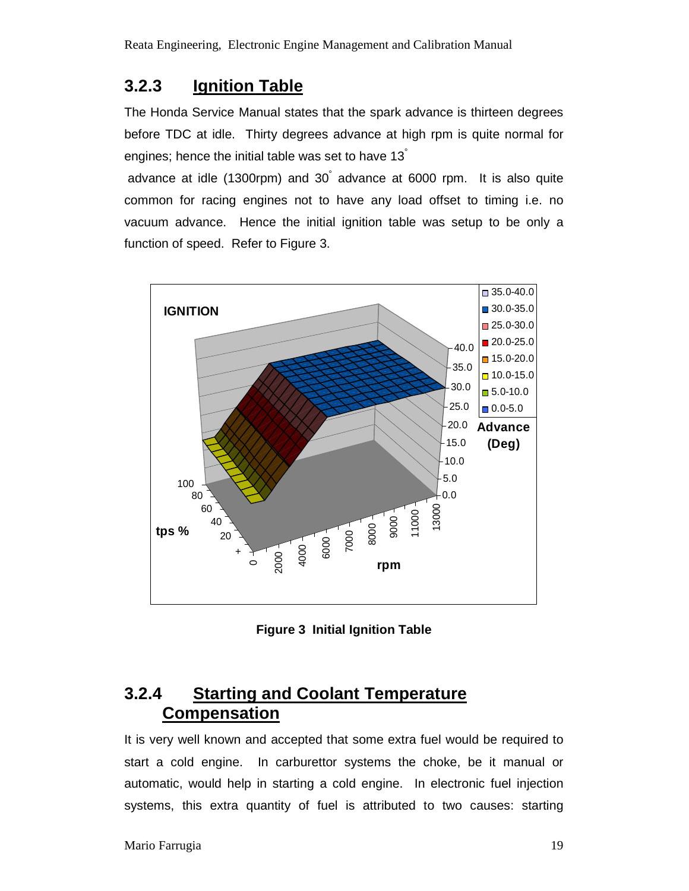### 3.2.3 Ignition Table

The Honda Service Manual states that the spark advance is thirteen degrees before TDC at idle. Thirty degrees advance at high rpm is quite normal for engines; hence the initial table was set to have 13° advance at idle (1300rpm) and 30° advance at 6000 rpm. It is also quite common for racing engines not to have any load offset to timing i.e. no vacuum advance. Hence the initial ignition table was setup to be only a function of speed. Refer to Figure 3.

**Figure 3 Initial Ignition Table**

### 3.2.4 Starting and Coolant Temperature Compensation

It is very well known and accepted that some extra fuel would be required to start a cold engine. In carburettor systems the choke, be it manual or automatic, would help in starting a cold engine. In electronic fuel injection systems, this extra quantity of fuel is attributed to two causes: starting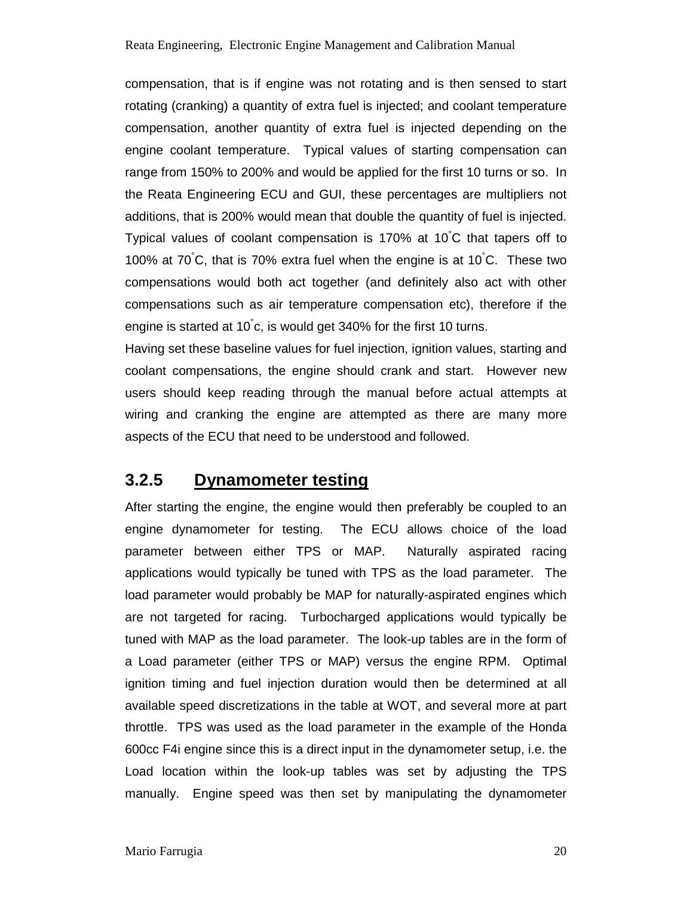compensation, that is if engine was not rotating and is then sensed to start rotating (cranking) a quantity of extra fuel is injected; and coolant temperature compensation, another quantity of extra fuel is injected depending on the engine coolant temperature. Typical values of starting compensation can range from 150% to 200% and would be applied for the first 10 turns or so. In the Reata Engineering ECU and GUI, these percentages are multipliers not additions, that is 200% would mean that double the quantity of fuel is injected. Typical values of coolant compensation is 170% at 10°C that tapers off to 100% at 70°C, that is 70% extra fuel when the engine is at 10°C. These two compensations would both act together (and definitely also act with other compensations such as air temperature compensation etc), therefore if the engine is started at 10°c, is would get 340% for the first 10 turns.

Having set these baseline values for fuel injection, ignition values, starting and coolant compensations, the engine should crank and start. However new users should keep reading through the manual before actual attempts at wiring and cranking the engine are attempted as there are many more aspects of the ECU that need to be understood and followed.

### 3.2.5 Dynamometer testing

After starting the engine, the engine would then preferably be coupled to an engine dynamometer for testing. The ECU allows choice of the load parameter between either TPS or MAP. Naturally aspirated racing applications would typically be tuned with TPS as the load parameter. The load parameter would probably be MAP for naturally-aspirated engines which are not targeted for racing. Turbocharged applications would typically be tuned with MAP as the load parameter. The look-up tables are in the form of a Load parameter (either TPS or MAP) versus the engine RPM. Optimal ignition timing and fuel injection duration would then be determined at all available speed discretizations in the table at WOT, and several more at part throttle. TPS was used as the load parameter in the example of the Honda 600cc F4i engine since this is a direct input in the dynamometer setup, i.e. the Load location within the look-up tables was set by adjusting the TPS manually. Engine speed was then set by manipulating the dynamometer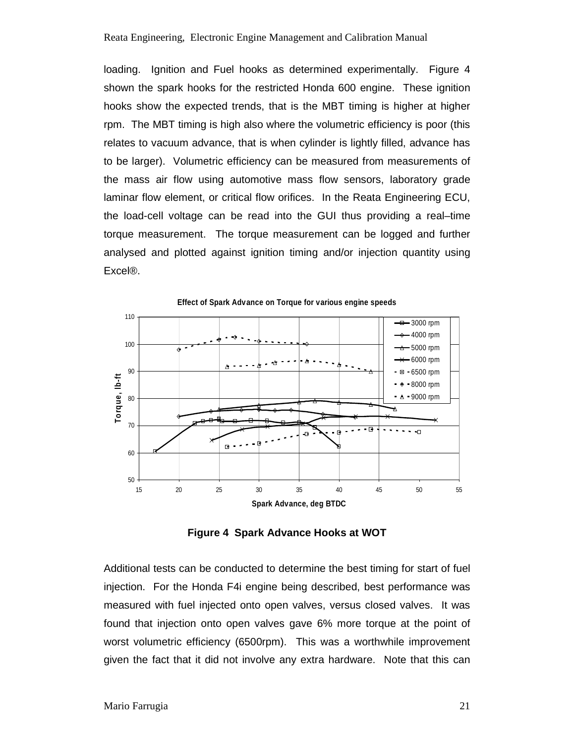loading. Ignition and Fuel hooks as determined experimentally. Figure 4 shown the spark hooks for the restricted Honda 600 engine. These ignition hooks show the expected trends, that is the MBT timing is higher at higher rpm. The MBT timing is high also where the volumetric efficiency is poor (this relates to vacuum advance, that is when cylinder is lightly filled, advance has to be larger). Volumetric efficiency can be measured from measurements of the mass air flow using automotive mass flow sensors, laboratory grade laminar flow element, or critical flow orifices. In the Reata Engineering ECU, the load-cell voltage can be read into the GUI thus providing a real–time torque measurement. The torque measurement can be logged and further analysed and plotted against ignition timing and/or injection quantity using Excel®.

**Figure 4 Spark Advance Hooks at WOT**

Additional tests can be conducted to determine the best timing for start of fuel injection. For the Honda F4i engine being described, best performance was measured with fuel injected onto open valves, versus closed valves. It was found that injection onto open valves gave 6% more torque at the point of worst volumetric efficiency (6500rpm). This was a worthwhile improvement given the fact that it did not involve any extra hardware. Note that this can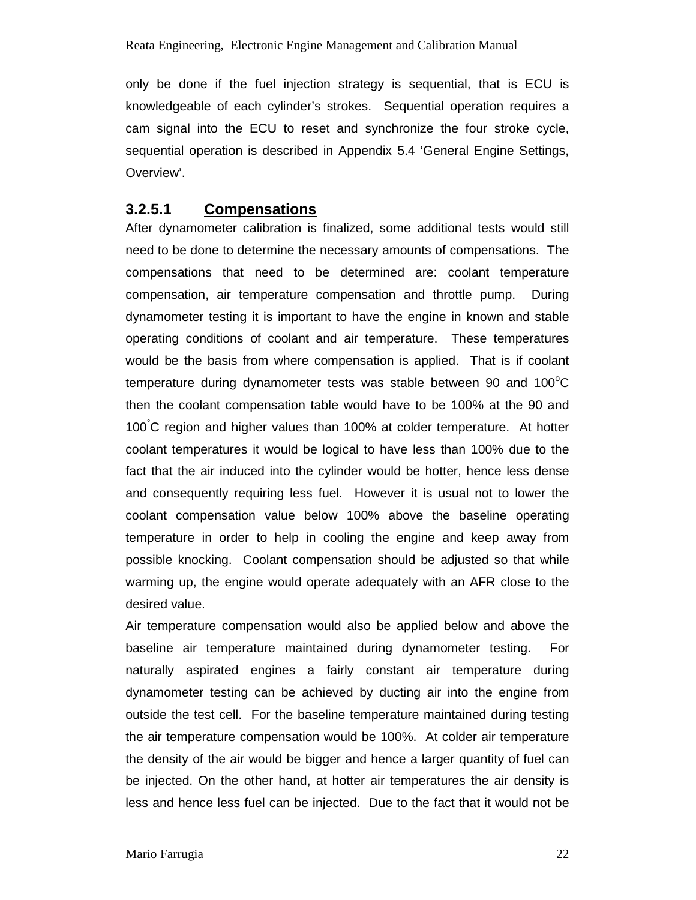only be done if the fuel injection strategy is sequential, that is ECU is knowledgeable of each cylinder's strokes. Sequential operation requires a cam signal into the ECU to reset and synchronize the four stroke cycle, sequential operation is described in Appendix 5.4 'General Engine Settings, Overview'.

#### 3.2.5.1 Compensations

After dynamometer calibration is finalized, some additional tests would still need to be done to determine the necessary amounts of compensations. The compensations that need to be determined are: coolant temperature compensation, air temperature compensation and throttle pump. During dynamometer testing it is important to have the engine in known and stable operating conditions of coolant and air temperature. These temperatures would be the basis from where compensation is applied. That is if coolant temperature during dynamometer tests was stable between 90 and 100$^{o}$C then the coolant compensation table would have to be 100% at the 90 and 100$^{\circ}$C region and higher values than 100% at colder temperature. At hotter coolant temperatures it would be logical to have less than 100% due to the fact that the air induced into the cylinder would be hotter, hence less dense and consequently requiring less fuel. However it is usual not to lower the coolant compensation value below 100% above the baseline operating temperature in order to help in cooling the engine and keep away from possible knocking. Coolant compensation should be adjusted so that while warming up, the engine would operate adequately with an AFR close to the desired value.

Air temperature compensation would also be applied below and above the baseline air temperature maintained during dynamometer testing. For naturally aspirated engines a fairly constant air temperature during dynamometer testing can be achieved by ducting air into the engine from outside the test cell. For the baseline temperature maintained during testing the air temperature compensation would be 100%. At colder air temperature the density of the air would be bigger and hence a larger quantity of fuel can be injected. On the other hand, at hotter air temperatures the air density is less and hence less fuel can be injected. Due to the fact that it would not be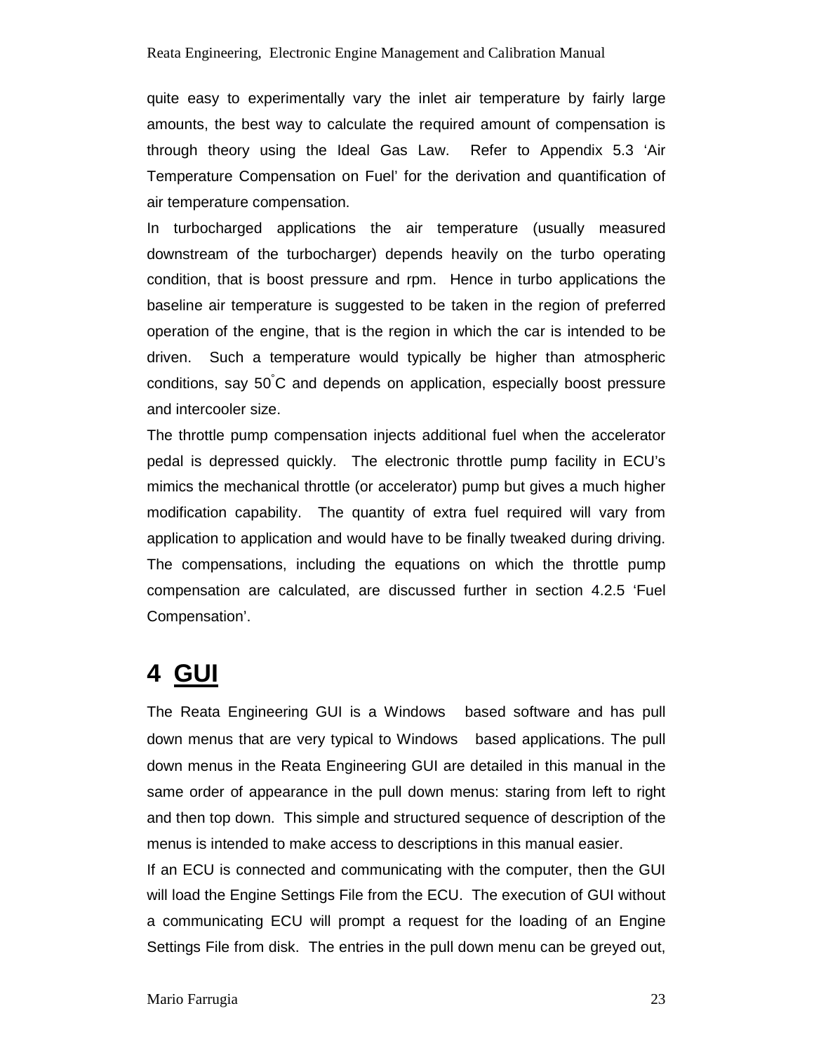quite easy to experimentally vary the inlet air temperature by fairly large amounts, the best way to calculate the required amount of compensation is through theory using the Ideal Gas Law. Refer to Appendix 5.3 'Air Temperature Compensation on Fuel' for the derivation and quantification of air temperature compensation.

In turbocharged applications the air temperature (usually measured downstream of the turbocharger) depends heavily on the turbo operating condition, that is boost pressure and rpm. Hence in turbo applications the baseline air temperature is suggested to be taken in the region of preferred operation of the engine, that is the region in which the car is intended to be driven. Such a temperature would typically be higher than atmospheric conditions, say 50˚C and depends on application, especially boost pressure and intercooler size.

The throttle pump compensation injects additional fuel when the accelerator pedal is depressed quickly. The electronic throttle pump facility in ECU's mimics the mechanical throttle (or accelerator) pump but gives a much higher modification capability. The quantity of extra fuel required will vary from application to application and would have to be finally tweaked during driving. The compensations, including the equations on which the throttle pump compensation are calculated, are discussed further in section 4.2.5 'Fuel Compensation'.

# 4 GUI

The Reata Engineering GUI is a Windows based software and has pull down menus that are very typical to Windows based applications. The pull down menus in the Reata Engineering GUI are detailed in this manual in the same order of appearance in the pull down menus: staring from left to right and then top down. This simple and structured sequence of description of the menus is intended to make access to descriptions in this manual easier.

If an ECU is connected and communicating with the computer, then the GUI will load the Engine Settings File from the ECU. The execution of GUI without a communicating ECU will prompt a request for the loading of an Engine Settings File from disk. The entries in the pull down menu can be greyed out,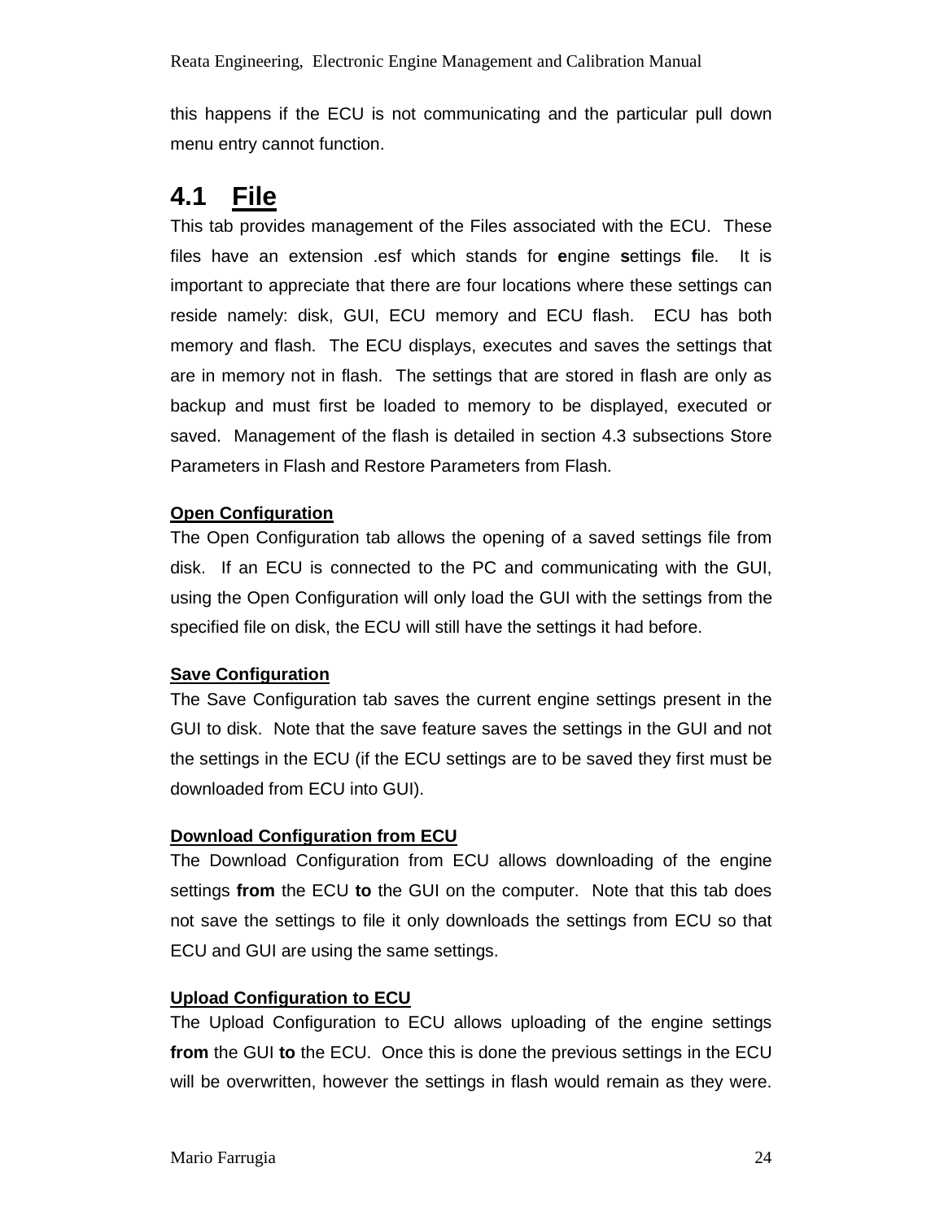this happens if the ECU is not communicating and the particular pull down menu entry cannot function.

## 4.1 File

This tab provides management of the Files associated with the ECU. These files have an extension .esf which stands for **e**ngine **s**ettings **f**ile. It is important to appreciate that there are four locations where these settings can reside namely: disk, GUI, ECU memory and ECU flash. ECU has both memory and flash. The ECU displays, executes and saves the settings that are in memory not in flash. The settings that are stored in flash are only as backup and must first be loaded to memory to be displayed, executed or saved. Management of the flash is detailed in section 4.3 subsections Store Parameters in Flash and Restore Parameters from Flash.

**Open Configuration**

The Open Configuration tab allows the opening of a saved settings file from disk. If an ECU is connected to the PC and communicating with the GUI, using the Open Configuration will only load the GUI with the settings from the specified file on disk, the ECU will still have the settings it had before.

**Save Configuration**

The Save Configuration tab saves the current engine settings present in the GUI to disk. Note that the save feature saves the settings in the GUI and not the settings in the ECU (if the ECU settings are to be saved they first must be downloaded from ECU into GUI).

**Download Configuration from ECU**

The Download Configuration from ECU allows downloading of the engine settings **from** the ECU **to** the GUI on the computer. Note that this tab does not save the settings to file it only downloads the settings from ECU so that ECU and GUI are using the same settings.

**Upload Configuration to ECU**

The Upload Configuration to ECU allows uploading of the engine settings **from** the GUI **to** the ECU. Once this is done the previous settings in the ECU will be overwritten, however the settings in flash would remain as they were.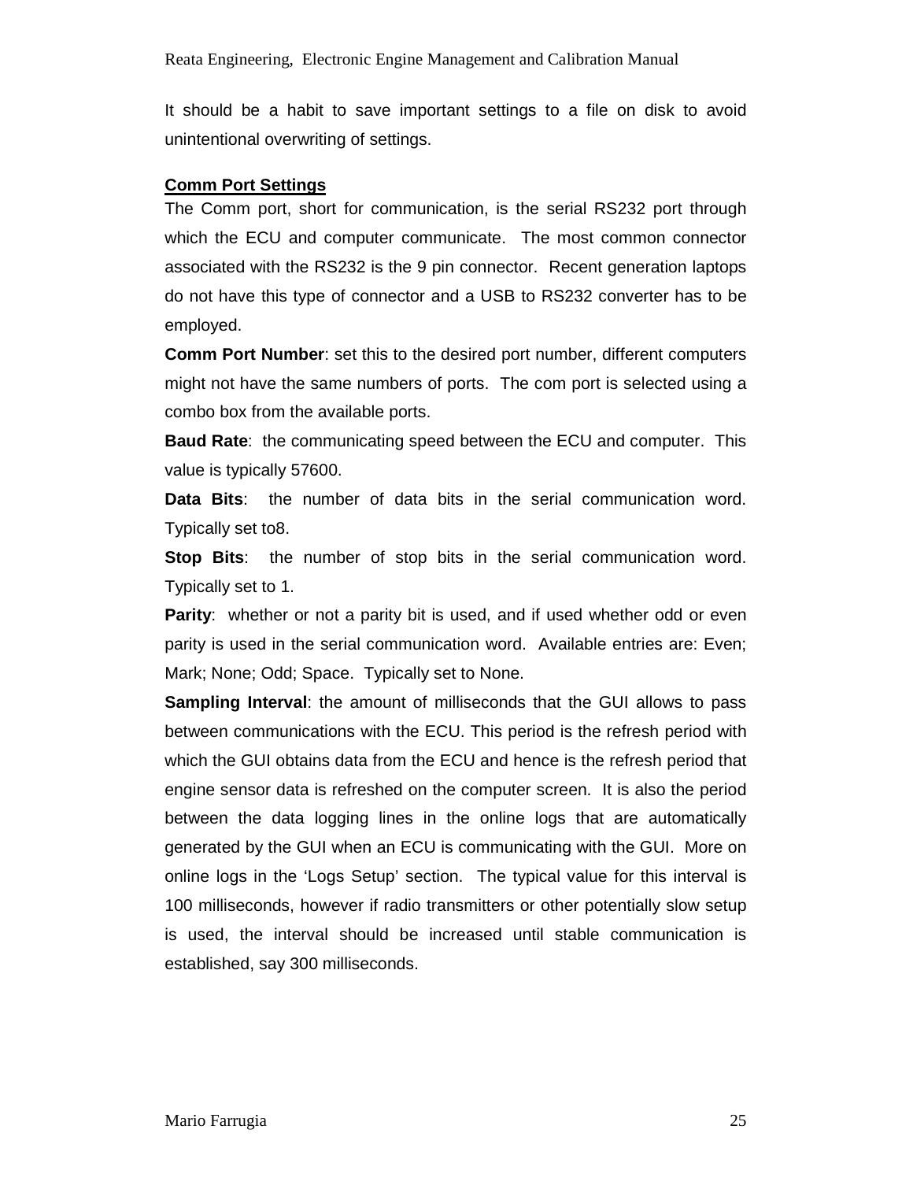It should be a habit to save important settings to a file on disk to avoid unintentional overwriting of settings.

## Comm Port Settings

The Comm port, short for communication, is the serial RS232 port through which the ECU and computer communicate. The most common connector associated with the RS232 is the 9 pin connector. Recent generation laptops do not have this type of connector and a USB to RS232 converter has to be employed.

**Comm Port Number**: set this to the desired port number, different computers might not have the same numbers of ports. The com port is selected using a combo box from the available ports.

**Baud Rate**: the communicating speed between the ECU and computer. This value is typically 57600.

**Data Bits**: the number of data bits in the serial communication word. Typically set to8.

**Stop Bits**: the number of stop bits in the serial communication word. Typically set to 1.

**Parity**: whether or not a parity bit is used, and if used whether odd or even parity is used in the serial communication word. Available entries are: Even; Mark; None; Odd; Space. Typically set to None.

**Sampling Interval**: the amount of milliseconds that the GUI allows to pass between communications with the ECU. This period is the refresh period with which the GUI obtains data from the ECU and hence is the refresh period that engine sensor data is refreshed on the computer screen. It is also the period between the data logging lines in the online logs that are automatically generated by the GUI when an ECU is communicating with the GUI. More on online logs in the 'Logs Setup' section. The typical value for this interval is 100 milliseconds, however if radio transmitters or other potentially slow setup is used, the interval should be increased until stable communication is established, say 300 milliseconds.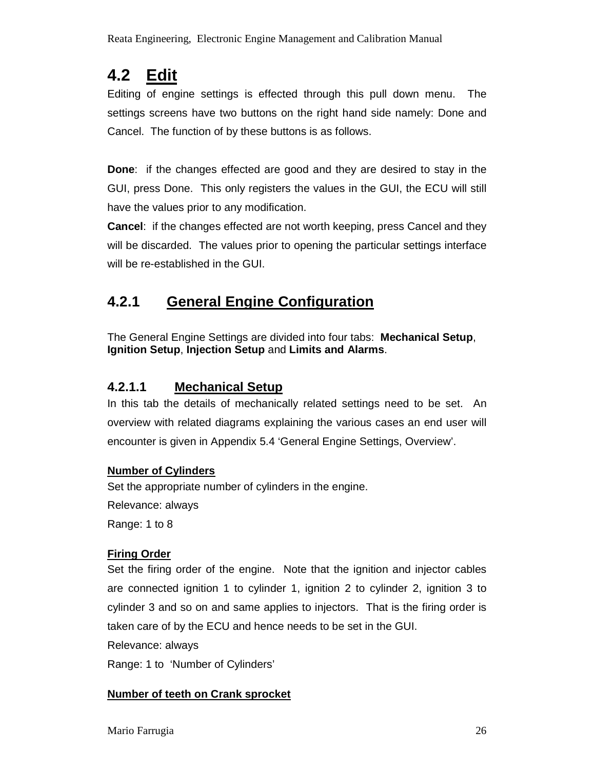## 4.2 Edit

Editing of engine settings is effected through this pull down menu. The settings screens have two buttons on the right hand side namely: Done and Cancel. The function of by these buttons is as follows.

**Done**: if the changes effected are good and they are desired to stay in the GUI, press Done. This only registers the values in the GUI, the ECU will still have the values prior to any modification.

**Cancel**: if the changes effected are not worth keeping, press Cancel and they will be discarded. The values prior to opening the particular settings interface will be re-established in the GUI.

### 4.2.1 General Engine Configuration

The General Engine Settings are divided into four tabs: **Mechanical Setup**, **Ignition Setup**, **Injection Setup** and **Limits and Alarms**.

#### 4.2.1.1 Mechanical Setup

In this tab the details of mechanically related settings need to be set. An overview with related diagrams explaining the various cases an end user will encounter is given in Appendix 5.4 'General Engine Settings, Overview'.

**Number of Cylinders**

Set the appropriate number of cylinders in the engine.

Relevance: always

Range: 1 to 8

**Firing Order**

Set the firing order of the engine. Note that the ignition and injector cables are connected ignition 1 to cylinder 1, ignition 2 to cylinder 2, ignition 3 to cylinder 3 and so on and same applies to injectors. That is the firing order is taken care of by the ECU and hence needs to be set in the GUI.

Relevance: always

Range: 1 to 'Number of Cylinders'

**Number of teeth on Crank sprocket**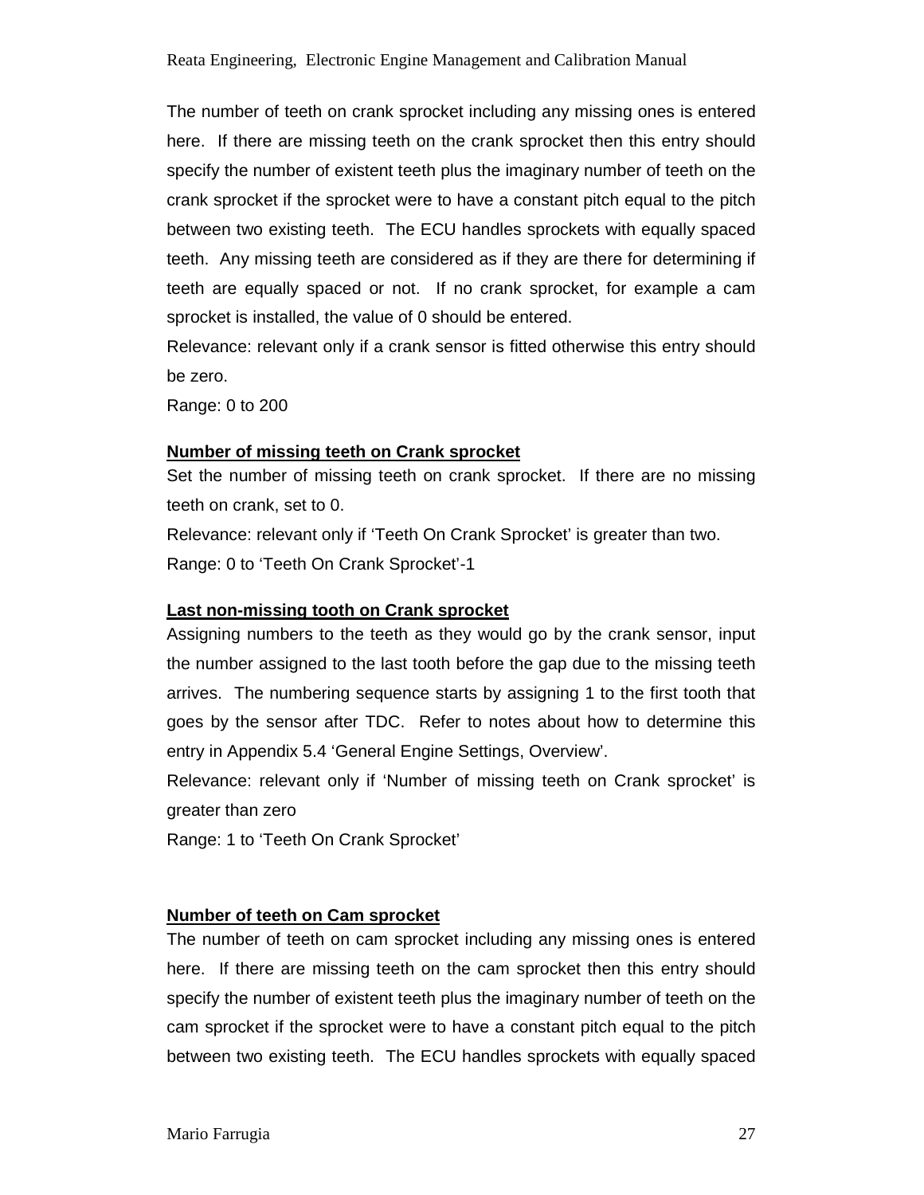The number of teeth on crank sprocket including any missing ones is entered here. If there are missing teeth on the crank sprocket then this entry should specify the number of existent teeth plus the imaginary number of teeth on the crank sprocket if the sprocket were to have a constant pitch equal to the pitch between two existing teeth. The ECU handles sprockets with equally spaced teeth. Any missing teeth are considered as if they are there for determining if teeth are equally spaced or not. If no crank sprocket, for example a cam sprocket is installed, the value of 0 should be entered.

Relevance: relevant only if a crank sensor is fitted otherwise this entry should be zero.

Range: 0 to 200

**Number of missing teeth on Crank sprocket**

Set the number of missing teeth on crank sprocket. If there are no missing teeth on crank, set to 0.

Relevance: relevant only if 'Teeth On Crank Sprocket' is greater than two.

Range: 0 to 'Teeth On Crank Sprocket'-1

**Last non-missing tooth on Crank sprocket**

Assigning numbers to the teeth as they would go by the crank sensor, input the number assigned to the last tooth before the gap due to the missing teeth arrives. The numbering sequence starts by assigning 1 to the first tooth that goes by the sensor after TDC. Refer to notes about how to determine this entry in Appendix 5.4 'General Engine Settings, Overview'.

Relevance: relevant only if 'Number of missing teeth on Crank sprocket' is greater than zero

Range: 1 to 'Teeth On Crank Sprocket'

**Number of teeth on Cam sprocket**

The number of teeth on cam sprocket including any missing ones is entered here. If there are missing teeth on the cam sprocket then this entry should specify the number of existent teeth plus the imaginary number of teeth on the cam sprocket if the sprocket were to have a constant pitch equal to the pitch between two existing teeth. The ECU handles sprockets with equally spaced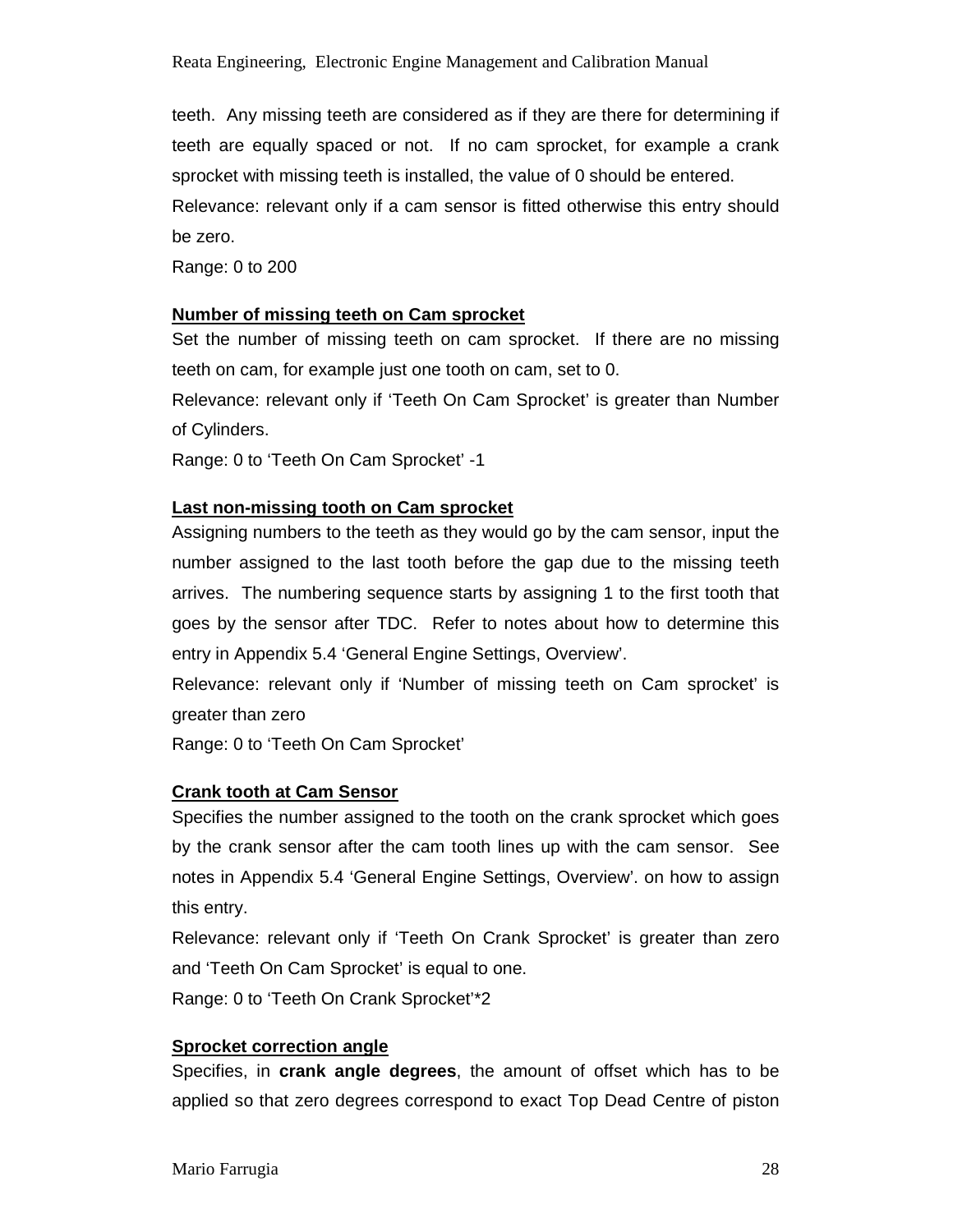teeth. Any missing teeth are considered as if they are there for determining if teeth are equally spaced or not. If no cam sprocket, for example a crank sprocket with missing teeth is installed, the value of 0 should be entered.

Relevance: relevant only if a cam sensor is fitted otherwise this entry should be zero.

Range: 0 to 200

**Number of missing teeth on Cam sprocket**

Set the number of missing teeth on cam sprocket. If there are no missing teeth on cam, for example just one tooth on cam, set to 0.

Relevance: relevant only if 'Teeth On Cam Sprocket' is greater than Number of Cylinders.

Range: 0 to 'Teeth On Cam Sprocket' -1

**Last non-missing tooth on Cam sprocket**

Assigning numbers to the teeth as they would go by the cam sensor, input the number assigned to the last tooth before the gap due to the missing teeth arrives. The numbering sequence starts by assigning 1 to the first tooth that goes by the sensor after TDC. Refer to notes about how to determine this entry in Appendix 5.4 'General Engine Settings, Overview'.

Relevance: relevant only if 'Number of missing teeth on Cam sprocket' is greater than zero

Range: 0 to 'Teeth On Cam Sprocket'

**Crank tooth at Cam Sensor**

Specifies the number assigned to the tooth on the crank sprocket which goes by the crank sensor after the cam tooth lines up with the cam sensor. See notes in Appendix 5.4 'General Engine Settings, Overview'. on how to assign this entry.

Relevance: relevant only if 'Teeth On Crank Sprocket' is greater than zero and 'Teeth On Cam Sprocket' is equal to one.

Range: 0 to 'Teeth On Crank Sprocket'*2

**Sprocket correction angle**

Specifies, in **crank angle degrees**, the amount of offset which has to be applied so that zero degrees correspond to exact Top Dead Centre of piston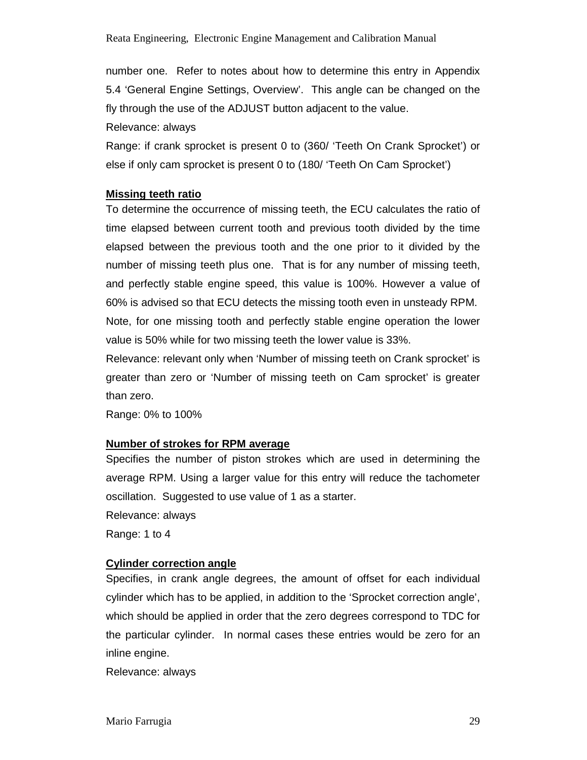number one. Refer to notes about how to determine this entry in Appendix 5.4 'General Engine Settings, Overview'. This angle can be changed on the fly through the use of the ADJUST button adjacent to the value.

Relevance: always

Range: if crank sprocket is present 0 to (360/ 'Teeth On Crank Sprocket') or else if only cam sprocket is present 0 to (180/ 'Teeth On Cam Sprocket')

**Missing teeth ratio**

To determine the occurrence of missing teeth, the ECU calculates the ratio of time elapsed between current tooth and previous tooth divided by the time elapsed between the previous tooth and the one prior to it divided by the number of missing teeth plus one. That is for any number of missing teeth, and perfectly stable engine speed, this value is 100%. However a value of 60% is advised so that ECU detects the missing tooth even in unsteady RPM.

Note, for one missing tooth and perfectly stable engine operation the lower value is 50% while for two missing teeth the lower value is 33%.

Relevance: relevant only when 'Number of missing teeth on Crank sprocket' is greater than zero or 'Number of missing teeth on Cam sprocket' is greater than zero.

Range: 0% to 100%

**Number of strokes for RPM average**

Specifies the number of piston strokes which are used in determining the average RPM. Using a larger value for this entry will reduce the tachometer oscillation. Suggested to use value of 1 as a starter.

Relevance: always

Range: 1 to 4

**Cylinder correction angle**

Specifies, in crank angle degrees, the amount of offset for each individual cylinder which has to be applied, in addition to the 'Sprocket correction angle', which should be applied in order that the zero degrees correspond to TDC for the particular cylinder. In normal cases these entries would be zero for an inline engine.

Relevance: always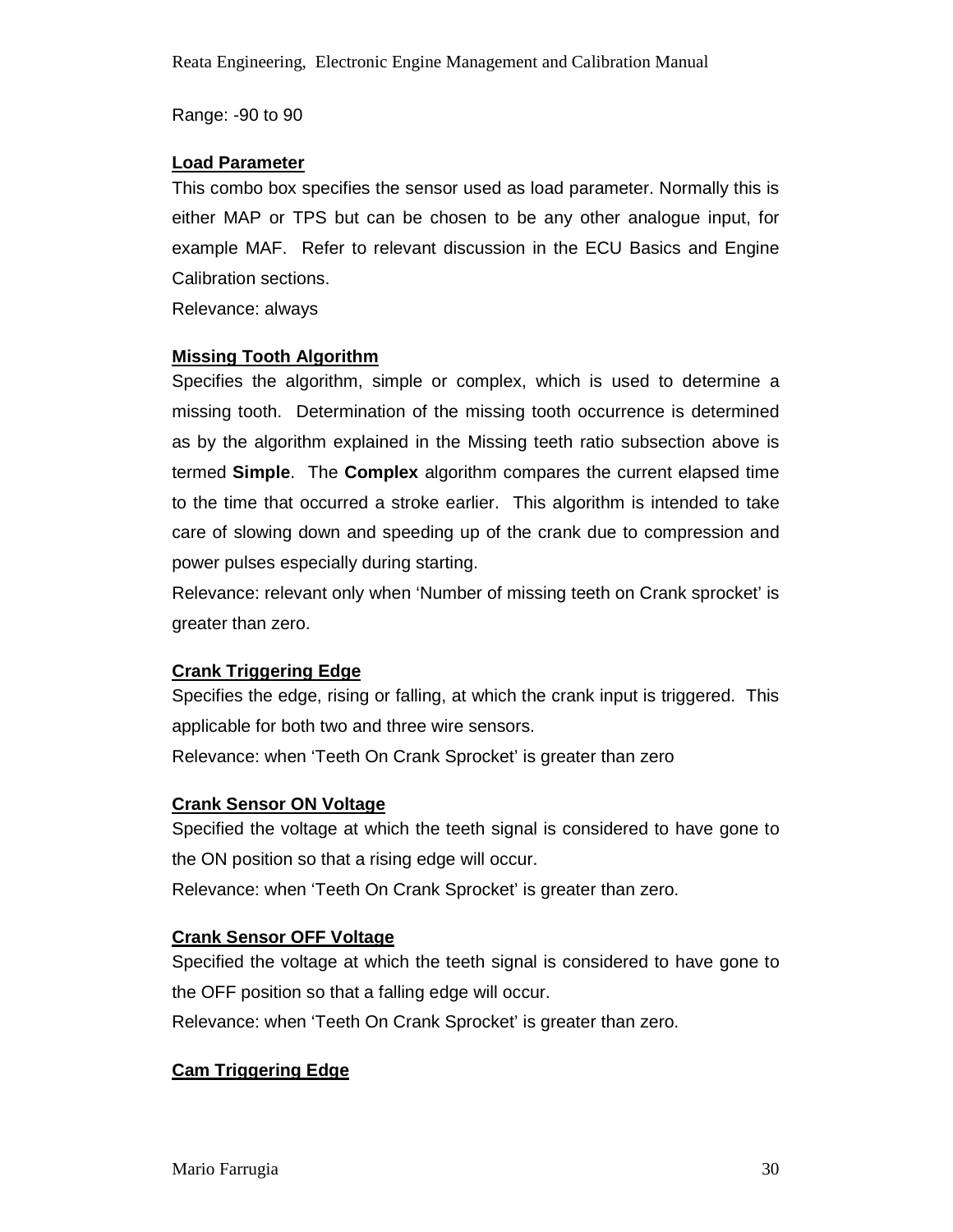Range: -90 to 90

**Load Parameter**

This combo box specifies the sensor used as load parameter. Normally this is either MAP or TPS but can be chosen to be any other analogue input, for example MAF. Refer to relevant discussion in the ECU Basics and Engine Calibration sections.

Relevance: always

**Missing Tooth Algorithm**

Specifies the algorithm, simple or complex, which is used to determine a missing tooth. Determination of the missing tooth occurrence is determined as by the algorithm explained in the Missing teeth ratio subsection above is termed **Simple**. The **Complex** algorithm compares the current elapsed time to the time that occurred a stroke earlier. This algorithm is intended to take care of slowing down and speeding up of the crank due to compression and power pulses especially during starting.

Relevance: relevant only when 'Number of missing teeth on Crank sprocket' is greater than zero.

**Crank Triggering Edge**

Specifies the edge, rising or falling, at which the crank input is triggered. This applicable for both two and three wire sensors.

Relevance: when 'Teeth On Crank Sprocket' is greater than zero

**Crank Sensor ON Voltage**

Specified the voltage at which the teeth signal is considered to have gone to the ON position so that a rising edge will occur.

Relevance: when 'Teeth On Crank Sprocket' is greater than zero.

**Crank Sensor OFF Voltage**

Specified the voltage at which the teeth signal is considered to have gone to the OFF position so that a falling edge will occur.

Relevance: when 'Teeth On Crank Sprocket' is greater than zero.

**Cam Triggering Edge**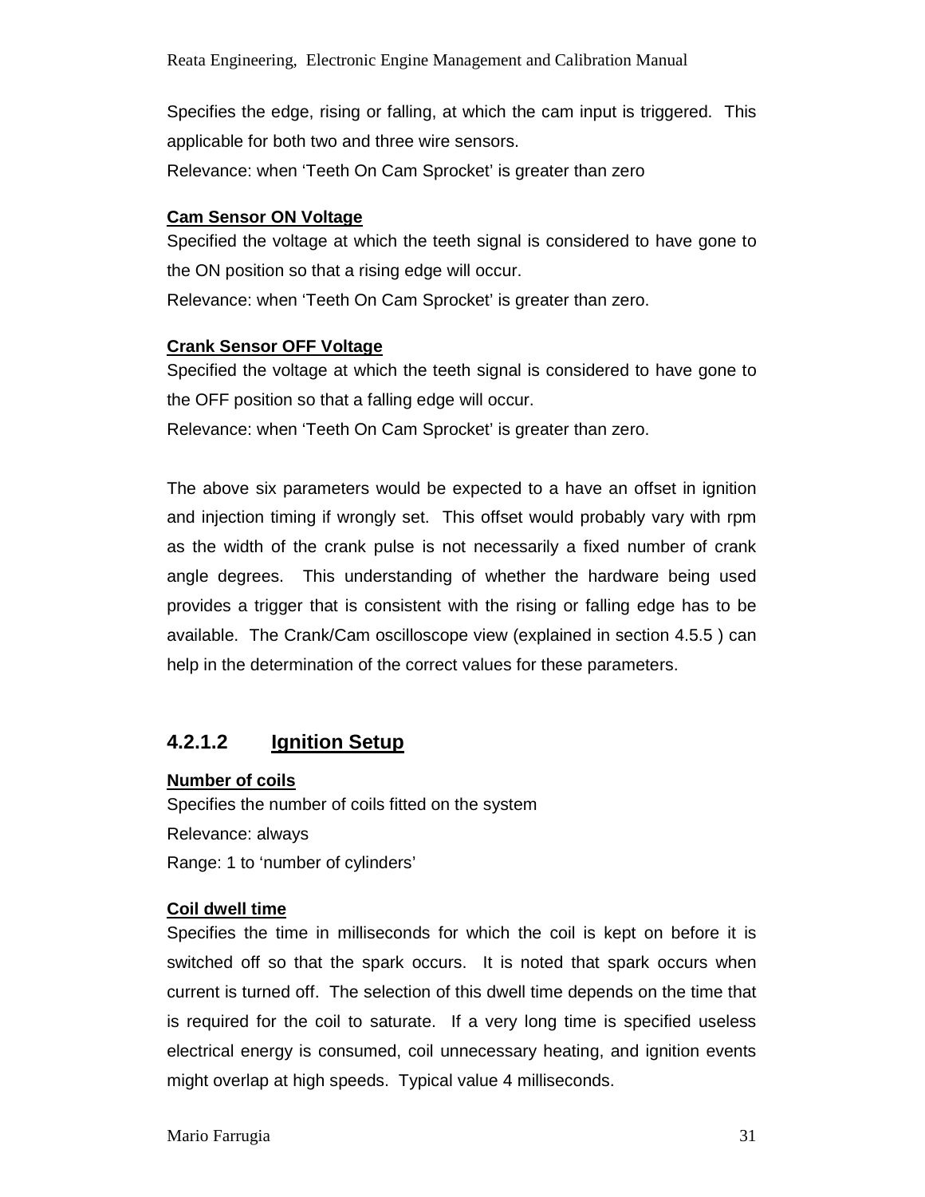Specifies the edge, rising or falling, at which the cam input is triggered. This applicable for both two and three wire sensors.

Relevance: when 'Teeth On Cam Sprocket' is greater than zero

**Cam Sensor ON Voltage**

Specified the voltage at which the teeth signal is considered to have gone to the ON position so that a rising edge will occur.

Relevance: when 'Teeth On Cam Sprocket' is greater than zero.

**Crank Sensor OFF Voltage**

Specified the voltage at which the teeth signal is considered to have gone to the OFF position so that a falling edge will occur.

Relevance: when 'Teeth On Cam Sprocket' is greater than zero.

The above six parameters would be expected to a have an offset in ignition and injection timing if wrongly set. This offset would probably vary with rpm as the width of the crank pulse is not necessarily a fixed number of crank angle degrees. This understanding of whether the hardware being used provides a trigger that is consistent with the rising or falling edge has to be available. The Crank/Cam oscilloscope view (explained in section 4.5.5 ) can help in the determination of the correct values for these parameters.

#### 4.2.1.2 Ignition Setup

**Number of coils**

Specifies the number of coils fitted on the system

Relevance: always

Range: 1 to 'number of cylinders'

**Coil dwell time**

Specifies the time in milliseconds for which the coil is kept on before it is switched off so that the spark occurs. It is noted that spark occurs when current is turned off. The selection of this dwell time depends on the time that is required for the coil to saturate. If a very long time is specified useless electrical energy is consumed, coil unnecessary heating, and ignition events might overlap at high speeds. Typical value 4 milliseconds.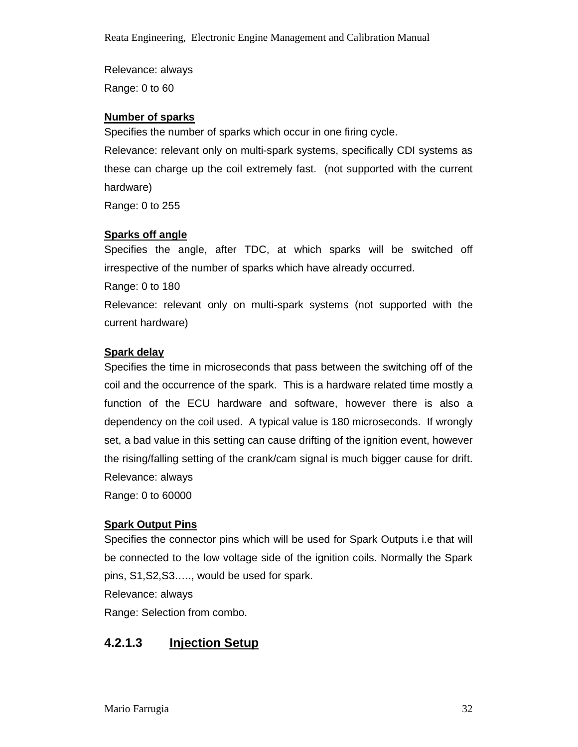Relevance: always

Range: 0 to 60

**Number of sparks**

Specifies the number of sparks which occur in one firing cycle.

Relevance: relevant only on multi-spark systems, specifically CDI systems as these can charge up the coil extremely fast. (not supported with the current hardware)

Range: 0 to 255

**Sparks off angle**

Specifies the angle, after TDC, at which sparks will be switched off irrespective of the number of sparks which have already occurred.

Range: 0 to 180

Relevance: relevant only on multi-spark systems (not supported with the current hardware)

**Spark delay**

Specifies the time in microseconds that pass between the switching off of the coil and the occurrence of the spark. This is a hardware related time mostly a function of the ECU hardware and software, however there is also a dependency on the coil used. A typical value is 180 microseconds. If wrongly set, a bad value in this setting can cause drifting of the ignition event, however the rising/falling setting of the crank/cam signal is much bigger cause for drift.

Relevance: always

Range: 0 to 60000

**Spark Output Pins**

Specifies the connector pins which will be used for Spark Outputs i.e that will be connected to the low voltage side of the ignition coils. Normally the Spark pins, S1,S2,S3….., would be used for spark.

Relevance: always

Range: Selection from combo.

#### 4.2.1.3 Injection Setup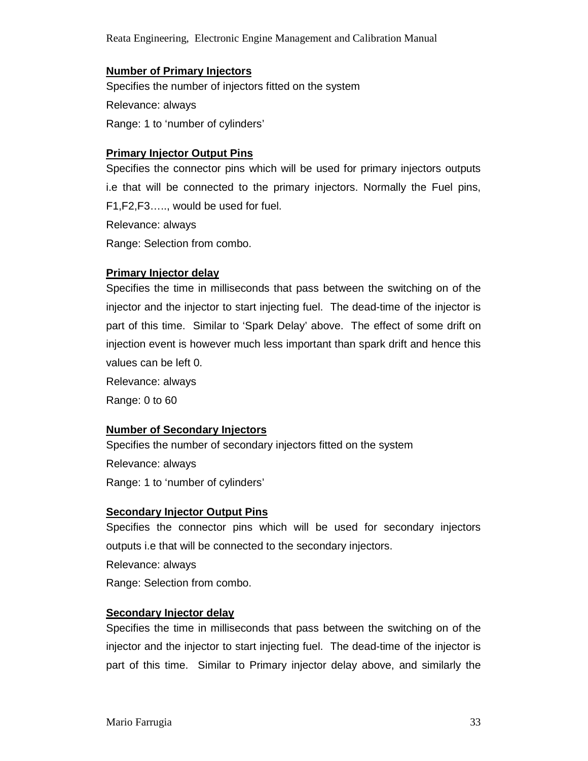**Number of Primary Injectors**

Specifies the number of injectors fitted on the system

Relevance: always

Range: 1 to 'number of cylinders'

**Primary Injector Output Pins**

Specifies the connector pins which will be used for primary injectors outputs i.e that will be connected to the primary injectors. Normally the Fuel pins, F1,F2,F3….., would be used for fuel.

Relevance: always

Range: Selection from combo.

**Primary Injector delay**

Specifies the time in milliseconds that pass between the switching on of the injector and the injector to start injecting fuel. The dead-time of the injector is part of this time. Similar to 'Spark Delay' above. The effect of some drift on injection event is however much less important than spark drift and hence this values can be left 0.

Relevance: always

Range: 0 to 60

**Number of Secondary Injectors**

Specifies the number of secondary injectors fitted on the system

Relevance: always

Range: 1 to 'number of cylinders'

**Secondary Injector Output Pins**

Specifies the connector pins which will be used for secondary injectors outputs i.e that will be connected to the secondary injectors.

Relevance: always

Range: Selection from combo.

**Secondary Injector delay**

Specifies the time in milliseconds that pass between the switching on of the injector and the injector to start injecting fuel. The dead-time of the injector is part of this time. Similar to Primary injector delay above, and similarly the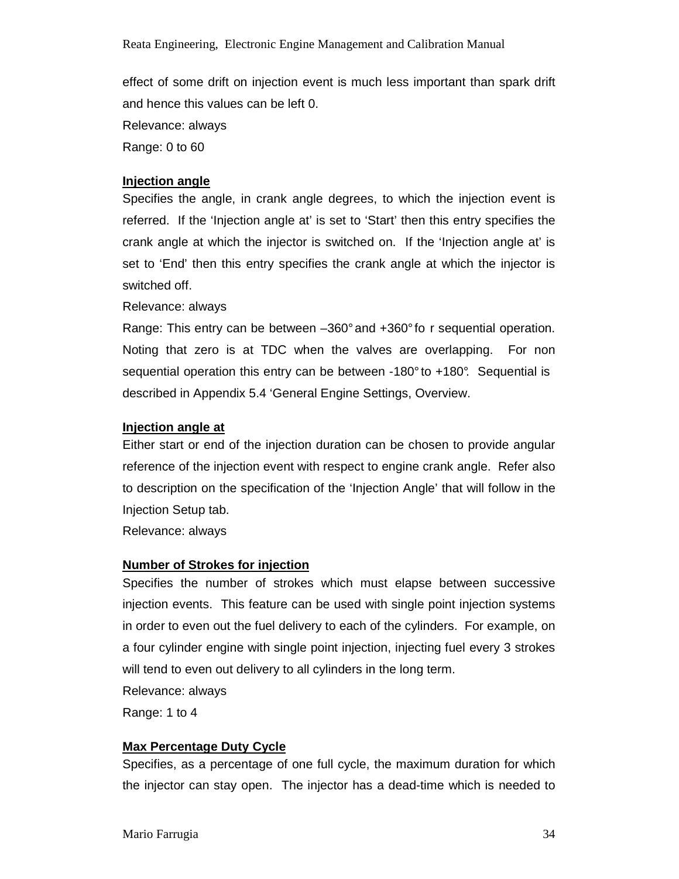effect of some drift on injection event is much less important than spark drift and hence this values can be left 0.

Relevance: always

Range: 0 to 60

**Injection angle**

Specifies the angle, in crank angle degrees, to which the injection event is referred. If the 'Injection angle at' is set to 'Start' then this entry specifies the crank angle at which the injector is switched on. If the 'Injection angle at' is set to 'End' then this entry specifies the crank angle at which the injector is switched off.

Relevance: always

Range: This entry can be between –360° and +360° fo r sequential operation. Noting that zero is at TDC when the valves are overlapping. For non sequential operation this entry can be between -180° to +180°. Sequential is described in Appendix 5.4 'General Engine Settings, Overview.

**Injection angle at**

Either start or end of the injection duration can be chosen to provide angular reference of the injection event with respect to engine crank angle. Refer also to description on the specification of the 'Injection Angle' that will follow in the Injection Setup tab.

Relevance: always

**Number of Strokes for injection**

Specifies the number of strokes which must elapse between successive injection events. This feature can be used with single point injection systems in order to even out the fuel delivery to each of the cylinders. For example, on a four cylinder engine with single point injection, injecting fuel every 3 strokes will tend to even out delivery to all cylinders in the long term.

Relevance: always

Range: 1 to 4

**Max Percentage Duty Cycle**

Specifies, as a percentage of one full cycle, the maximum duration for which the injector can stay open. The injector has a dead-time which is needed to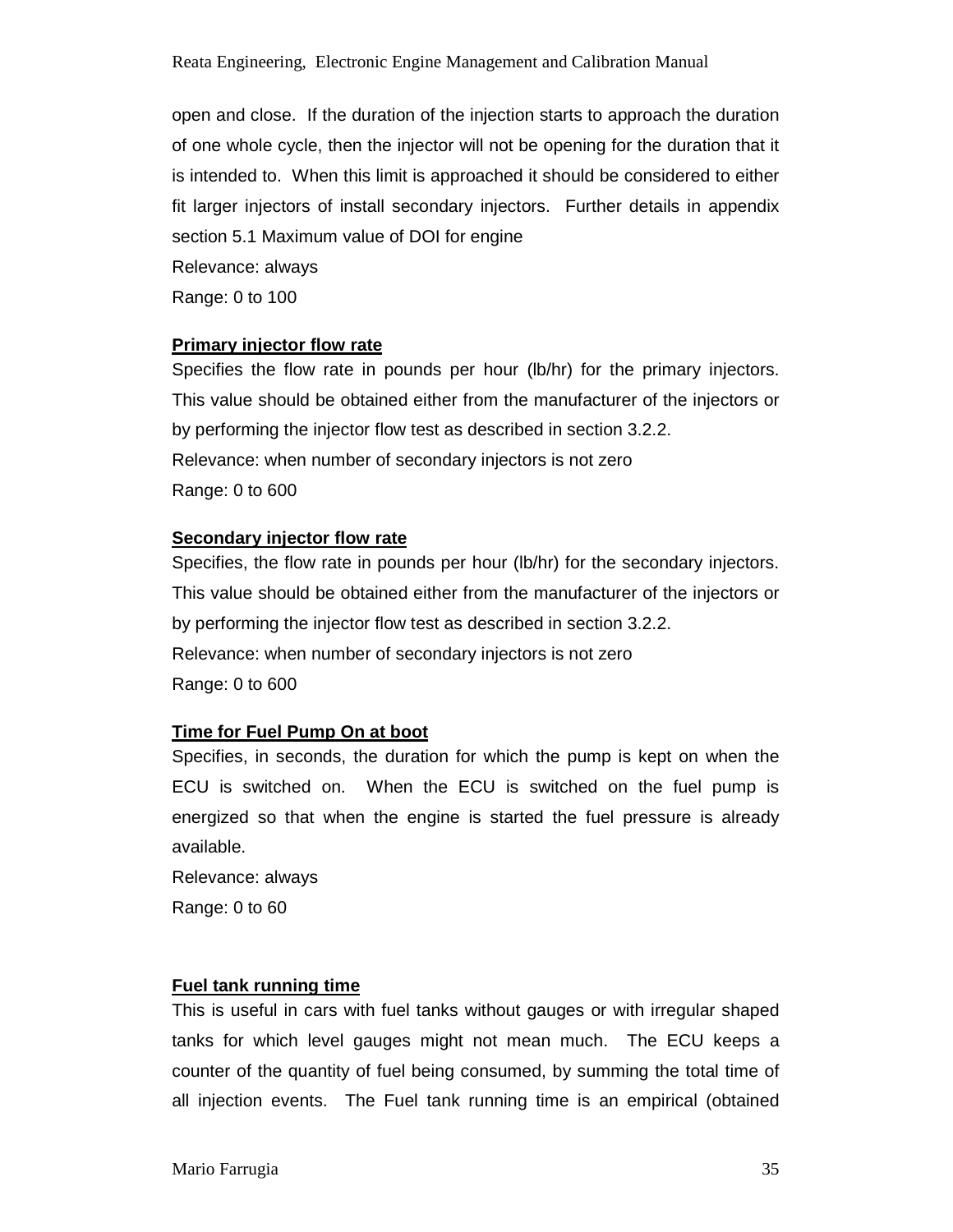open and close. If the duration of the injection starts to approach the duration of one whole cycle, then the injector will not be opening for the duration that it is intended to. When this limit is approached it should be considered to either fit larger injectors of install secondary injectors. Further details in appendix section 5.1 Maximum value of DOI for engine

Relevance: always

Range: 0 to 100

**Primary injector flow rate**

Specifies the flow rate in pounds per hour (lb/hr) for the primary injectors. This value should be obtained either from the manufacturer of the injectors or by performing the injector flow test as described in section 3.2.2.

Relevance: when number of secondary injectors is not zero

Range: 0 to 600

**Secondary injector flow rate**

Specifies, the flow rate in pounds per hour (lb/hr) for the secondary injectors. This value should be obtained either from the manufacturer of the injectors or by performing the injector flow test as described in section 3.2.2.

Relevance: when number of secondary injectors is not zero

Range: 0 to 600

**Time for Fuel Pump On at boot**

Specifies, in seconds, the duration for which the pump is kept on when the ECU is switched on. When the ECU is switched on the fuel pump is energized so that when the engine is started the fuel pressure is already available.

Relevance: always

Range: 0 to 60

**Fuel tank running time**

This is useful in cars with fuel tanks without gauges or with irregular shaped tanks for which level gauges might not mean much. The ECU keeps a counter of the quantity of fuel being consumed, by summing the total time of all injection events. The Fuel tank running time is an empirical (obtained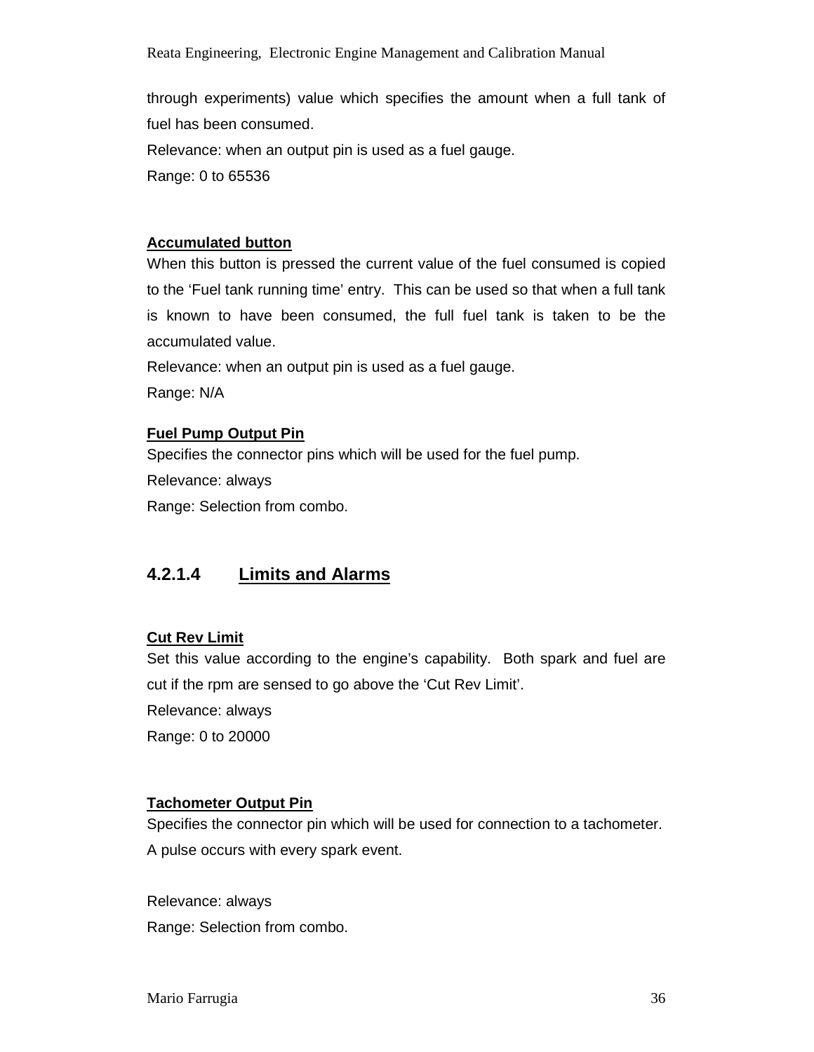through experiments) value which specifies the amount when a full tank of fuel has been consumed.

Relevance: when an output pin is used as a fuel gauge.

Range: 0 to 65536

**Accumulated button**

When this button is pressed the current value of the fuel consumed is copied to the 'Fuel tank running time' entry. This can be used so that when a full tank is known to have been consumed, the full fuel tank is taken to be the accumulated value.

Relevance: when an output pin is used as a fuel gauge.

Range: N/A

**Fuel Pump Output Pin**

Specifies the connector pins which will be used for the fuel pump.

Relevance: always

Range: Selection from combo.

#### 4.2.1.4 Limits and Alarms

**Cut Rev Limit**

Set this value according to the engine's capability. Both spark and fuel are cut if the rpm are sensed to go above the 'Cut Rev Limit'.

Relevance: always

Range: 0 to 20000

**Tachometer Output Pin**

Specifies the connector pin which will be used for connection to a tachometer. A pulse occurs with every spark event.

Relevance: always

Range: Selection from combo.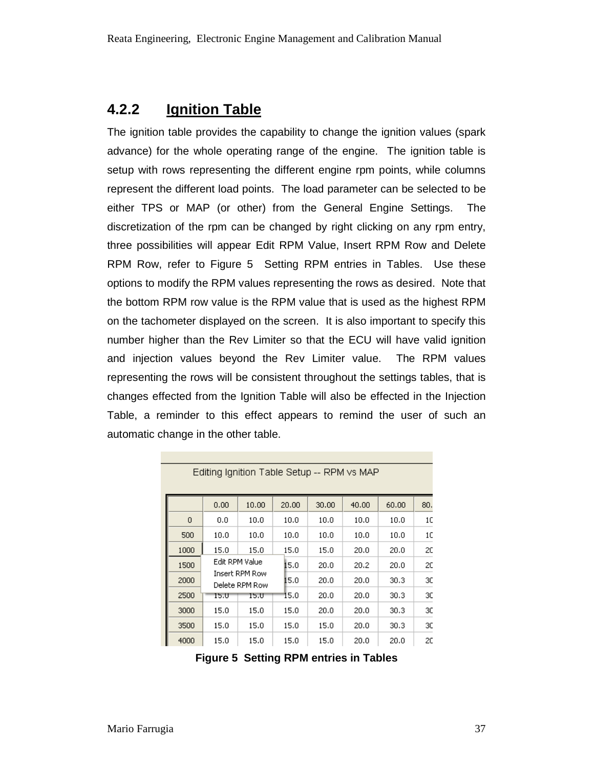### 4.2.2 Ignition Table

The ignition table provides the capability to change the ignition values (spark advance) for the whole operating range of the engine. The ignition table is setup with rows representing the different engine rpm points, while columns represent the different load points. The load parameter can be selected to be either TPS or MAP (or other) from the General Engine Settings. The discretization of the rpm can be changed by right clicking on any rpm entry, three possibilities will appear Edit RPM Value, Insert RPM Row and Delete RPM Row, refer to Figure 5 Setting RPM entries in Tables. Use these options to modify the RPM values representing the rows as desired. Note that the bottom RPM row value is the RPM value that is used as the highest RPM on the tachometer displayed on the screen. It is also important to specify this number higher than the Rev Limiter so that the ECU will have valid ignition and injection values beyond the Rev Limiter value. The RPM values representing the rows will be consistent throughout the settings tables, that is changes effected from the Ignition Table will also be effected in the Injection Table, a reminder to this effect appears to remind the user of such an automatic change in the other table.

Editing Ignition Table Setup -- RPM vs MAP

| | 0.00 | 10.00 | 20.00 | 30.00 | 40.00 | 60.00 | 80. |
|---|---|---|---|---|---|---|---|
| 0 | 0.0 | 10.0 | 10.0 | 10.0 | 10.0 | 10.0 | 10 |
| 500 | 10.0 | 10.0 | 10.0 | 10.0 | 10.0 | 10.0 | 10 |
| 1000 | 15.0 | 15.0 | 15.0 | 15.0 | 20.0 | 20.0 | 20 |
| 1500 | | | 15.0 | 20.0 | 20.2 | 20.0 | 20 |
| 2000 | | | 15.0 | 20.0 | 20.0 | 30.3 | 30 |
| 2500 | 15.0 | 15.0 | 15.0 | 20.0 | 20.0 | 30.3 | 30 |
| 3000 | 15.0 | 15.0 | 15.0 | 20.0 | 20.0 | 30.3 | 30 |
| 3500 | 15.0 | 15.0 | 15.0 | 15.0 | 20.0 | 30.3 | 30 |
| 4000 | 15.0 | 15.0 | 15.0 | 15.0 | 20.0 | 20.0 | 20 |

Edit RPM Value
Insert RPM Row
Delete RPM Row

**Figure 5 Setting RPM entries in Tables**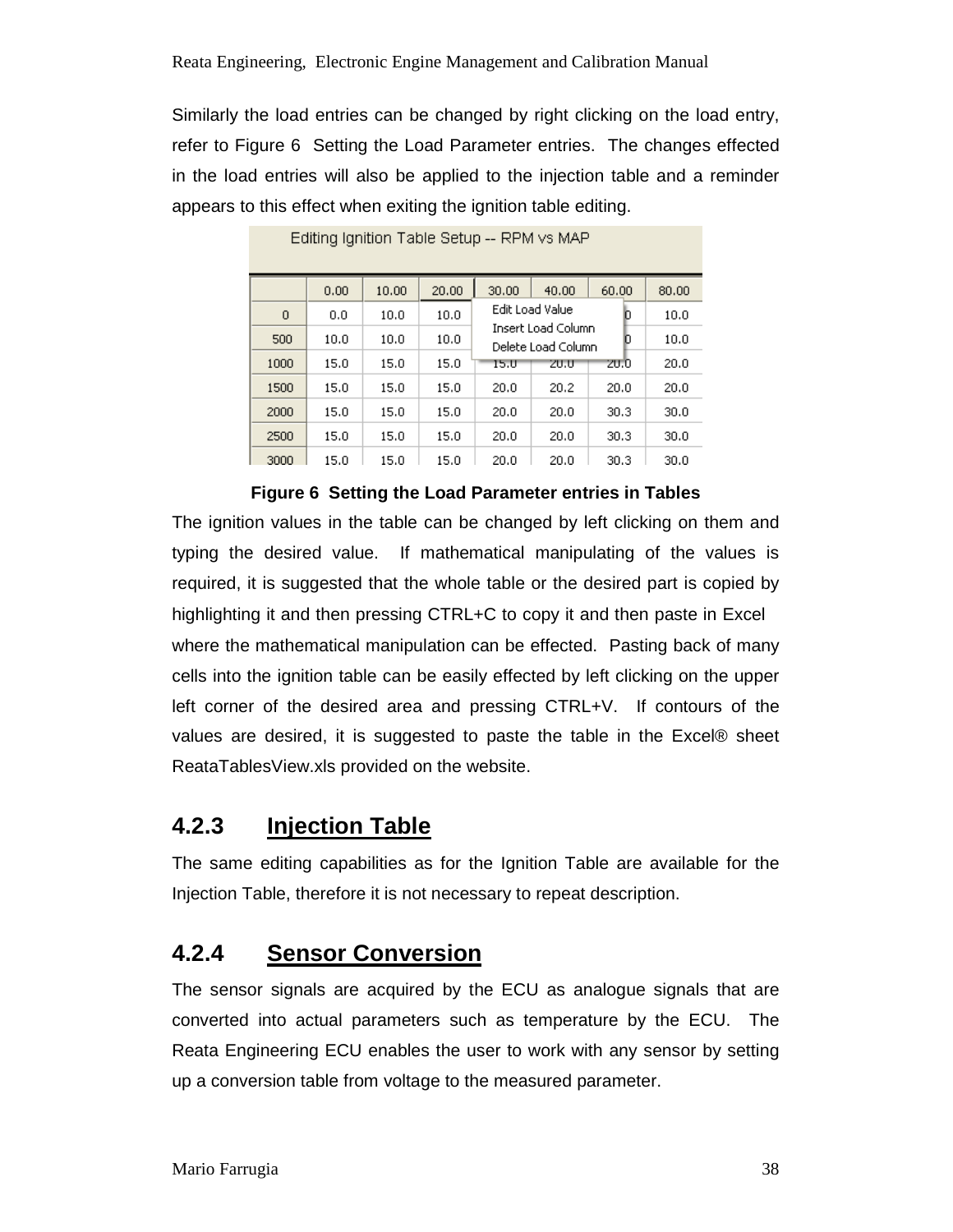Similarly the load entries can be changed by right clicking on the load entry, refer to Figure 6 Setting the Load Parameter entries. The changes effected in the load entries will also be applied to the injection table and a reminder appears to this effect when exiting the ignition table editing.

Editing Ignition Table Setup -- RPM vs MAP

| | 0.00 | 10.00 | 20.00 | 30.00 | 40.00 | 60.00 | 80.00 |
|---|---|---|---|---|---|---|---|
| 0 | 0.0 | 10.0 | 10.0 | | | | 10.0 |
| 500 | 10.0 | 10.0 | 10.0 | | | | 10.0 |
| 1000 | 15.0 | 15.0 | 15.0 | 15.0 | 20.0 | 20.0 | 20.0 |
| 1500 | 15.0 | 15.0 | 15.0 | 20.0 | 20.2 | 20.0 | 20.0 |
| 2000 | 15.0 | 15.0 | 15.0 | 20.0 | 20.0 | 30.3 | 30.0 |
| 2500 | 15.0 | 15.0 | 15.0 | 20.0 | 20.0 | 30.3 | 30.0 |
| 3000 | 15.0 | 15.0 | 15.0 | 20.0 | 20.0 | 30.3 | 30.0 |

(Context menu: Edit Load Value / Insert Load Column / Delete Load Column)

**Figure 6 Setting the Load Parameter entries in Tables**

The ignition values in the table can be changed by left clicking on them and typing the desired value. If mathematical manipulating of the values is required, it is suggested that the whole table or the desired part is copied by highlighting it and then pressing CTRL+C to copy it and then paste in Excel where the mathematical manipulation can be effected. Pasting back of many cells into the ignition table can be easily effected by left clicking on the upper left corner of the desired area and pressing CTRL+V. If contours of the values are desired, it is suggested to paste the table in the Excel® sheet ReataTablesView.xls provided on the website.

### 4.2.3 Injection Table

The same editing capabilities as for the Ignition Table are available for the Injection Table, therefore it is not necessary to repeat description.

### 4.2.4 Sensor Conversion

The sensor signals are acquired by the ECU as analogue signals that are converted into actual parameters such as temperature by the ECU. The Reata Engineering ECU enables the user to work with any sensor by setting up a conversion table from voltage to the measured parameter.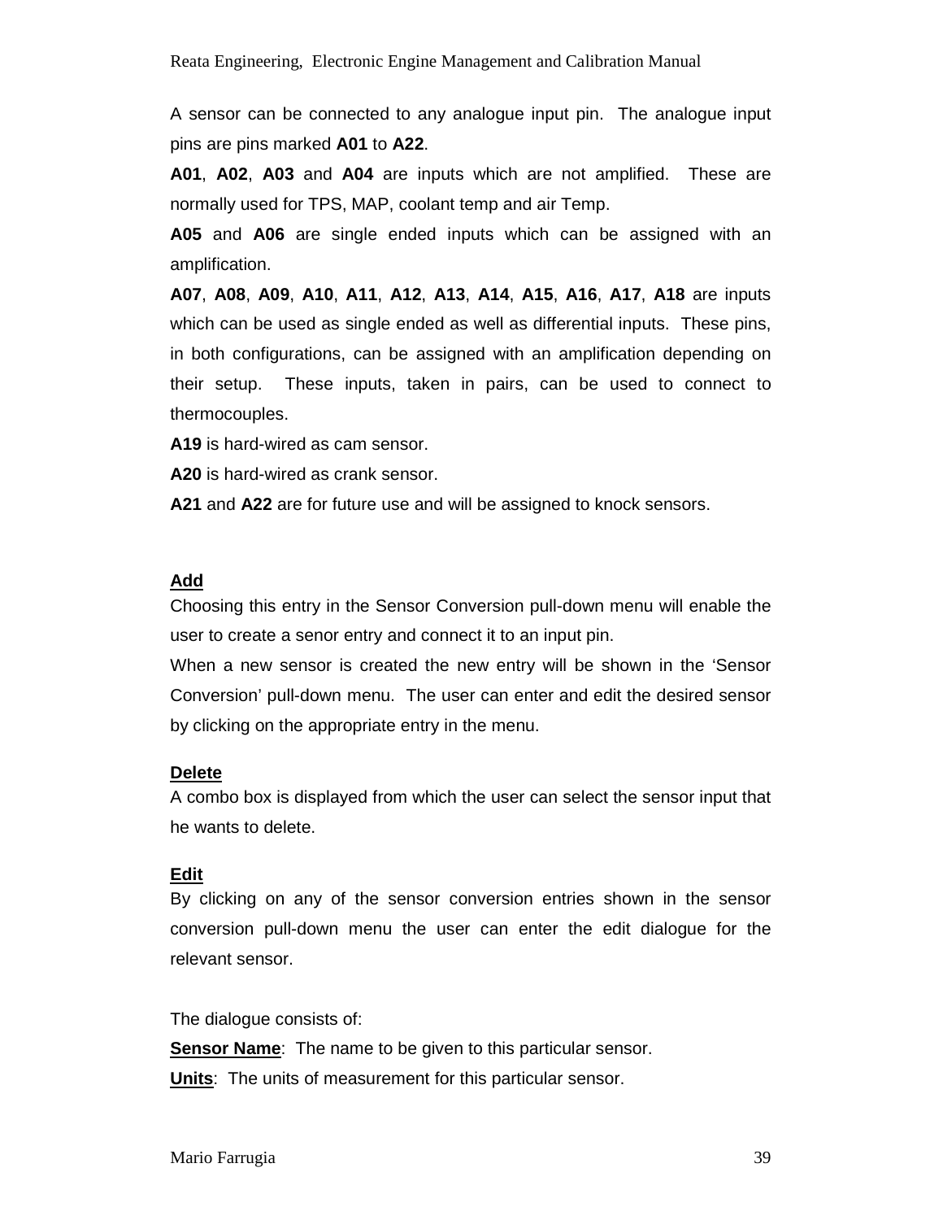A sensor can be connected to any analogue input pin. The analogue input pins are pins marked **A01** to **A22**.

**A01**, **A02**, **A03** and **A04** are inputs which are not amplified. These are normally used for TPS, MAP, coolant temp and air Temp.

**A05** and **A06** are single ended inputs which can be assigned with an amplification.

**A07**, **A08**, **A09**, **A10**, **A11**, **A12**, **A13**, **A14**, **A15**, **A16**, **A17**, **A18** are inputs which can be used as single ended as well as differential inputs. These pins, in both configurations, can be assigned with an amplification depending on their setup. These inputs, taken in pairs, can be used to connect to thermocouples.

**A19** is hard-wired as cam sensor.

**A20** is hard-wired as crank sensor.

**A21** and **A22** are for future use and will be assigned to knock sensors.

### Add

Choosing this entry in the Sensor Conversion pull-down menu will enable the user to create a senor entry and connect it to an input pin.

When a new sensor is created the new entry will be shown in the 'Sensor Conversion' pull-down menu. The user can enter and edit the desired sensor by clicking on the appropriate entry in the menu.

### Delete

A combo box is displayed from which the user can select the sensor input that he wants to delete.

### Edit

By clicking on any of the sensor conversion entries shown in the sensor conversion pull-down menu the user can enter the edit dialogue for the relevant sensor.

The dialogue consists of:

**Sensor Name**: The name to be given to this particular sensor.

**Units**: The units of measurement for this particular sensor.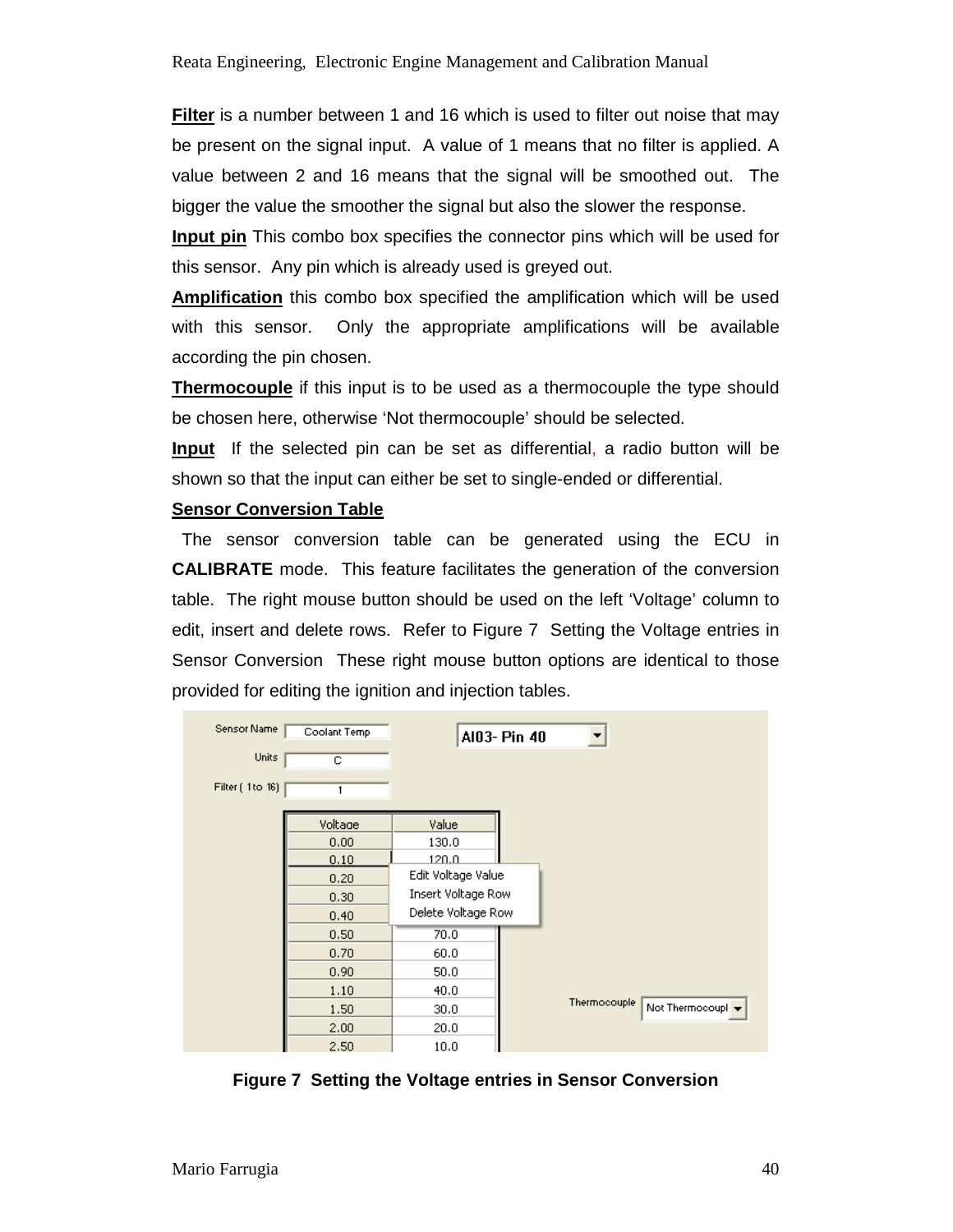**Filter** is a number between 1 and 16 which is used to filter out noise that may be present on the signal input. A value of 1 means that no filter is applied. A value between 2 and 16 means that the signal will be smoothed out. The bigger the value the smoother the signal but also the slower the response.

**Input pin** This combo box specifies the connector pins which will be used for this sensor. Any pin which is already used is greyed out.

**Amplification** this combo box specified the amplification which will be used with this sensor. Only the appropriate amplifications will be available according the pin chosen.

**Thermocouple** if this input is to be used as a thermocouple the type should be chosen here, otherwise 'Not thermocouple' should be selected.

**Input** If the selected pin can be set as differential, a radio button will be shown so that the input can either be set to single-ended or differential.

**Sensor Conversion Table**

The sensor conversion table can be generated using the ECU in **CALIBRATE** mode. This feature facilitates the generation of the conversion table. The right mouse button should be used on the left 'Voltage' column to edit, insert and delete rows. Refer to Figure 7 Setting the Voltage entries in Sensor Conversion These right mouse button options are identical to those provided for editing the ignition and injection tables.

**Figure 7 Setting the Voltage entries in Sensor Conversion**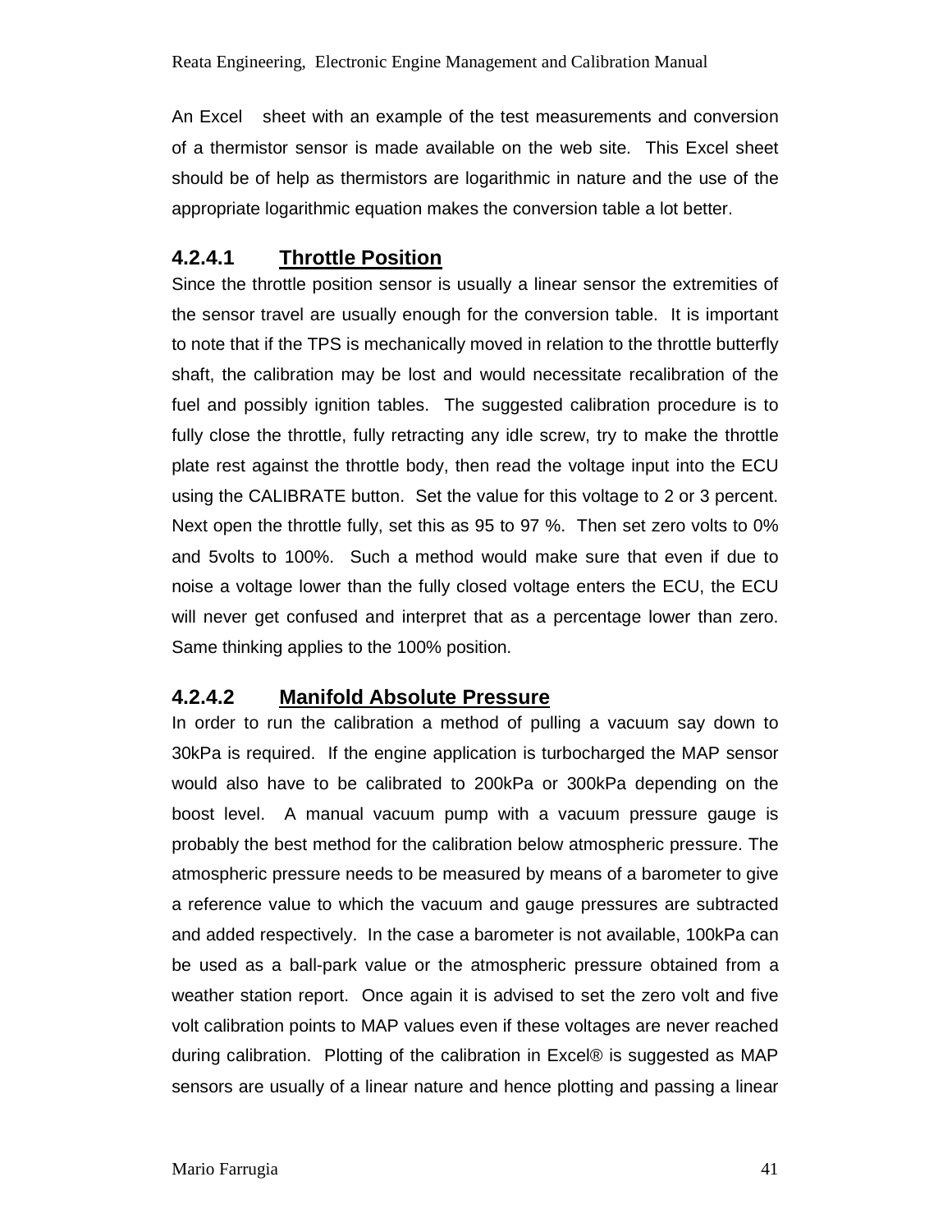An Excel sheet with an example of the test measurements and conversion of a thermistor sensor is made available on the web site. This Excel sheet should be of help as thermistors are logarithmic in nature and the use of the appropriate logarithmic equation makes the conversion table a lot better.

#### 4.2.4.1 Throttle Position

Since the throttle position sensor is usually a linear sensor the extremities of the sensor travel are usually enough for the conversion table. It is important to note that if the TPS is mechanically moved in relation to the throttle butterfly shaft, the calibration may be lost and would necessitate recalibration of the fuel and possibly ignition tables. The suggested calibration procedure is to fully close the throttle, fully retracting any idle screw, try to make the throttle plate rest against the throttle body, then read the voltage input into the ECU using the CALIBRATE button. Set the value for this voltage to 2 or 3 percent. Next open the throttle fully, set this as 95 to 97 %. Then set zero volts to 0% and 5volts to 100%. Such a method would make sure that even if due to noise a voltage lower than the fully closed voltage enters the ECU, the ECU will never get confused and interpret that as a percentage lower than zero. Same thinking applies to the 100% position.

#### 4.2.4.2 Manifold Absolute Pressure

In order to run the calibration a method of pulling a vacuum say down to 30kPa is required. If the engine application is turbocharged the MAP sensor would also have to be calibrated to 200kPa or 300kPa depending on the boost level. A manual vacuum pump with a vacuum pressure gauge is probably the best method for the calibration below atmospheric pressure. The atmospheric pressure needs to be measured by means of a barometer to give a reference value to which the vacuum and gauge pressures are subtracted and added respectively. In the case a barometer is not available, 100kPa can be used as a ball-park value or the atmospheric pressure obtained from a weather station report. Once again it is advised to set the zero volt and five volt calibration points to MAP values even if these voltages are never reached during calibration. Plotting of the calibration in Excel® is suggested as MAP sensors are usually of a linear nature and hence plotting and passing a linear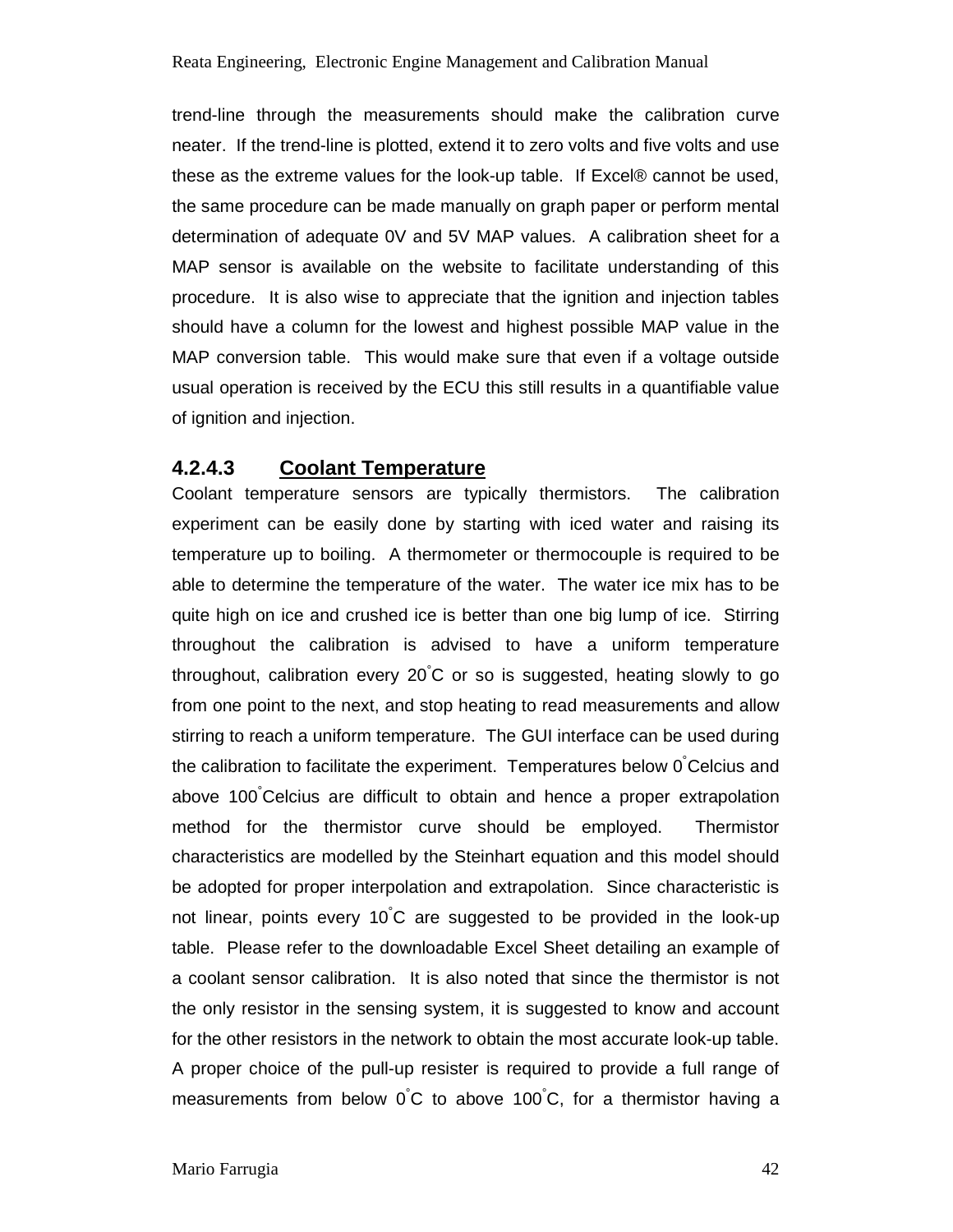trend-line through the measurements should make the calibration curve neater. If the trend-line is plotted, extend it to zero volts and five volts and use these as the extreme values for the look-up table. If Excel® cannot be used, the same procedure can be made manually on graph paper or perform mental determination of adequate 0V and 5V MAP values. A calibration sheet for a MAP sensor is available on the website to facilitate understanding of this procedure. It is also wise to appreciate that the ignition and injection tables should have a column for the lowest and highest possible MAP value in the MAP conversion table. This would make sure that even if a voltage outside usual operation is received by the ECU this still results in a quantifiable value of ignition and injection.

#### 4.2.4.3 Coolant Temperature

Coolant temperature sensors are typically thermistors. The calibration experiment can be easily done by starting with iced water and raising its temperature up to boiling. A thermometer or thermocouple is required to be able to determine the temperature of the water. The water ice mix has to be quite high on ice and crushed ice is better than one big lump of ice. Stirring throughout the calibration is advised to have a uniform temperature throughout, calibration every 20˚C or so is suggested, heating slowly to go from one point to the next, and stop heating to read measurements and allow stirring to reach a uniform temperature. The GUI interface can be used during the calibration to facilitate the experiment. Temperatures below 0˚Celcius and above 100˚Celcius are difficult to obtain and hence a proper extrapolation method for the thermistor curve should be employed. Thermistor characteristics are modelled by the Steinhart equation and this model should be adopted for proper interpolation and extrapolation. Since characteristic is not linear, points every 10˚C are suggested to be provided in the look-up table. Please refer to the downloadable Excel Sheet detailing an example of a coolant sensor calibration. It is also noted that since the thermistor is not the only resistor in the sensing system, it is suggested to know and account for the other resistors in the network to obtain the most accurate look-up table. A proper choice of the pull-up resister is required to provide a full range of measurements from below 0˚C to above 100˚C, for a thermistor having a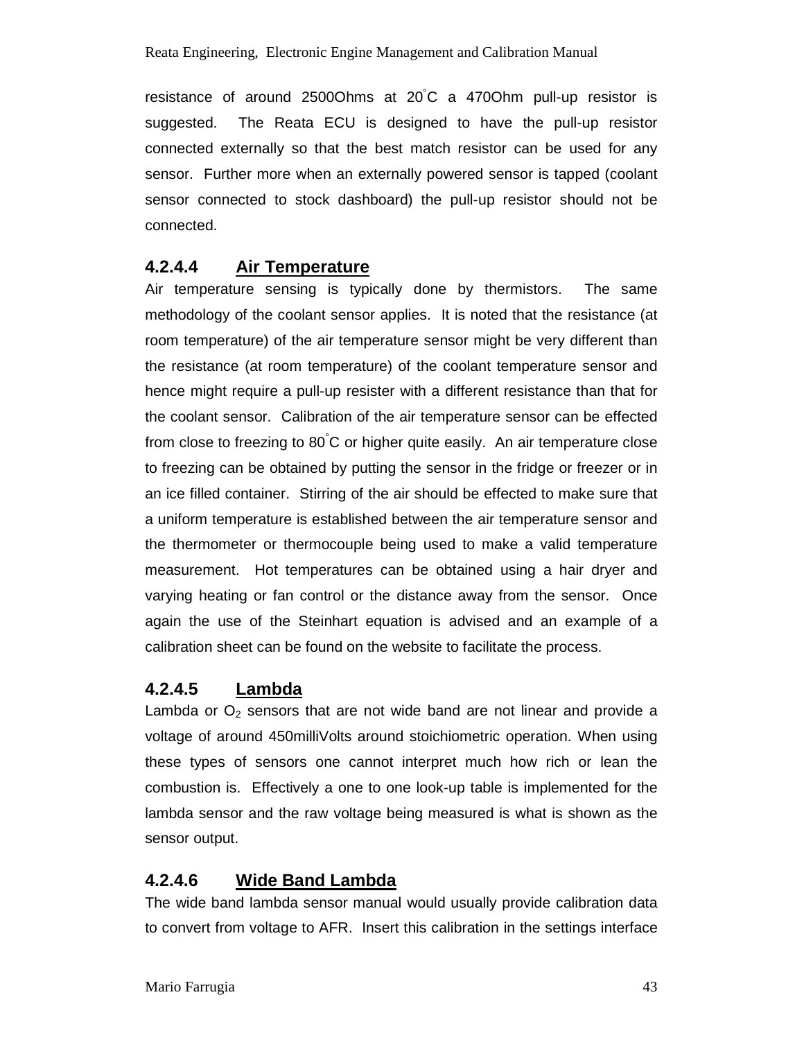resistance of around 2500Ohms at 20°C a 470Ohm pull-up resistor is suggested. The Reata ECU is designed to have the pull-up resistor connected externally so that the best match resistor can be used for any sensor. Further more when an externally powered sensor is tapped (coolant sensor connected to stock dashboard) the pull-up resistor should not be connected.

### 4.2.4.4 Air Temperature

Air temperature sensing is typically done by thermistors. The same methodology of the coolant sensor applies. It is noted that the resistance (at room temperature) of the air temperature sensor might be very different than the resistance (at room temperature) of the coolant temperature sensor and hence might require a pull-up resister with a different resistance than that for the coolant sensor. Calibration of the air temperature sensor can be effected from close to freezing to 80°C or higher quite easily. An air temperature close to freezing can be obtained by putting the sensor in the fridge or freezer or in an ice filled container. Stirring of the air should be effected to make sure that a uniform temperature is established between the air temperature sensor and the thermometer or thermocouple being used to make a valid temperature measurement. Hot temperatures can be obtained using a hair dryer and varying heating or fan control or the distance away from the sensor. Once again the use of the Steinhart equation is advised and an example of a calibration sheet can be found on the website to facilitate the process.

### 4.2.4.5 Lambda

Lambda or $O_2$ sensors that are not wide band are not linear and provide a voltage of around 450milliVolts around stoichiometric operation. When using these types of sensors one cannot interpret much how rich or lean the combustion is. Effectively a one to one look-up table is implemented for the lambda sensor and the raw voltage being measured is what is shown as the sensor output.

### 4.2.4.6 Wide Band Lambda

The wide band lambda sensor manual would usually provide calibration data to convert from voltage to AFR. Insert this calibration in the settings interface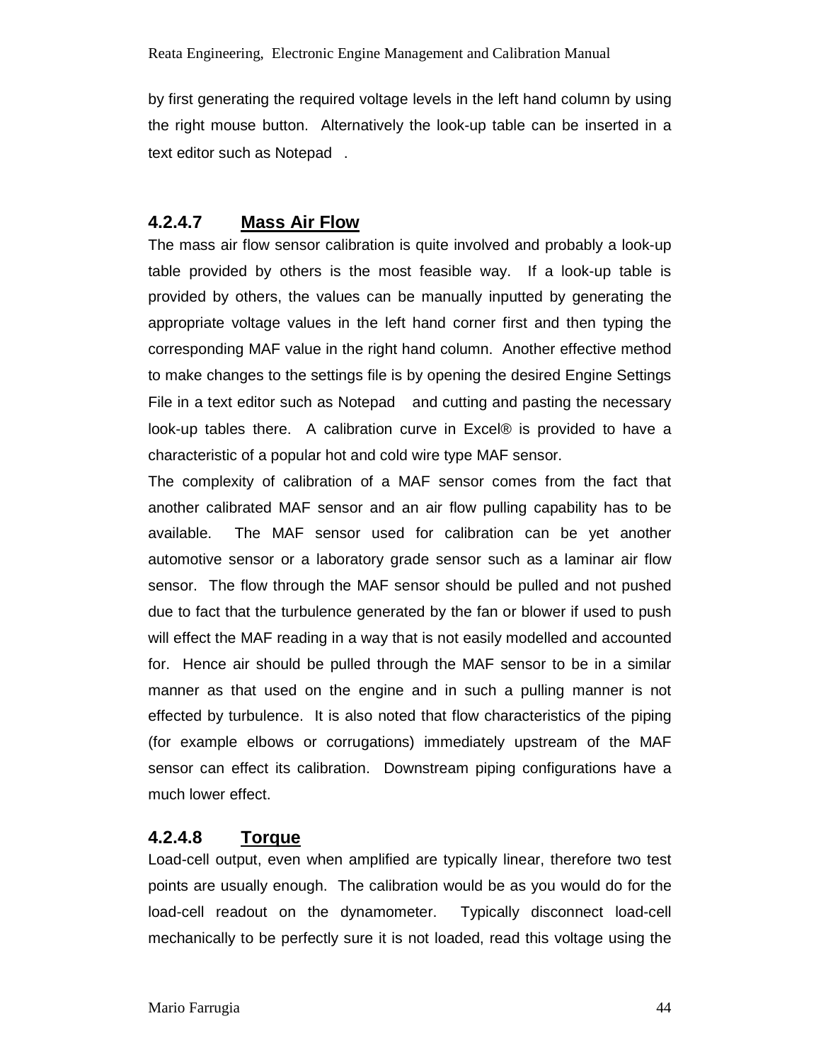by first generating the required voltage levels in the left hand column by using the right mouse button. Alternatively the look-up table can be inserted in a text editor such as Notepad .

#### 4.2.4.7 Mass Air Flow

The mass air flow sensor calibration is quite involved and probably a look-up table provided by others is the most feasible way. If a look-up table is provided by others, the values can be manually inputted by generating the appropriate voltage values in the left hand corner first and then typing the corresponding MAF value in the right hand column. Another effective method to make changes to the settings file is by opening the desired Engine Settings File in a text editor such as Notepad and cutting and pasting the necessary look-up tables there. A calibration curve in Excel® is provided to have a characteristic of a popular hot and cold wire type MAF sensor.

The complexity of calibration of a MAF sensor comes from the fact that another calibrated MAF sensor and an air flow pulling capability has to be available. The MAF sensor used for calibration can be yet another automotive sensor or a laboratory grade sensor such as a laminar air flow sensor. The flow through the MAF sensor should be pulled and not pushed due to fact that the turbulence generated by the fan or blower if used to push will effect the MAF reading in a way that is not easily modelled and accounted for. Hence air should be pulled through the MAF sensor to be in a similar manner as that used on the engine and in such a pulling manner is not effected by turbulence. It is also noted that flow characteristics of the piping (for example elbows or corrugations) immediately upstream of the MAF sensor can effect its calibration. Downstream piping configurations have a much lower effect.

#### 4.2.4.8 Torque

Load-cell output, even when amplified are typically linear, therefore two test points are usually enough. The calibration would be as you would do for the load-cell readout on the dynamometer. Typically disconnect load-cell mechanically to be perfectly sure it is not loaded, read this voltage using the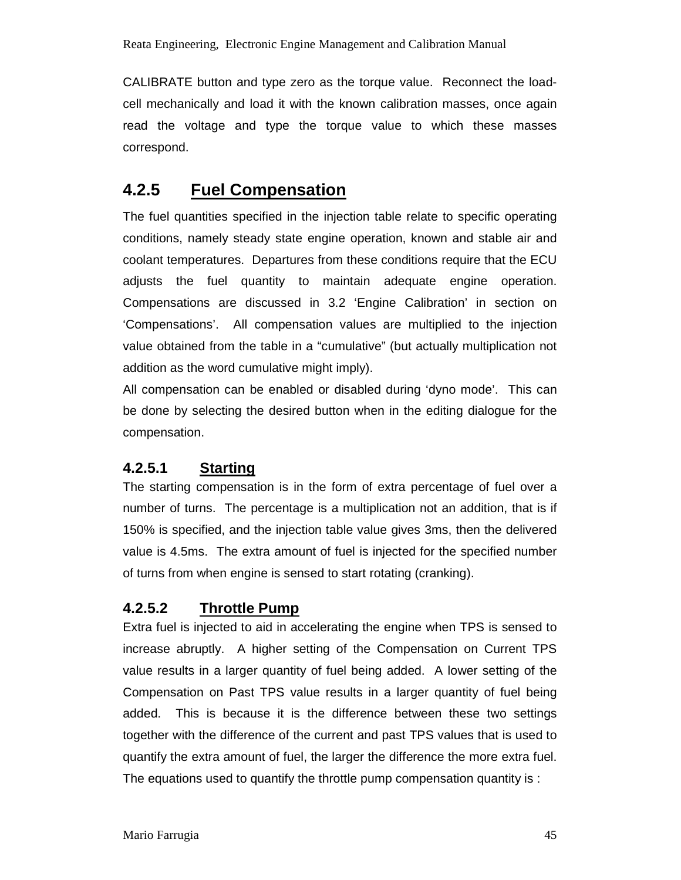CALIBRATE button and type zero as the torque value. Reconnect the load-cell mechanically and load it with the known calibration masses, once again read the voltage and type the torque value to which these masses correspond.

## 4.2.5 Fuel Compensation

The fuel quantities specified in the injection table relate to specific operating conditions, namely steady state engine operation, known and stable air and coolant temperatures. Departures from these conditions require that the ECU adjusts the fuel quantity to maintain adequate engine operation. Compensations are discussed in 3.2 'Engine Calibration' in section on 'Compensations'. All compensation values are multiplied to the injection value obtained from the table in a "cumulative" (but actually multiplication not addition as the word cumulative might imply).

All compensation can be enabled or disabled during 'dyno mode'. This can be done by selecting the desired button when in the editing dialogue for the compensation.

### 4.2.5.1 Starting

The starting compensation is in the form of extra percentage of fuel over a number of turns. The percentage is a multiplication not an addition, that is if 150% is specified, and the injection table value gives 3ms, then the delivered value is 4.5ms. The extra amount of fuel is injected for the specified number of turns from when engine is sensed to start rotating (cranking).

### 4.2.5.2 Throttle Pump

Extra fuel is injected to aid in accelerating the engine when TPS is sensed to increase abruptly. A higher setting of the Compensation on Current TPS value results in a larger quantity of fuel being added. A lower setting of the Compensation on Past TPS value results in a larger quantity of fuel being added. This is because it is the difference between these two settings together with the difference of the current and past TPS values that is used to quantify the extra amount of fuel, the larger the difference the more extra fuel. The equations used to quantify the throttle pump compensation quantity is :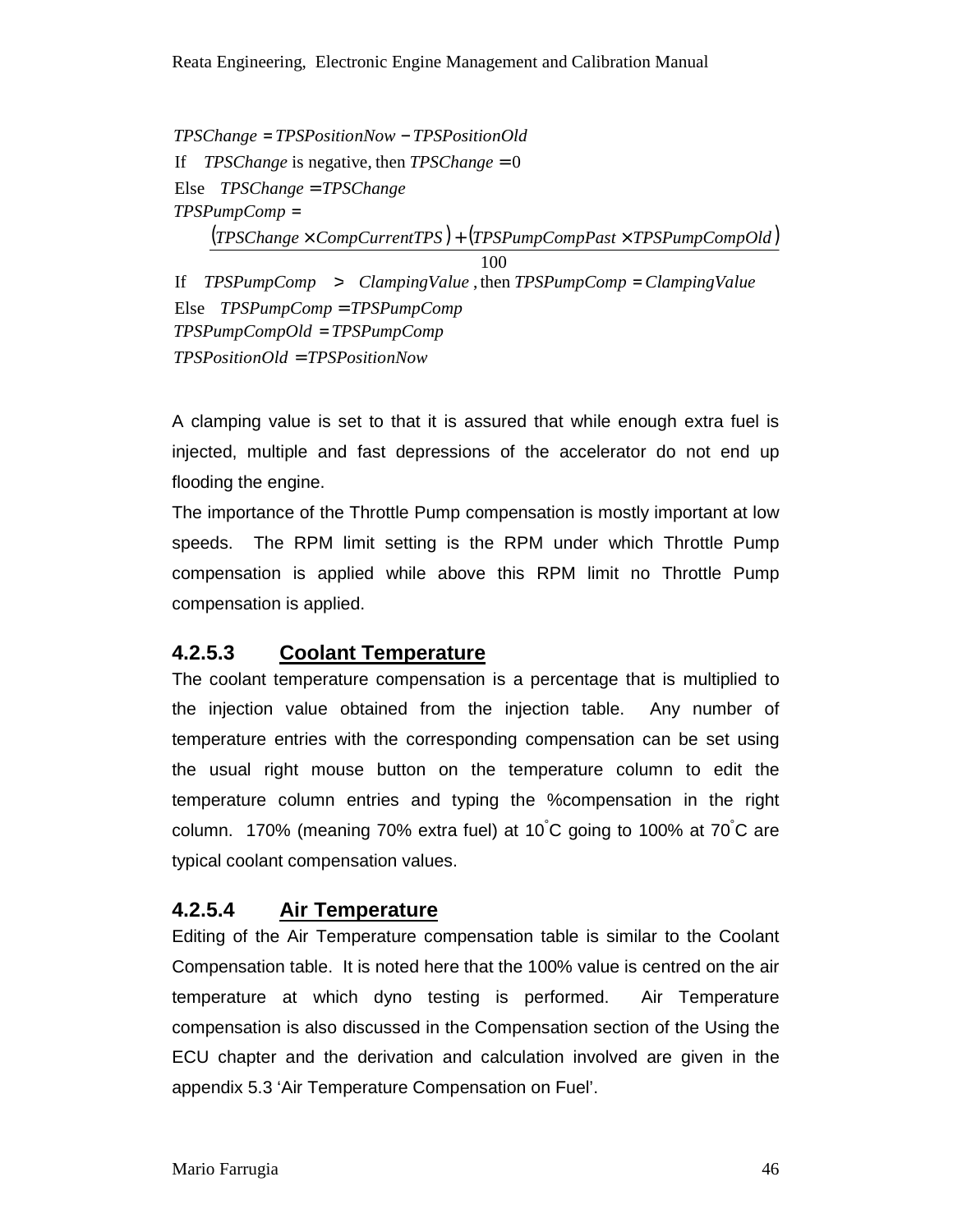$$TPSChange = TPSPositionNow - TPSPositionOld$$

If $TPSChange$ is negative, then $TPSChange = 0$

Else $TPSChange = TPSChange$

$$TPSPumpComp = \frac{(TPSChange \times CompCurrentTPS) + (TPSPumpCompPast \times TPSPumpCompOld)}{100}$$

If $TPSPumpComp > ClampingValue$, then $TPSPumpComp = ClampingValue$

Else $TPSPumpComp = TPSPumpComp$

$TPSPumpCompOld = TPSPumpComp$

$TPSPositionOld = TPSPositionNow$

A clamping value is set to that it is assured that while enough extra fuel is injected, multiple and fast depressions of the accelerator do not end up flooding the engine.

The importance of the Throttle Pump compensation is mostly important at low speeds. The RPM limit setting is the RPM under which Throttle Pump compensation is applied while above this RPM limit no Throttle Pump compensation is applied.

#### 4.2.5.3 Coolant Temperature

The coolant temperature compensation is a percentage that is multiplied to the injection value obtained from the injection table. Any number of temperature entries with the corresponding compensation can be set using the usual right mouse button on the temperature column to edit the temperature column entries and typing the %compensation in the right column. 170% (meaning 70% extra fuel) at 10°C going to 100% at 70°C are typical coolant compensation values.

#### 4.2.5.4 Air Temperature

Editing of the Air Temperature compensation table is similar to the Coolant Compensation table. It is noted here that the 100% value is centred on the air temperature at which dyno testing is performed. Air Temperature compensation is also discussed in the Compensation section of the Using the ECU chapter and the derivation and calculation involved are given in the appendix 5.3 'Air Temperature Compensation on Fuel'.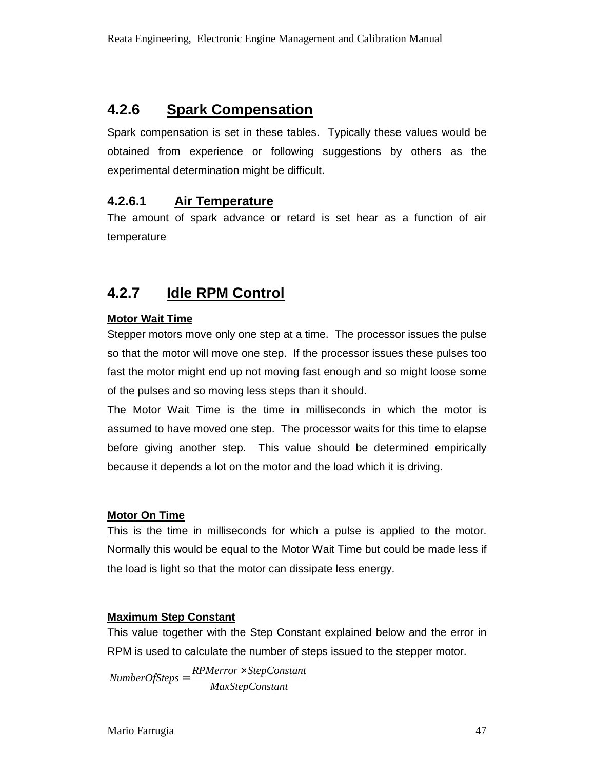### 4.2.6 Spark Compensation

Spark compensation is set in these tables. Typically these values would be obtained from experience or following suggestions by others as the experimental determination might be difficult.

#### 4.2.6.1 Air Temperature

The amount of spark advance or retard is set hear as a function of air temperature

### 4.2.7 Idle RPM Control

**Motor Wait Time**

Stepper motors move only one step at a time. The processor issues the pulse so that the motor will move one step. If the processor issues these pulses too fast the motor might end up not moving fast enough and so might loose some of the pulses and so moving less steps than it should.

The Motor Wait Time is the time in milliseconds in which the motor is assumed to have moved one step. The processor waits for this time to elapse before giving another step. This value should be determined empirically because it depends a lot on the motor and the load which it is driving.

**Motor On Time**

This is the time in milliseconds for which a pulse is applied to the motor. Normally this would be equal to the Motor Wait Time but could be made less if the load is light so that the motor can dissipate less energy.

**Maximum Step Constant**

This value together with the Step Constant explained below and the error in RPM is used to calculate the number of steps issued to the stepper motor.

$$NumberOfSteps = \frac{RPMerror \times StepConstant}{MaxStepConstant}$$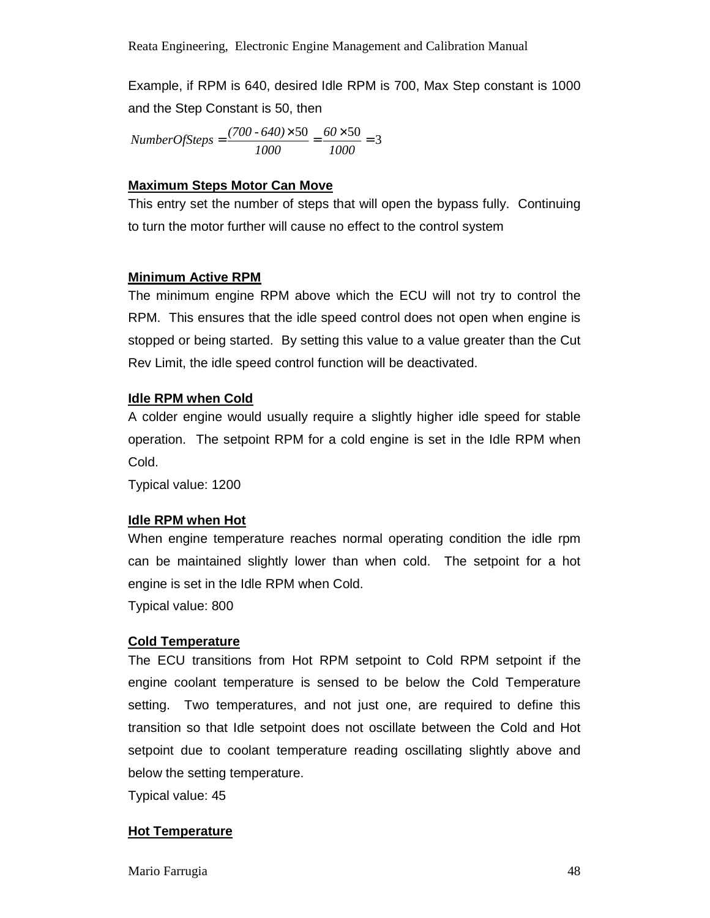Example, if RPM is 640, desired Idle RPM is 700, Max Step constant is 1000 and the Step Constant is 50, then

$$NumberOfSteps = \frac{(700 - 640) \times 50}{1000} = \frac{60 \times 50}{1000} = 3$$

**Maximum Steps Motor Can Move**

This entry set the number of steps that will open the bypass fully. Continuing to turn the motor further will cause no effect to the control system

**Minimum Active RPM**

The minimum engine RPM above which the ECU will not try to control the RPM. This ensures that the idle speed control does not open when engine is stopped or being started. By setting this value to a value greater than the Cut Rev Limit, the idle speed control function will be deactivated.

**Idle RPM when Cold**

A colder engine would usually require a slightly higher idle speed for stable operation. The setpoint RPM for a cold engine is set in the Idle RPM when Cold.

Typical value: 1200

**Idle RPM when Hot**

When engine temperature reaches normal operating condition the idle rpm can be maintained slightly lower than when cold. The setpoint for a hot engine is set in the Idle RPM when Cold.

Typical value: 800

**Cold Temperature**

The ECU transitions from Hot RPM setpoint to Cold RPM setpoint if the engine coolant temperature is sensed to be below the Cold Temperature setting. Two temperatures, and not just one, are required to define this transition so that Idle setpoint does not oscillate between the Cold and Hot setpoint due to coolant temperature reading oscillating slightly above and below the setting temperature.

Typical value: 45

**Hot Temperature**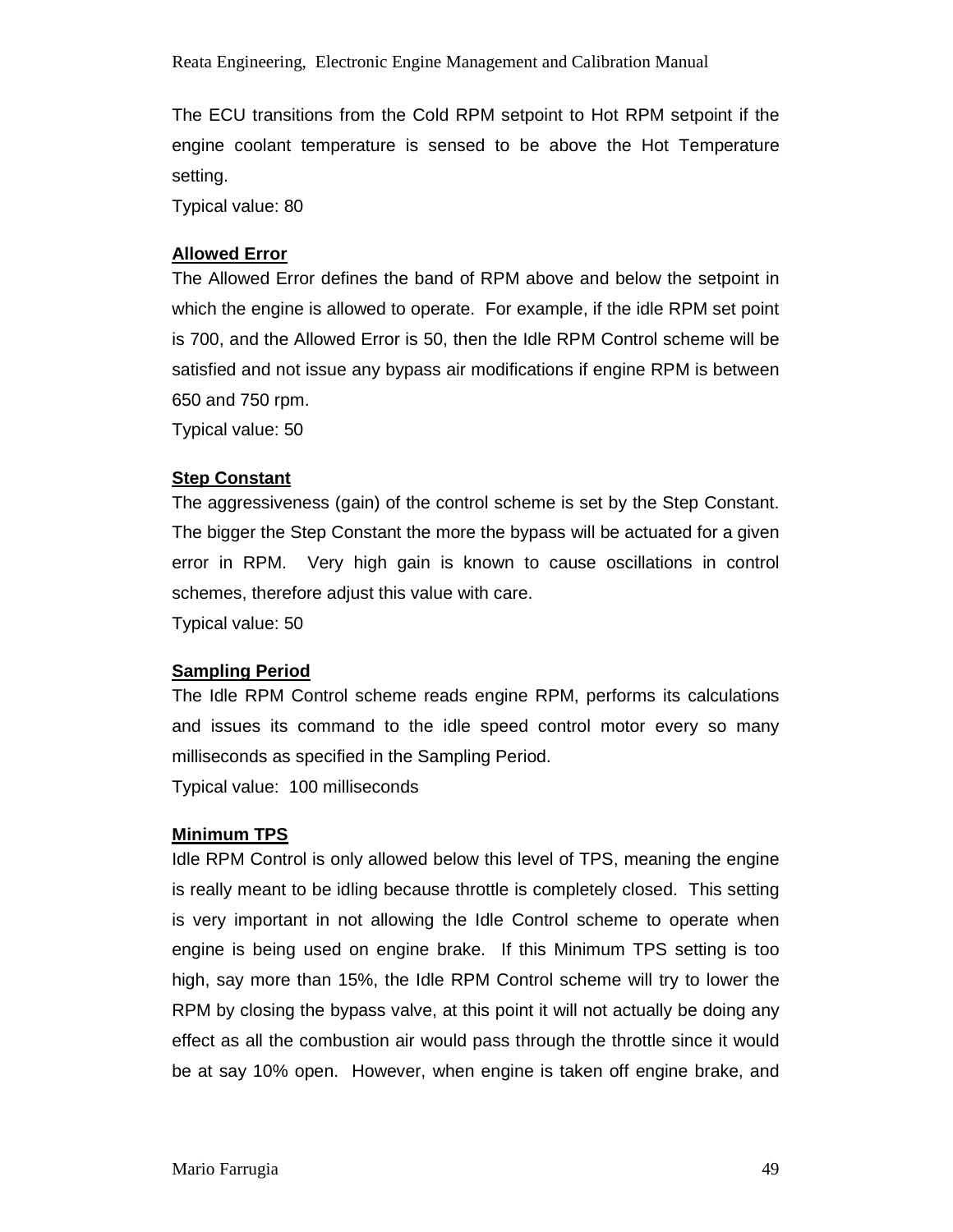The ECU transitions from the Cold RPM setpoint to Hot RPM setpoint if the engine coolant temperature is sensed to be above the Hot Temperature setting.

Typical value: 80

**Allowed Error**

The Allowed Error defines the band of RPM above and below the setpoint in which the engine is allowed to operate. For example, if the idle RPM set point is 700, and the Allowed Error is 50, then the Idle RPM Control scheme will be satisfied and not issue any bypass air modifications if engine RPM is between 650 and 750 rpm.

Typical value: 50

**Step Constant**

The aggressiveness (gain) of the control scheme is set by the Step Constant. The bigger the Step Constant the more the bypass will be actuated for a given error in RPM. Very high gain is known to cause oscillations in control schemes, therefore adjust this value with care.

Typical value: 50

**Sampling Period**

The Idle RPM Control scheme reads engine RPM, performs its calculations and issues its command to the idle speed control motor every so many milliseconds as specified in the Sampling Period.

Typical value: 100 milliseconds

**Minimum TPS**

Idle RPM Control is only allowed below this level of TPS, meaning the engine is really meant to be idling because throttle is completely closed. This setting is very important in not allowing the Idle Control scheme to operate when engine is being used on engine brake. If this Minimum TPS setting is too high, say more than 15%, the Idle RPM Control scheme will try to lower the RPM by closing the bypass valve, at this point it will not actually be doing any effect as all the combustion air would pass through the throttle since it would be at say 10% open. However, when engine is taken off engine brake, and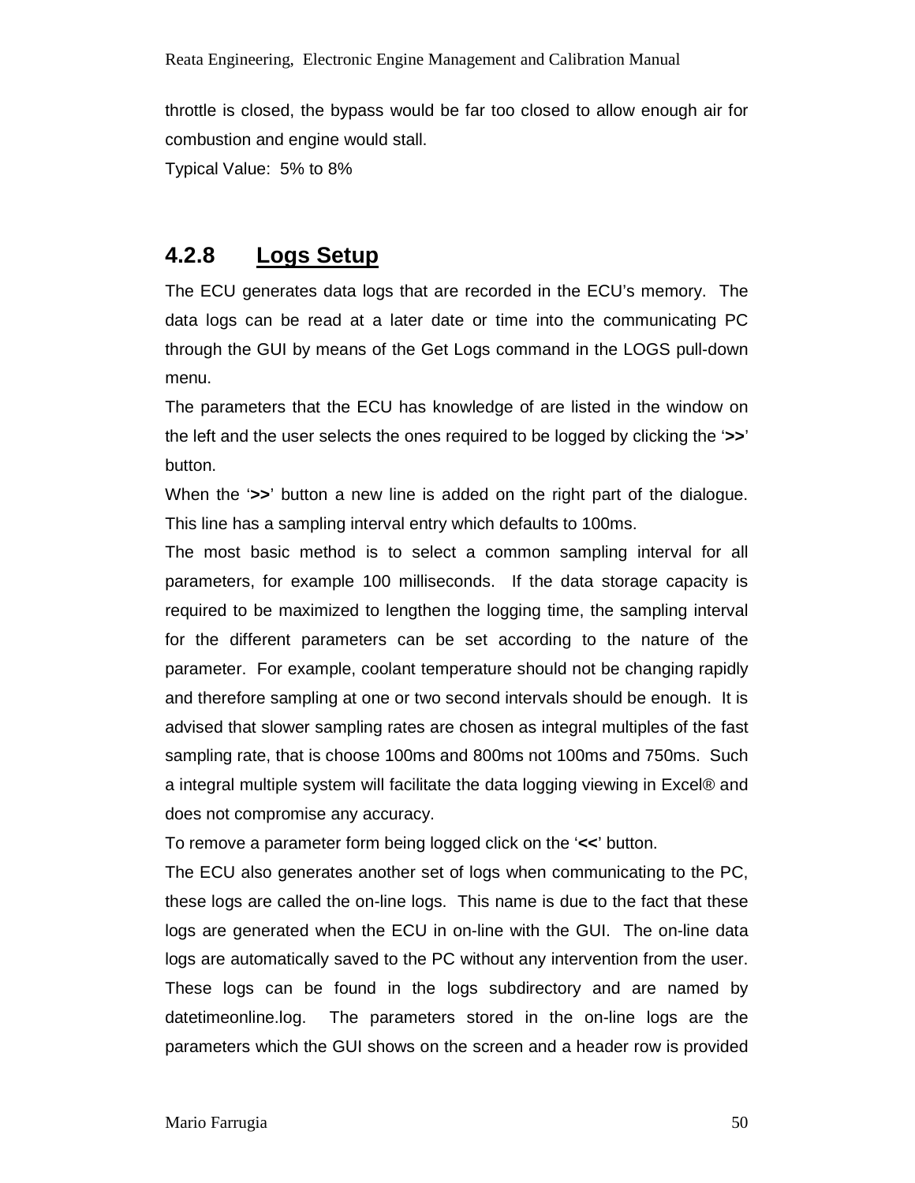throttle is closed, the bypass would be far too closed to allow enough air for combustion and engine would stall.

Typical Value: 5% to 8%

### 4.2.8 Logs Setup

The ECU generates data logs that are recorded in the ECU's memory. The data logs can be read at a later date or time into the communicating PC through the GUI by means of the Get Logs command in the LOGS pull-down menu.

The parameters that the ECU has knowledge of are listed in the window on the left and the user selects the ones required to be logged by clicking the '**>>**' button.

When the '**>>**' button a new line is added on the right part of the dialogue. This line has a sampling interval entry which defaults to 100ms.

The most basic method is to select a common sampling interval for all parameters, for example 100 milliseconds. If the data storage capacity is required to be maximized to lengthen the logging time, the sampling interval for the different parameters can be set according to the nature of the parameter. For example, coolant temperature should not be changing rapidly and therefore sampling at one or two second intervals should be enough. It is advised that slower sampling rates are chosen as integral multiples of the fast sampling rate, that is choose 100ms and 800ms not 100ms and 750ms. Such a integral multiple system will facilitate the data logging viewing in Excel® and does not compromise any accuracy.

To remove a parameter form being logged click on the '**<<**' button.

The ECU also generates another set of logs when communicating to the PC, these logs are called the on-line logs. This name is due to the fact that these logs are generated when the ECU in on-line with the GUI. The on-line data logs are automatically saved to the PC without any intervention from the user. These logs can be found in the logs subdirectory and are named by datetimeonline.log. The parameters stored in the on-line logs are the parameters which the GUI shows on the screen and a header row is provided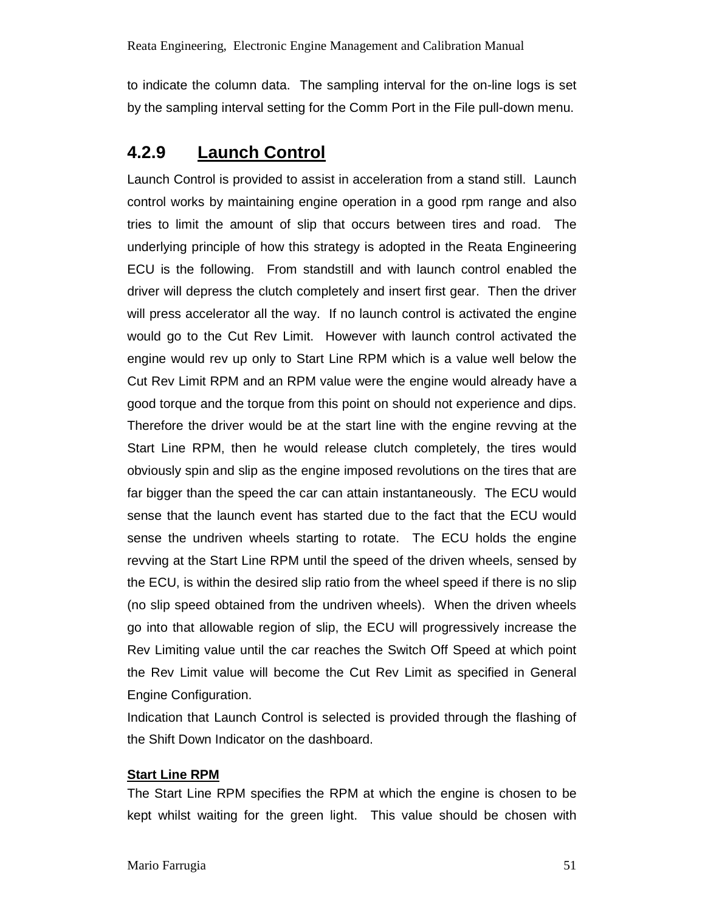to indicate the column data. The sampling interval for the on-line logs is set by the sampling interval setting for the Comm Port in the File pull-down menu.

### 4.2.9 <u>Launch Control</u>

Launch Control is provided to assist in acceleration from a stand still. Launch control works by maintaining engine operation in a good rpm range and also tries to limit the amount of slip that occurs between tires and road. The underlying principle of how this strategy is adopted in the Reata Engineering ECU is the following. From standstill and with launch control enabled the driver will depress the clutch completely and insert first gear. Then the driver will press accelerator all the way. If no launch control is activated the engine would go to the Cut Rev Limit. However with launch control activated the engine would rev up only to Start Line RPM which is a value well below the Cut Rev Limit RPM and an RPM value were the engine would already have a good torque and the torque from this point on should not experience and dips. Therefore the driver would be at the start line with the engine revving at the Start Line RPM, then he would release clutch completely, the tires would obviously spin and slip as the engine imposed revolutions on the tires that are far bigger than the speed the car can attain instantaneously. The ECU would sense that the launch event has started due to the fact that the ECU would sense the undriven wheels starting to rotate. The ECU holds the engine revving at the Start Line RPM until the speed of the driven wheels, sensed by the ECU, is within the desired slip ratio from the wheel speed if there is no slip (no slip speed obtained from the undriven wheels). When the driven wheels go into that allowable region of slip, the ECU will progressively increase the Rev Limiting value until the car reaches the Switch Off Speed at which point the Rev Limit value will become the Cut Rev Limit as specified in General Engine Configuration.

Indication that Launch Control is selected is provided through the flashing of the Shift Down Indicator on the dashboard.

**<u>Start Line RPM</u>**

The Start Line RPM specifies the RPM at which the engine is chosen to be kept whilst waiting for the green light. This value should be chosen with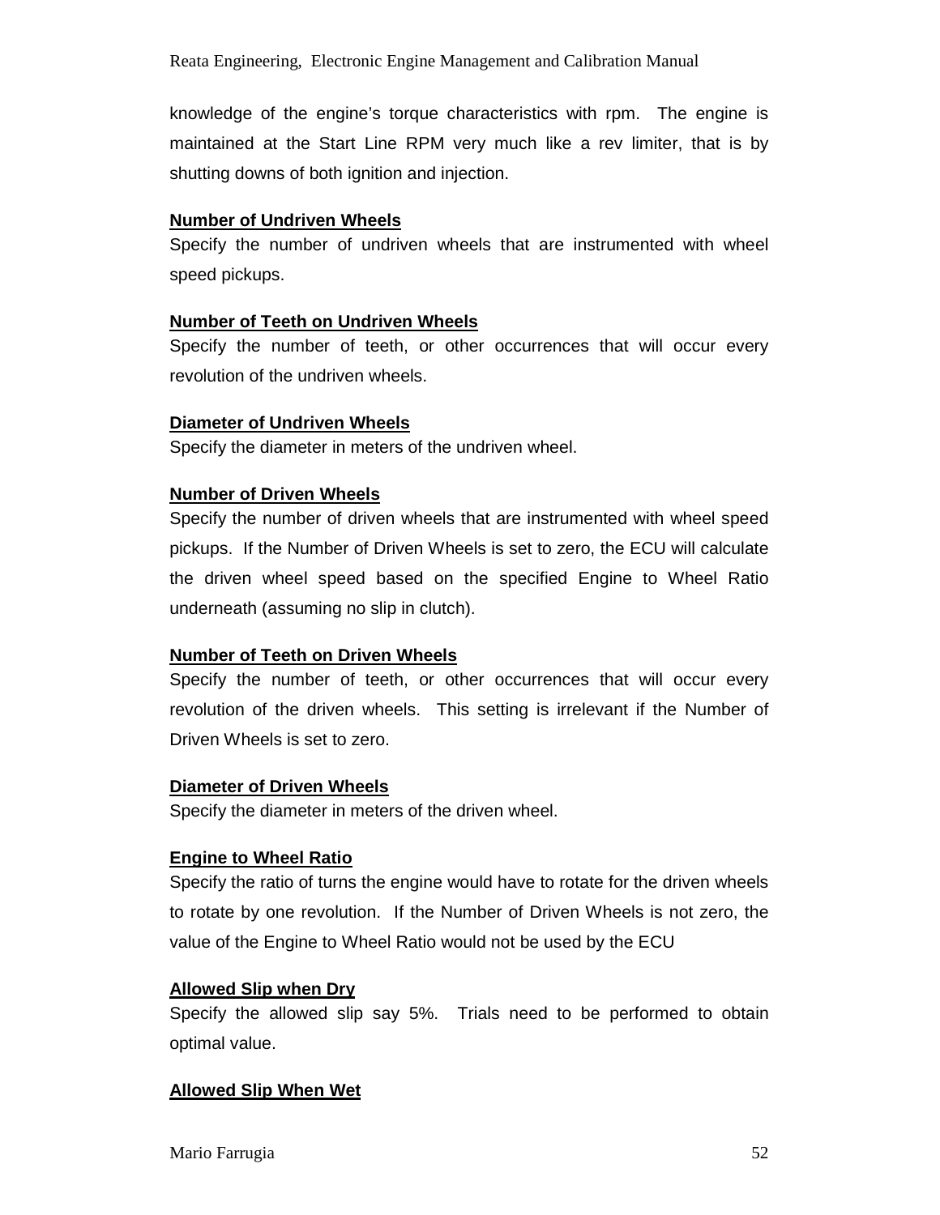knowledge of the engine's torque characteristics with rpm. The engine is maintained at the Start Line RPM very much like a rev limiter, that is by shutting downs of both ignition and injection.

**Number of Undriven Wheels**

Specify the number of undriven wheels that are instrumented with wheel speed pickups.

**Number of Teeth on Undriven Wheels**

Specify the number of teeth, or other occurrences that will occur every revolution of the undriven wheels.

**Diameter of Undriven Wheels**

Specify the diameter in meters of the undriven wheel.

**Number of Driven Wheels**

Specify the number of driven wheels that are instrumented with wheel speed pickups. If the Number of Driven Wheels is set to zero, the ECU will calculate the driven wheel speed based on the specified Engine to Wheel Ratio underneath (assuming no slip in clutch).

**Number of Teeth on Driven Wheels**

Specify the number of teeth, or other occurrences that will occur every revolution of the driven wheels. This setting is irrelevant if the Number of Driven Wheels is set to zero.

**Diameter of Driven Wheels**

Specify the diameter in meters of the driven wheel.

**Engine to Wheel Ratio**

Specify the ratio of turns the engine would have to rotate for the driven wheels to rotate by one revolution. If the Number of Driven Wheels is not zero, the value of the Engine to Wheel Ratio would not be used by the ECU

**Allowed Slip when Dry**

Specify the allowed slip say 5%. Trials need to be performed to obtain optimal value.

**Allowed Slip When Wet**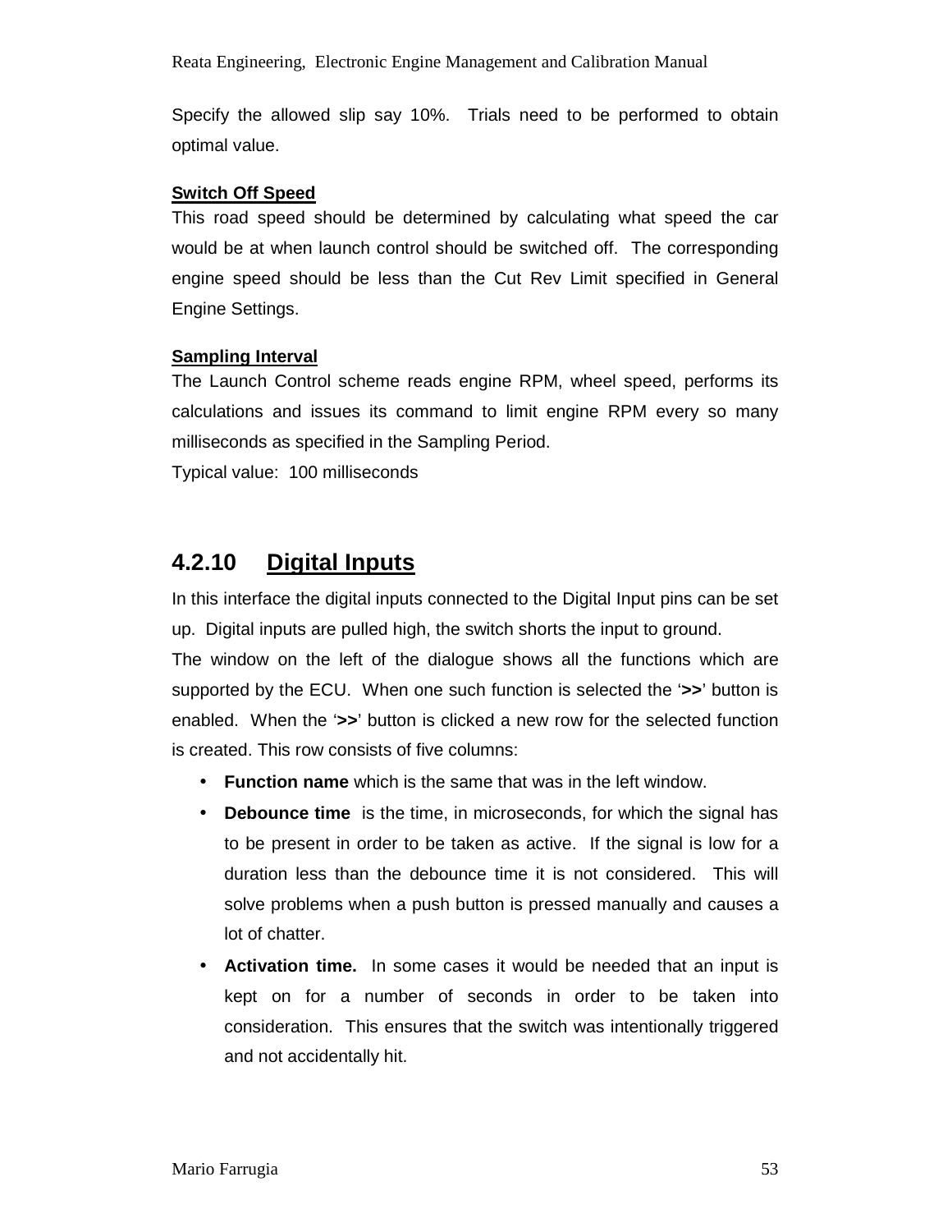Specify the allowed slip say 10%. Trials need to be performed to obtain optimal value.

**Switch Off Speed**

This road speed should be determined by calculating what speed the car would be at when launch control should be switched off. The corresponding engine speed should be less than the Cut Rev Limit specified in General Engine Settings.

**Sampling Interval**

The Launch Control scheme reads engine RPM, wheel speed, performs its calculations and issues its command to limit engine RPM every so many milliseconds as specified in the Sampling Period.

Typical value: 100 milliseconds

### 4.2.10 Digital Inputs

In this interface the digital inputs connected to the Digital Input pins can be set up. Digital inputs are pulled high, the switch shorts the input to ground.

The window on the left of the dialogue shows all the functions which are supported by the ECU. When one such function is selected the '**>>**' button is enabled. When the '**>>**' button is clicked a new row for the selected function is created. This row consists of five columns:

- **Function name** which is the same that was in the left window.
- **Debounce time** is the time, in microseconds, for which the signal has to be present in order to be taken as active. If the signal is low for a duration less than the debounce time it is not considered. This will solve problems when a push button is pressed manually and causes a lot of chatter.
- **Activation time.** In some cases it would be needed that an input is kept on for a number of seconds in order to be taken into consideration. This ensures that the switch was intentionally triggered and not accidentally hit.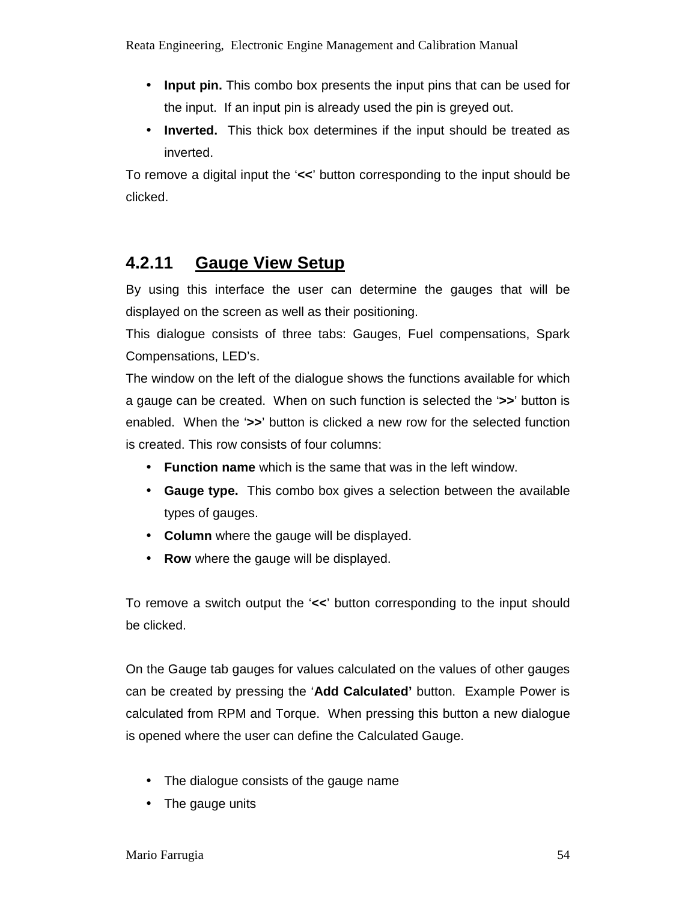- **Input pin.** This combo box presents the input pins that can be used for the input. If an input pin is already used the pin is greyed out.
- **Inverted.** This thick box determines if the input should be treated as inverted.

To remove a digital input the '**<<**' button corresponding to the input should be clicked.

### 4.2.11 Gauge View Setup

By using this interface the user can determine the gauges that will be displayed on the screen as well as their positioning.

This dialogue consists of three tabs: Gauges, Fuel compensations, Spark Compensations, LED's.

The window on the left of the dialogue shows the functions available for which a gauge can be created. When on such function is selected the '**>>**' button is enabled. When the '**>>**' button is clicked a new row for the selected function is created. This row consists of four columns:

- **Function name** which is the same that was in the left window.
- **Gauge type.** This combo box gives a selection between the available types of gauges.
- **Column** where the gauge will be displayed.
- **Row** where the gauge will be displayed.

To remove a switch output the '**<<**' button corresponding to the input should be clicked.

On the Gauge tab gauges for values calculated on the values of other gauges can be created by pressing the '**Add Calculated'** button. Example Power is calculated from RPM and Torque. When pressing this button a new dialogue is opened where the user can define the Calculated Gauge.

- The dialogue consists of the gauge name
- The gauge units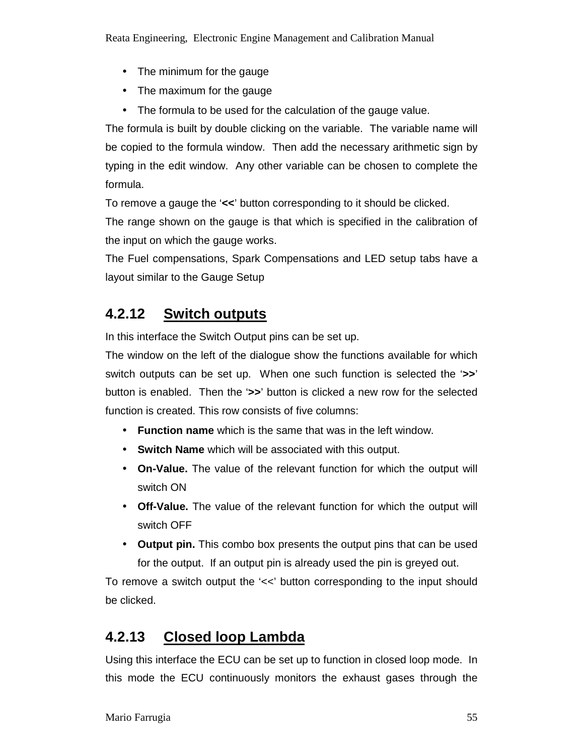- The minimum for the gauge
- The maximum for the gauge
- The formula to be used for the calculation of the gauge value.

The formula is built by double clicking on the variable. The variable name will be copied to the formula window. Then add the necessary arithmetic sign by typing in the edit window. Any other variable can be chosen to complete the formula.

To remove a gauge the '**<<**' button corresponding to it should be clicked.

The range shown on the gauge is that which is specified in the calibration of the input on which the gauge works.

The Fuel compensations, Spark Compensations and LED setup tabs have a layout similar to the Gauge Setup

### 4.2.12 Switch outputs

In this interface the Switch Output pins can be set up.

The window on the left of the dialogue show the functions available for which switch outputs can be set up. When one such function is selected the '**>>**' button is enabled. Then the '**>>**' button is clicked a new row for the selected function is created. This row consists of five columns:

- **Function name** which is the same that was in the left window.
- **Switch Name** which will be associated with this output.
- **On-Value.** The value of the relevant function for which the output will switch ON
- **Off-Value.** The value of the relevant function for which the output will switch OFF
- **Output pin.** This combo box presents the output pins that can be used for the output. If an output pin is already used the pin is greyed out.

To remove a switch output the '<<' button corresponding to the input should be clicked.

### 4.2.13 Closed loop Lambda

Using this interface the ECU can be set up to function in closed loop mode. In this mode the ECU continuously monitors the exhaust gases through the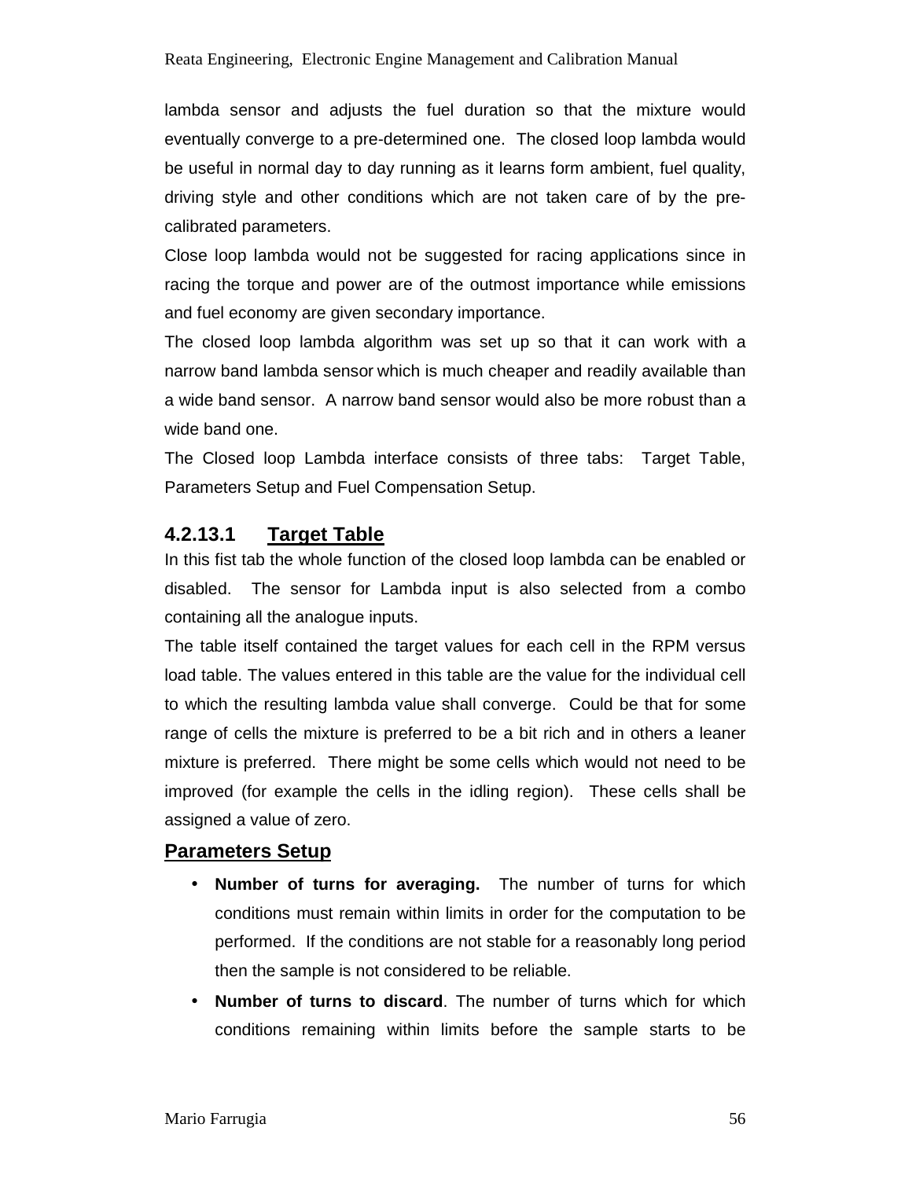lambda sensor and adjusts the fuel duration so that the mixture would eventually converge to a pre-determined one. The closed loop lambda would be useful in normal day to day running as it learns form ambient, fuel quality, driving style and other conditions which are not taken care of by the pre-calibrated parameters.

Close loop lambda would not be suggested for racing applications since in racing the torque and power are of the outmost importance while emissions and fuel economy are given secondary importance.

The closed loop lambda algorithm was set up so that it can work with a narrow band lambda sensor which is much cheaper and readily available than a wide band sensor. A narrow band sensor would also be more robust than a wide band one.

The Closed loop Lambda interface consists of three tabs: Target Table, Parameters Setup and Fuel Compensation Setup.

#### 4.2.13.1 Target Table

In this fist tab the whole function of the closed loop lambda can be enabled or disabled. The sensor for Lambda input is also selected from a combo containing all the analogue inputs.

The table itself contained the target values for each cell in the RPM versus load table. The values entered in this table are the value for the individual cell to which the resulting lambda value shall converge. Could be that for some range of cells the mixture is preferred to be a bit rich and in others a leaner mixture is preferred. There might be some cells which would not need to be improved (for example the cells in the idling region). These cells shall be assigned a value of zero.

#### Parameters Setup

- **Number of turns for averaging.** The number of turns for which conditions must remain within limits in order for the computation to be performed. If the conditions are not stable for a reasonably long period then the sample is not considered to be reliable.
- **Number of turns to discard**. The number of turns which for which conditions remaining within limits before the sample starts to be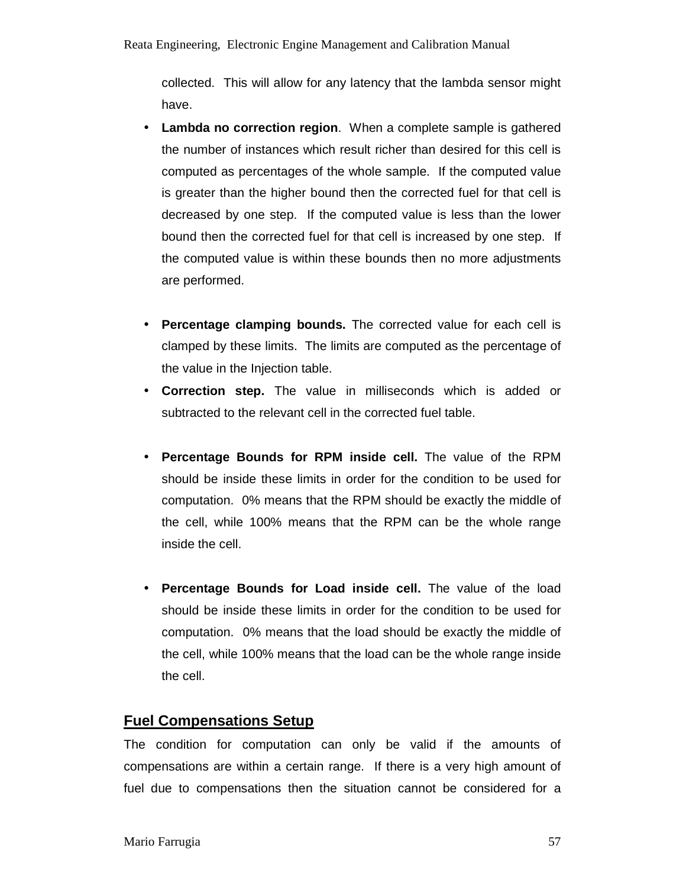collected. This will allow for any latency that the lambda sensor might have.

- **Lambda no correction region**. When a complete sample is gathered the number of instances which result richer than desired for this cell is computed as percentages of the whole sample. If the computed value is greater than the higher bound then the corrected fuel for that cell is decreased by one step. If the computed value is less than the lower bound then the corrected fuel for that cell is increased by one step. If the computed value is within these bounds then no more adjustments are performed.

- **Percentage clamping bounds.** The corrected value for each cell is clamped by these limits. The limits are computed as the percentage of the value in the Injection table.
- **Correction step.** The value in milliseconds which is added or subtracted to the relevant cell in the corrected fuel table.

- **Percentage Bounds for RPM inside cell.** The value of the RPM should be inside these limits in order for the condition to be used for computation. 0% means that the RPM should be exactly the middle of the cell, while 100% means that the RPM can be the whole range inside the cell.

- **Percentage Bounds for Load inside cell.** The value of the load should be inside these limits in order for the condition to be used for computation. 0% means that the load should be exactly the middle of the cell, while 100% means that the load can be the whole range inside the cell.

## Fuel Compensations Setup

The condition for computation can only be valid if the amounts of compensations are within a certain range. If there is a very high amount of fuel due to compensations then the situation cannot be considered for a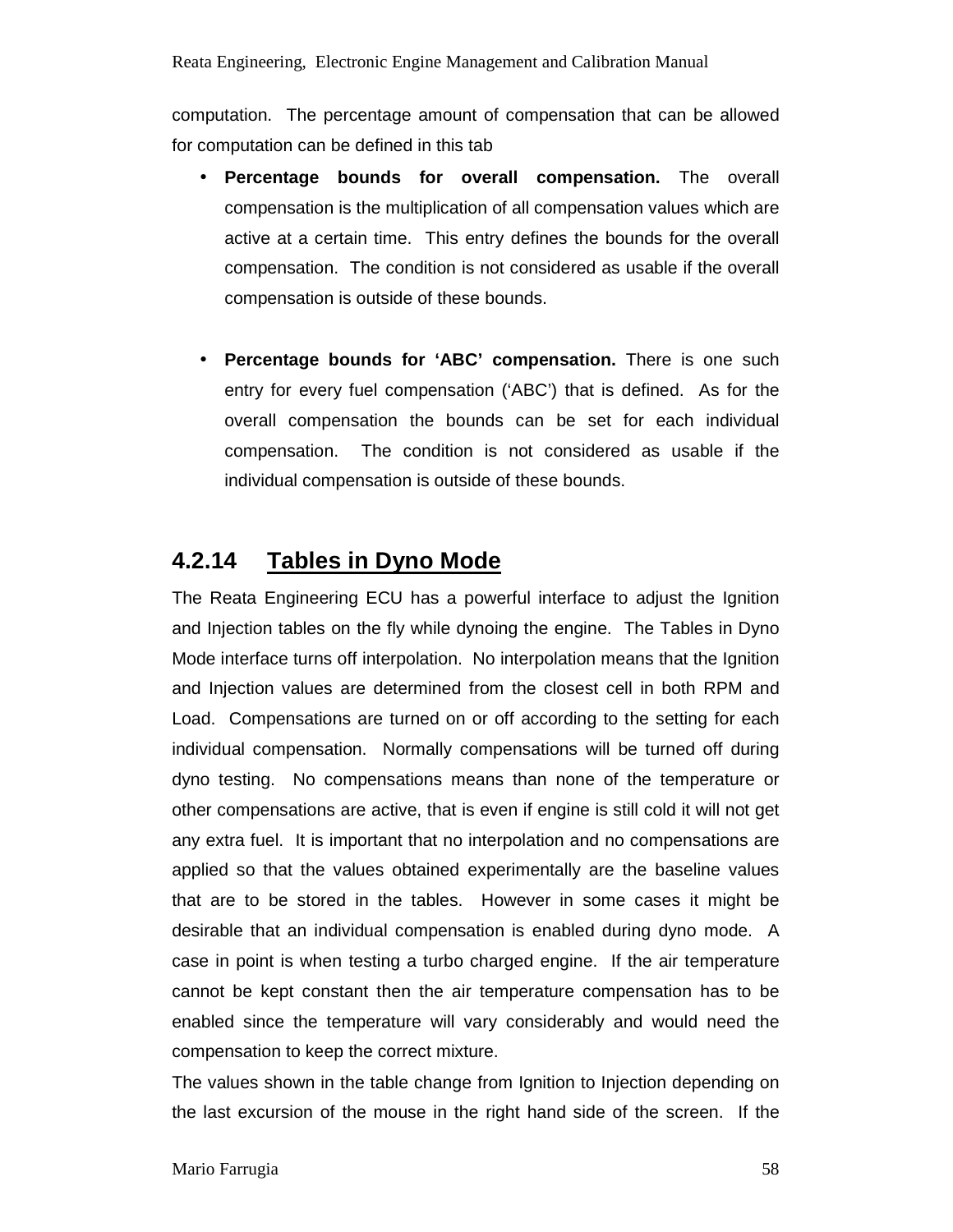computation. The percentage amount of compensation that can be allowed for computation can be defined in this tab

- **Percentage bounds for overall compensation.** The overall compensation is the multiplication of all compensation values which are active at a certain time. This entry defines the bounds for the overall compensation. The condition is not considered as usable if the overall compensation is outside of these bounds.

- **Percentage bounds for 'ABC' compensation.** There is one such entry for every fuel compensation ('ABC') that is defined. As for the overall compensation the bounds can be set for each individual compensation. The condition is not considered as usable if the individual compensation is outside of these bounds.

### 4.2.14 Tables in Dyno Mode

The Reata Engineering ECU has a powerful interface to adjust the Ignition and Injection tables on the fly while dynoing the engine. The Tables in Dyno Mode interface turns off interpolation. No interpolation means that the Ignition and Injection values are determined from the closest cell in both RPM and Load. Compensations are turned on or off according to the setting for each individual compensation. Normally compensations will be turned off during dyno testing. No compensations means than none of the temperature or other compensations are active, that is even if engine is still cold it will not get any extra fuel. It is important that no interpolation and no compensations are applied so that the values obtained experimentally are the baseline values that are to be stored in the tables. However in some cases it might be desirable that an individual compensation is enabled during dyno mode. A case in point is when testing a turbo charged engine. If the air temperature cannot be kept constant then the air temperature compensation has to be enabled since the temperature will vary considerably and would need the compensation to keep the correct mixture.

The values shown in the table change from Ignition to Injection depending on the last excursion of the mouse in the right hand side of the screen. If the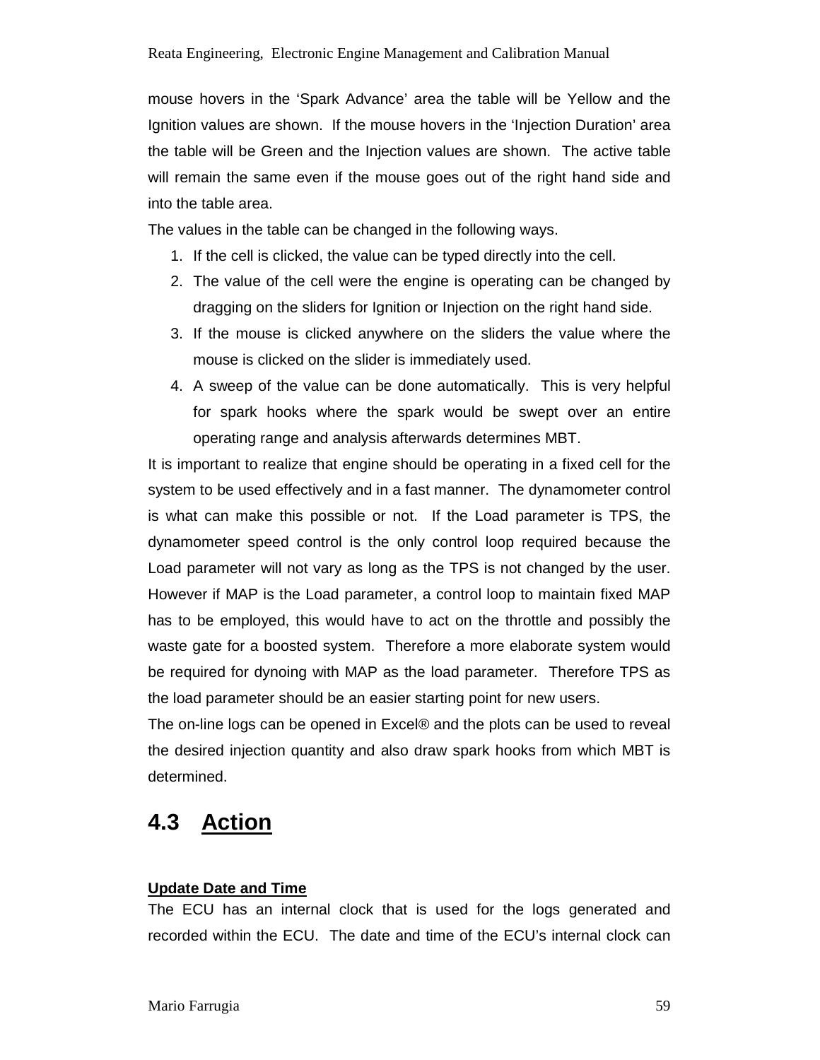mouse hovers in the 'Spark Advance' area the table will be Yellow and the Ignition values are shown. If the mouse hovers in the 'Injection Duration' area the table will be Green and the Injection values are shown. The active table will remain the same even if the mouse goes out of the right hand side and into the table area.

The values in the table can be changed in the following ways.

1. If the cell is clicked, the value can be typed directly into the cell.
2. The value of the cell were the engine is operating can be changed by dragging on the sliders for Ignition or Injection on the right hand side.
3. If the mouse is clicked anywhere on the sliders the value where the mouse is clicked on the slider is immediately used.
4. A sweep of the value can be done automatically. This is very helpful for spark hooks where the spark would be swept over an entire operating range and analysis afterwards determines MBT.

It is important to realize that engine should be operating in a fixed cell for the system to be used effectively and in a fast manner. The dynamometer control is what can make this possible or not. If the Load parameter is TPS, the dynamometer speed control is the only control loop required because the Load parameter will not vary as long as the TPS is not changed by the user. However if MAP is the Load parameter, a control loop to maintain fixed MAP has to be employed, this would have to act on the throttle and possibly the waste gate for a boosted system. Therefore a more elaborate system would be required for dynoing with MAP as the load parameter. Therefore TPS as the load parameter should be an easier starting point for new users.

The on-line logs can be opened in Excel® and the plots can be used to reveal the desired injection quantity and also draw spark hooks from which MBT is determined.

## 4.3 Action

**Update Date and Time**

The ECU has an internal clock that is used for the logs generated and recorded within the ECU. The date and time of the ECU's internal clock can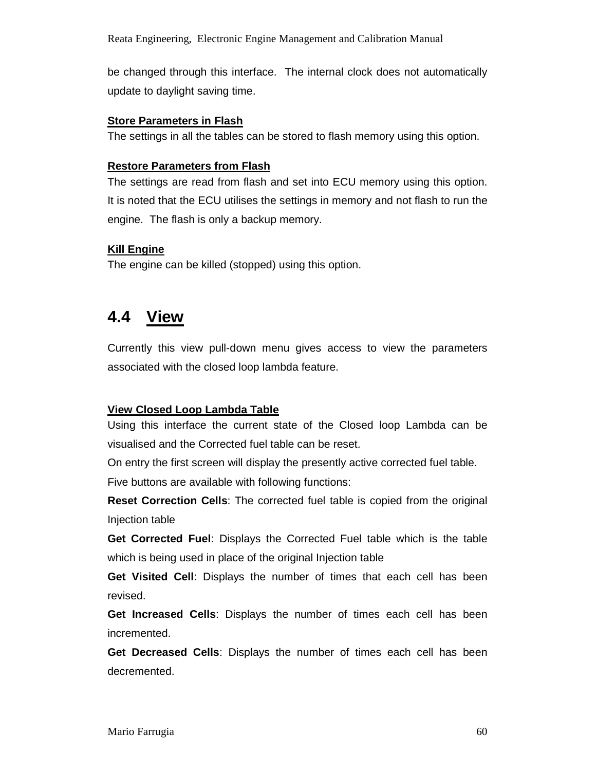be changed through this interface. The internal clock does not automatically update to daylight saving time.

**Store Parameters in Flash**

The settings in all the tables can be stored to flash memory using this option.

**Restore Parameters from Flash**

The settings are read from flash and set into ECU memory using this option. It is noted that the ECU utilises the settings in memory and not flash to run the engine. The flash is only a backup memory.

**Kill Engine**

The engine can be killed (stopped) using this option.

## 4.4 View

Currently this view pull-down menu gives access to view the parameters associated with the closed loop lambda feature.

**View Closed Loop Lambda Table**

Using this interface the current state of the Closed loop Lambda can be visualised and the Corrected fuel table can be reset.

On entry the first screen will display the presently active corrected fuel table.

Five buttons are available with following functions:

**Reset Correction Cells**: The corrected fuel table is copied from the original Injection table

**Get Corrected Fuel**: Displays the Corrected Fuel table which is the table which is being used in place of the original Injection table

**Get Visited Cell**: Displays the number of times that each cell has been revised.

**Get Increased Cells**: Displays the number of times each cell has been incremented.

**Get Decreased Cells**: Displays the number of times each cell has been decremented.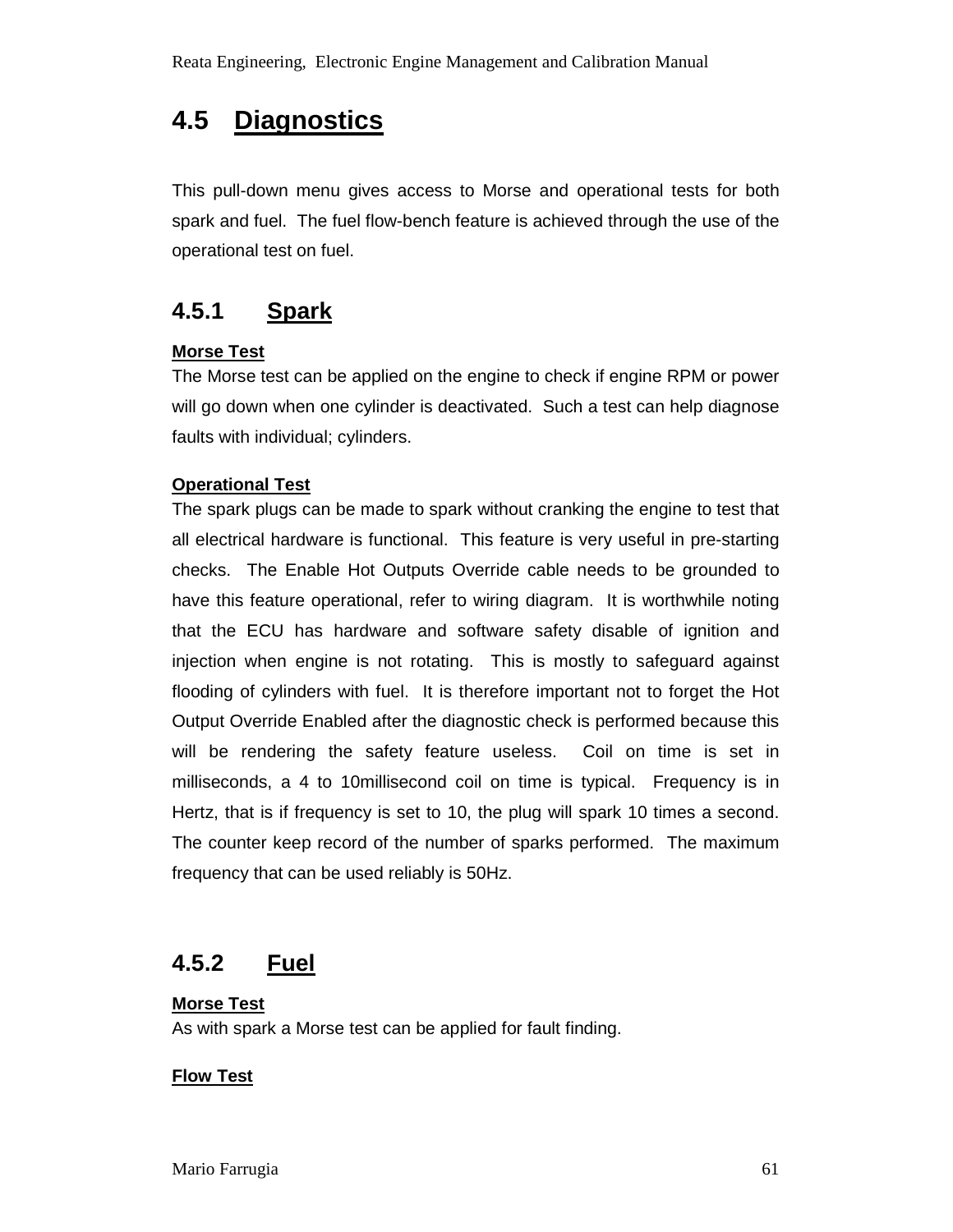## 4.5 Diagnostics

This pull-down menu gives access to Morse and operational tests for both spark and fuel. The fuel flow-bench feature is achieved through the use of the operational test on fuel.

### 4.5.1 Spark

**Morse Test**

The Morse test can be applied on the engine to check if engine RPM or power will go down when one cylinder is deactivated. Such a test can help diagnose faults with individual; cylinders.

**Operational Test**

The spark plugs can be made to spark without cranking the engine to test that all electrical hardware is functional. This feature is very useful in pre-starting checks. The Enable Hot Outputs Override cable needs to be grounded to have this feature operational, refer to wiring diagram. It is worthwhile noting that the ECU has hardware and software safety disable of ignition and injection when engine is not rotating. This is mostly to safeguard against flooding of cylinders with fuel. It is therefore important not to forget the Hot Output Override Enabled after the diagnostic check is performed because this will be rendering the safety feature useless. Coil on time is set in milliseconds, a 4 to 10millisecond coil on time is typical. Frequency is in Hertz, that is if frequency is set to 10, the plug will spark 10 times a second. The counter keep record of the number of sparks performed. The maximum frequency that can be used reliably is 50Hz.

### 4.5.2 Fuel

**Morse Test**

As with spark a Morse test can be applied for fault finding.

**Flow Test**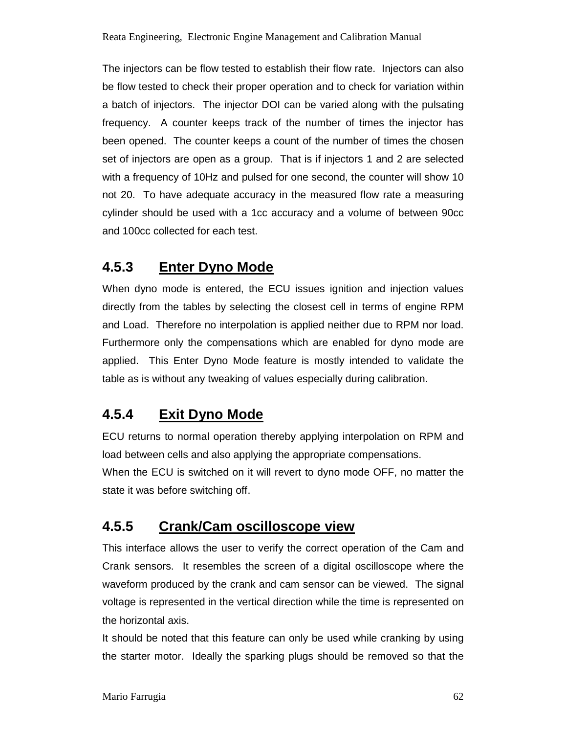The injectors can be flow tested to establish their flow rate. Injectors can also be flow tested to check their proper operation and to check for variation within a batch of injectors. The injector DOI can be varied along with the pulsating frequency. A counter keeps track of the number of times the injector has been opened. The counter keeps a count of the number of times the chosen set of injectors are open as a group. That is if injectors 1 and 2 are selected with a frequency of 10Hz and pulsed for one second, the counter will show 10 not 20. To have adequate accuracy in the measured flow rate a measuring cylinder should be used with a 1cc accuracy and a volume of between 90cc and 100cc collected for each test.

### 4.5.3 Enter Dyno Mode

When dyno mode is entered, the ECU issues ignition and injection values directly from the tables by selecting the closest cell in terms of engine RPM and Load. Therefore no interpolation is applied neither due to RPM nor load. Furthermore only the compensations which are enabled for dyno mode are applied. This Enter Dyno Mode feature is mostly intended to validate the table as is without any tweaking of values especially during calibration.

### 4.5.4 Exit Dyno Mode

ECU returns to normal operation thereby applying interpolation on RPM and load between cells and also applying the appropriate compensations.
When the ECU is switched on it will revert to dyno mode OFF, no matter the state it was before switching off.

### 4.5.5 Crank/Cam oscilloscope view

This interface allows the user to verify the correct operation of the Cam and Crank sensors. It resembles the screen of a digital oscilloscope where the waveform produced by the crank and cam sensor can be viewed. The signal voltage is represented in the vertical direction while the time is represented on the horizontal axis.
It should be noted that this feature can only be used while cranking by using the starter motor. Ideally the sparking plugs should be removed so that the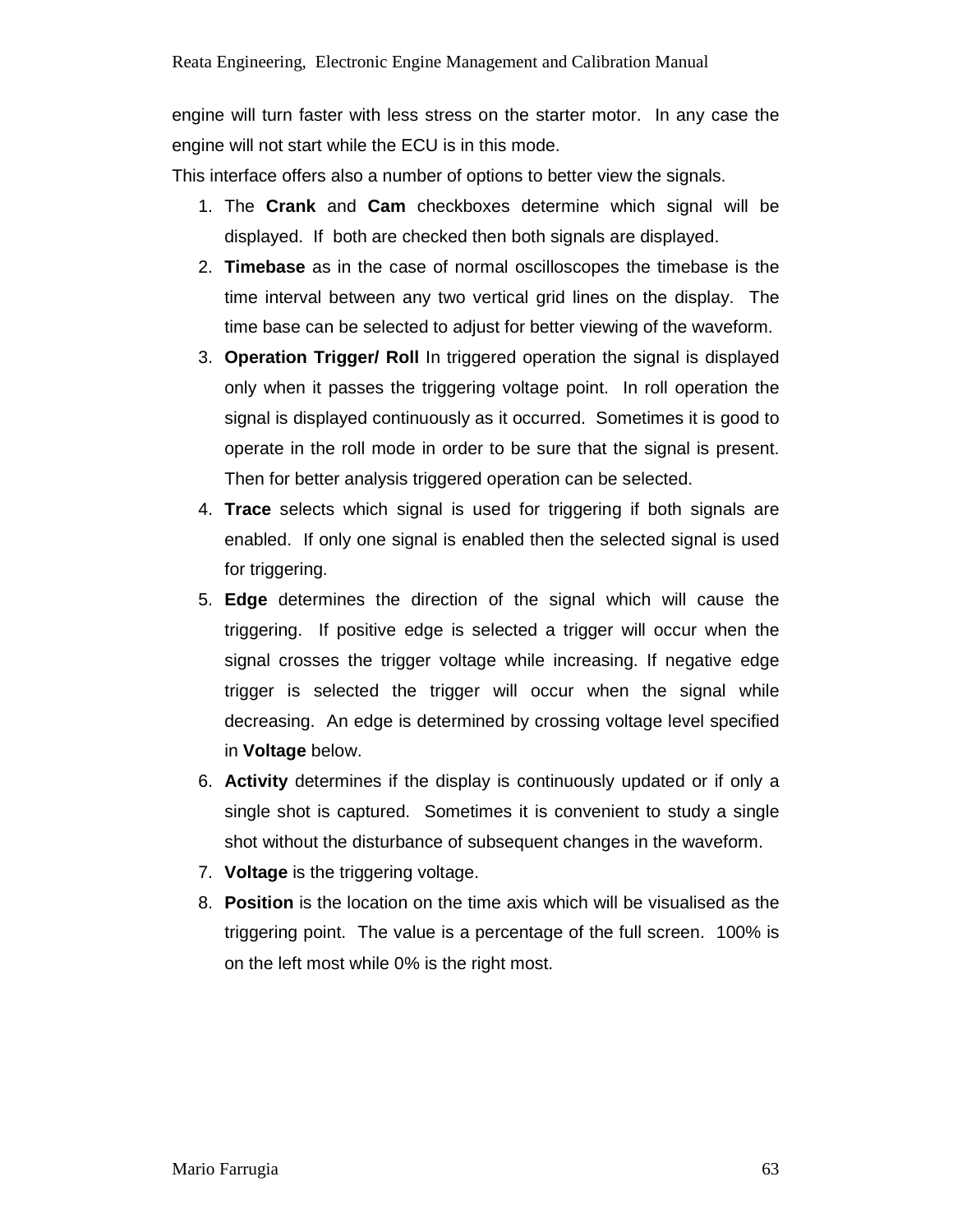engine will turn faster with less stress on the starter motor. In any case the engine will not start while the ECU is in this mode.

This interface offers also a number of options to better view the signals.

1. The **Crank** and **Cam** checkboxes determine which signal will be displayed. If both are checked then both signals are displayed.
2. **Timebase** as in the case of normal oscilloscopes the timebase is the time interval between any two vertical grid lines on the display. The time base can be selected to adjust for better viewing of the waveform.
3. **Operation Trigger/ Roll** In triggered operation the signal is displayed only when it passes the triggering voltage point. In roll operation the signal is displayed continuously as it occurred. Sometimes it is good to operate in the roll mode in order to be sure that the signal is present. Then for better analysis triggered operation can be selected.
4. **Trace** selects which signal is used for triggering if both signals are enabled. If only one signal is enabled then the selected signal is used for triggering.
5. **Edge** determines the direction of the signal which will cause the triggering. If positive edge is selected a trigger will occur when the signal crosses the trigger voltage while increasing. If negative edge trigger is selected the trigger will occur when the signal while decreasing. An edge is determined by crossing voltage level specified in **Voltage** below.
6. **Activity** determines if the display is continuously updated or if only a single shot is captured. Sometimes it is convenient to study a single shot without the disturbance of subsequent changes in the waveform.
7. **Voltage** is the triggering voltage.
8. **Position** is the location on the time axis which will be visualised as the triggering point. The value is a percentage of the full screen. 100% is on the left most while 0% is the right most.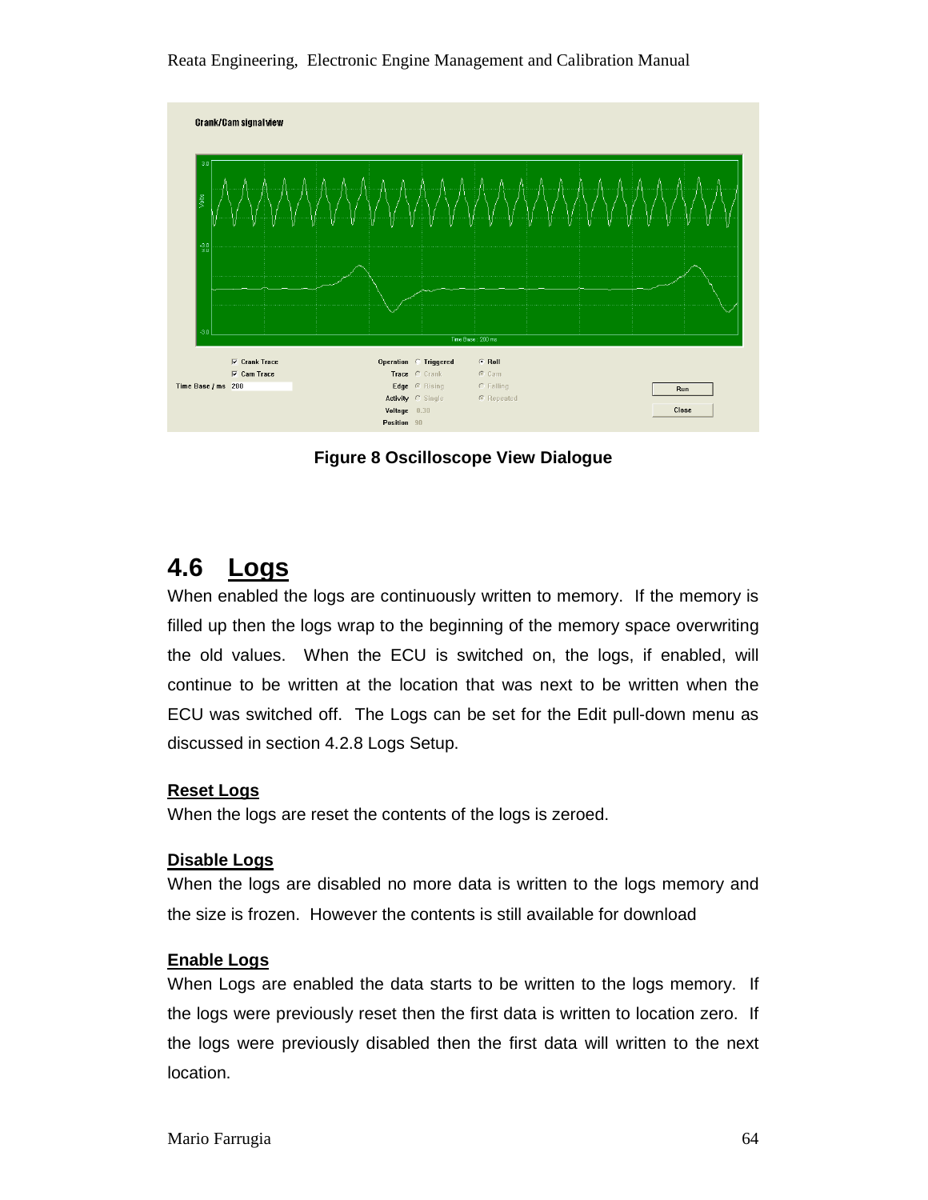**Figure 8 Oscilloscope View Dialogue**

## 4.6 Logs

When enabled the logs are continuously written to memory. If the memory is filled up then the logs wrap to the beginning of the memory space overwriting the old values. When the ECU is switched on, the logs, if enabled, will continue to be written at the location that was next to be written when the ECU was switched off. The Logs can be set for the Edit pull-down menu as discussed in section 4.2.8 Logs Setup.

**Reset Logs**

When the logs are reset the contents of the logs is zeroed.

**Disable Logs**

When the logs are disabled no more data is written to the logs memory and the size is frozen. However the contents is still available for download

**Enable Logs**

When Logs are enabled the data starts to be written to the logs memory. If the logs were previously reset then the first data is written to location zero. If the logs were previously disabled then the first data will written to the next location.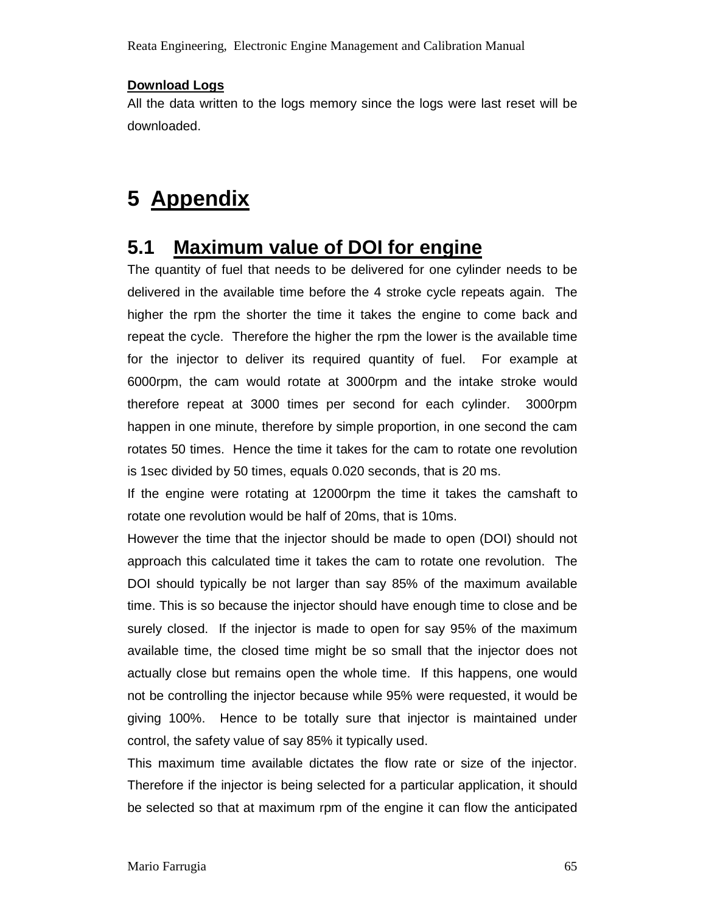**Download Logs**

All the data written to the logs memory since the logs were last reset will be downloaded.

# 5 Appendix

## 5.1 Maximum value of DOI for engine

The quantity of fuel that needs to be delivered for one cylinder needs to be delivered in the available time before the 4 stroke cycle repeats again. The higher the rpm the shorter the time it takes the engine to come back and repeat the cycle. Therefore the higher the rpm the lower is the available time for the injector to deliver its required quantity of fuel. For example at 6000rpm, the cam would rotate at 3000rpm and the intake stroke would therefore repeat at 3000 times per second for each cylinder. 3000rpm happen in one minute, therefore by simple proportion, in one second the cam rotates 50 times. Hence the time it takes for the cam to rotate one revolution is 1sec divided by 50 times, equals 0.020 seconds, that is 20 ms.

If the engine were rotating at 12000rpm the time it takes the camshaft to rotate one revolution would be half of 20ms, that is 10ms.

However the time that the injector should be made to open (DOI) should not approach this calculated time it takes the cam to rotate one revolution. The DOI should typically be not larger than say 85% of the maximum available time. This is so because the injector should have enough time to close and be surely closed. If the injector is made to open for say 95% of the maximum available time, the closed time might be so small that the injector does not actually close but remains open the whole time. If this happens, one would not be controlling the injector because while 95% were requested, it would be giving 100%. Hence to be totally sure that injector is maintained under control, the safety value of say 85% it typically used.

This maximum time available dictates the flow rate or size of the injector. Therefore if the injector is being selected for a particular application, it should be selected so that at maximum rpm of the engine it can flow the anticipated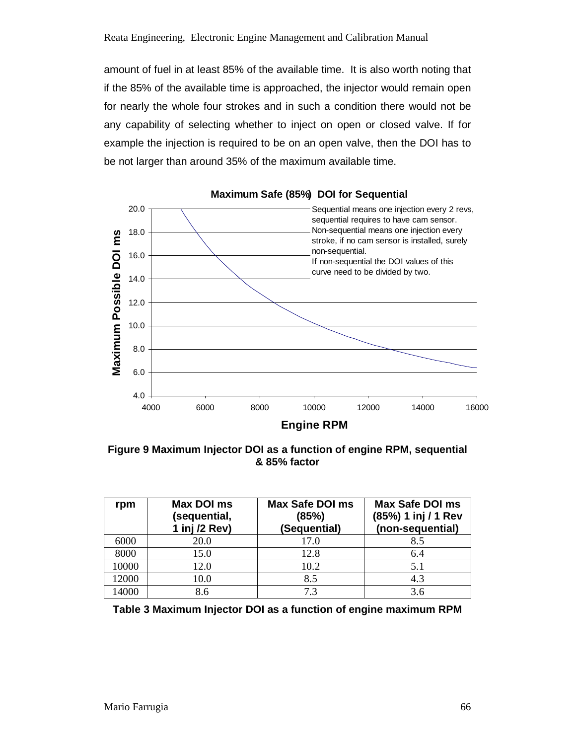amount of fuel in at least 85% of the available time. It is also worth noting that if the 85% of the available time is approached, the injector would remain open for nearly the whole four strokes and in such a condition there would not be any capability of selecting whether to inject on open or closed valve. If for example the injection is required to be on an open valve, then the DOI has to be not larger than around 35% of the maximum available time.

**Figure 9 Maximum Injector DOI as a function of engine RPM, sequential & 85% factor**

| rpm | Max DOI ms (sequential, 1 inj /2 Rev) | Max Safe DOI ms (85%) (Sequential) | Max Safe DOI ms (85%) 1 inj / 1 Rev (non-sequential) |
|---|---|---|---|
| 6000 | 20.0 | 17.0 | 8.5 |
| 8000 | 15.0 | 12.8 | 6.4 |
| 10000 | 12.0 | 10.2 | 5.1 |
| 12000 | 10.0 | 8.5 | 4.3 |
| 14000 | 8.6 | 7.3 | 3.6 |

**Table 3 Maximum Injector DOI as a function of engine maximum RPM**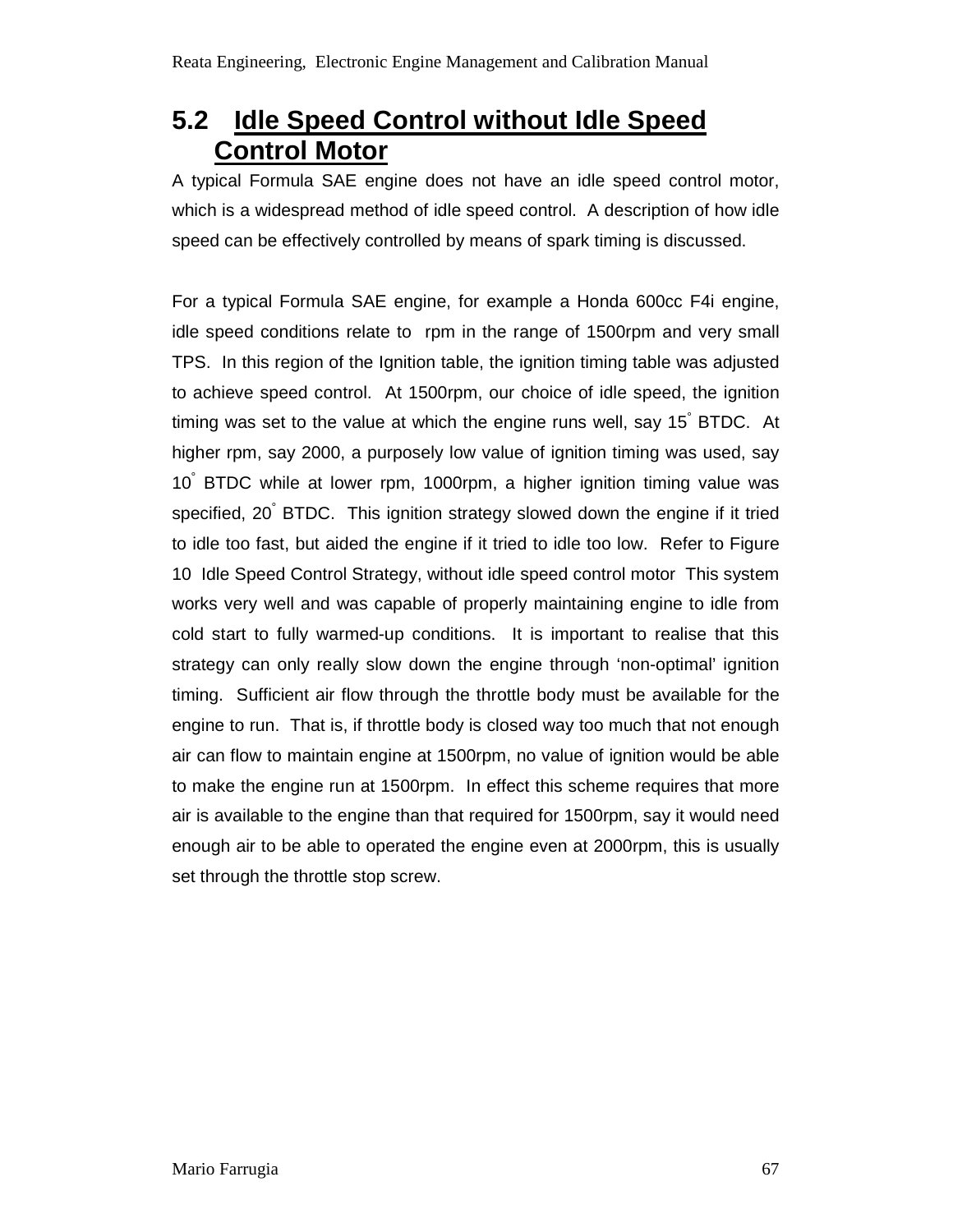## 5.2 Idle Speed Control without Idle Speed Control Motor

A typical Formula SAE engine does not have an idle speed control motor, which is a widespread method of idle speed control. A description of how idle speed can be effectively controlled by means of spark timing is discussed.

For a typical Formula SAE engine, for example a Honda 600cc F4i engine, idle speed conditions relate to rpm in the range of 1500rpm and very small TPS. In this region of the Ignition table, the ignition timing table was adjusted to achieve speed control. At 1500rpm, our choice of idle speed, the ignition timing was set to the value at which the engine runs well, say 15° BTDC. At higher rpm, say 2000, a purposely low value of ignition timing was used, say 10° BTDC while at lower rpm, 1000rpm, a higher ignition timing value was specified, 20° BTDC. This ignition strategy slowed down the engine if it tried to idle too fast, but aided the engine if it tried to idle too low. Refer to Figure 10 Idle Speed Control Strategy, without idle speed control motor This system works very well and was capable of properly maintaining engine to idle from cold start to fully warmed-up conditions. It is important to realise that this strategy can only really slow down the engine through 'non-optimal' ignition timing. Sufficient air flow through the throttle body must be available for the engine to run. That is, if throttle body is closed way too much that not enough air can flow to maintain engine at 1500rpm, no value of ignition would be able to make the engine run at 1500rpm. In effect this scheme requires that more air is available to the engine than that required for 1500rpm, say it would need enough air to be able to operated the engine even at 2000rpm, this is usually set through the throttle stop screw.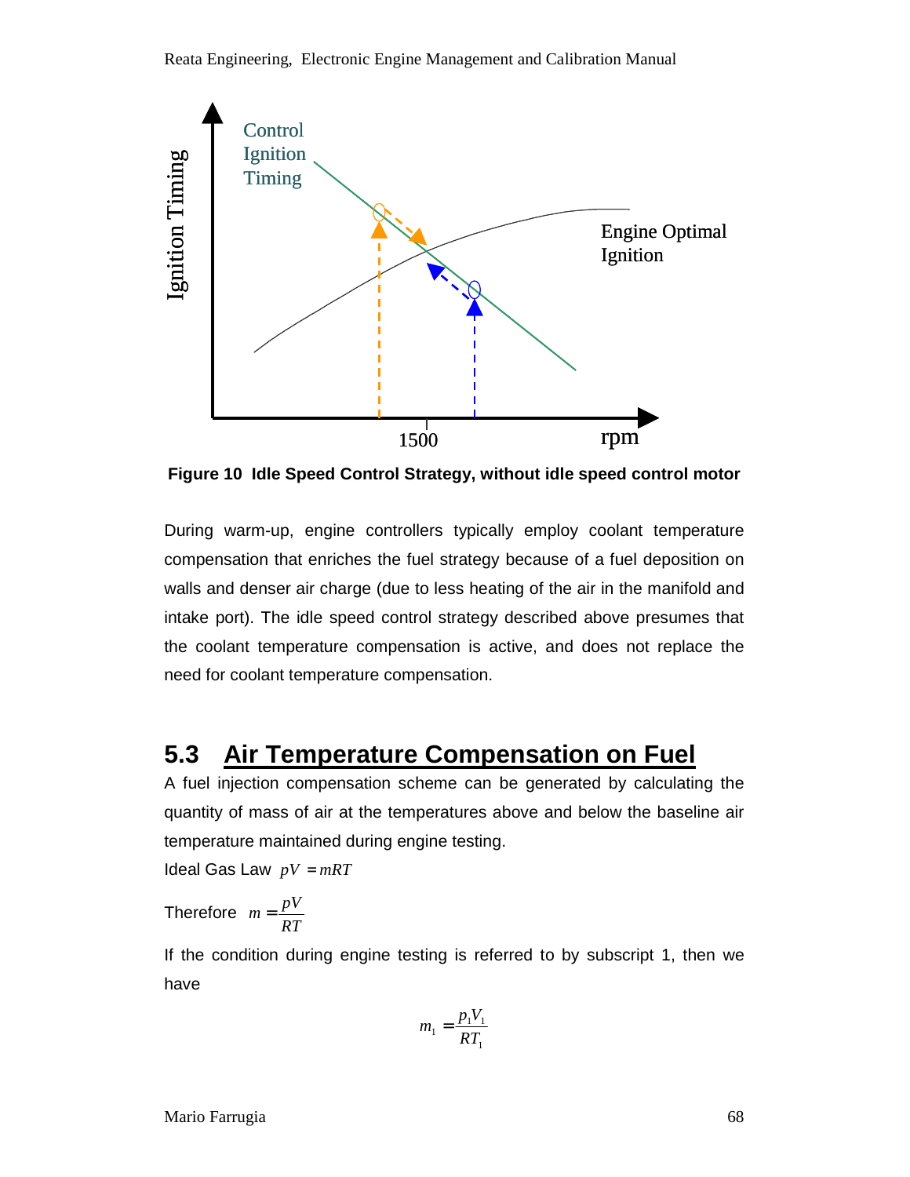Figure 10  Idle Speed Control Strategy, without idle speed control motor

During warm-up, engine controllers typically employ coolant temperature compensation that enriches the fuel strategy because of a fuel deposition on walls and denser air charge (due to less heating of the air in the manifold and intake port). The idle speed control strategy described above presumes that the coolant temperature compensation is active, and does not replace the need for coolant temperature compensation.

## 5.3 Air Temperature Compensation on Fuel

A fuel injection compensation scheme can be generated by calculating the quantity of mass of air at the temperatures above and below the baseline air temperature maintained during engine testing.

Ideal Gas Law $pV = mRT$

Therefore $m = \frac{pV}{RT}$

If the condition during engine testing is referred to by subscript 1, then we have

$$m_1 = \frac{p_1 V_1}{RT_1}$$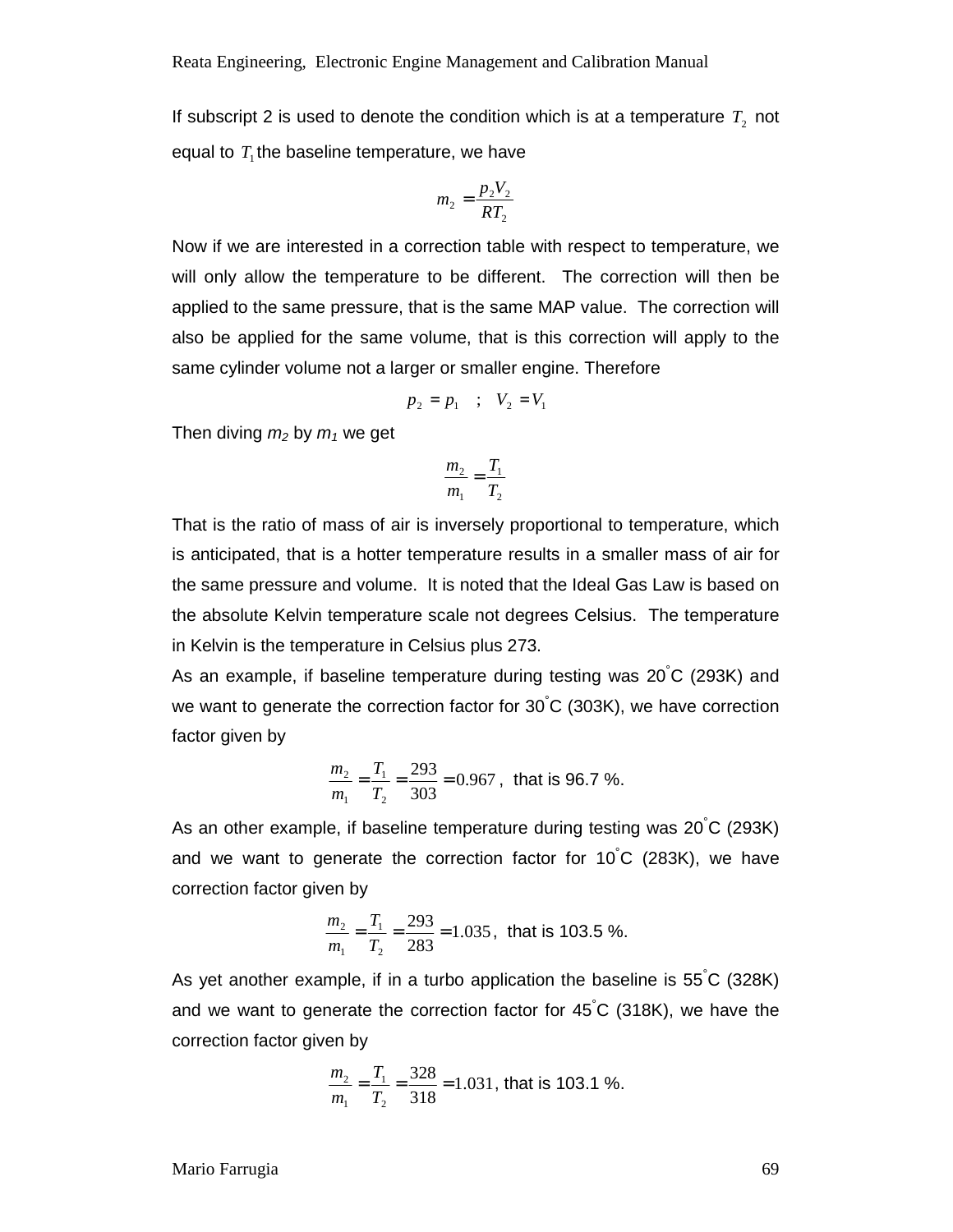If subscript 2 is used to denote the condition which is at a temperature $T_2$ not equal to $T_1$ the baseline temperature, we have

$$m_2 = \frac{p_2 V_2}{R T_2}$$

Now if we are interested in a correction table with respect to temperature, we will only allow the temperature to be different. The correction will then be applied to the same pressure, that is the same MAP value. The correction will also be applied for the same volume, that is this correction will apply to the same cylinder volume not a larger or smaller engine. Therefore

$$p_2 = p_1 \quad ; \quad V_2 = V_1$$

Then diving $m_2$ by $m_1$ we get

$$\frac{m_2}{m_1} = \frac{T_1}{T_2}$$

That is the ratio of mass of air is inversely proportional to temperature, which is anticipated, that is a hotter temperature results in a smaller mass of air for the same pressure and volume. It is noted that the Ideal Gas Law is based on the absolute Kelvin temperature scale not degrees Celsius. The temperature in Kelvin is the temperature in Celsius plus 273.

As an example, if baseline temperature during testing was 20°C (293K) and we want to generate the correction factor for 30°C (303K), we have correction factor given by

$$\frac{m_2}{m_1} = \frac{T_1}{T_2} = \frac{293}{303} = 0.967$$, that is 96.7 %.

As an other example, if baseline temperature during testing was 20°C (293K) and we want to generate the correction factor for 10°C (283K), we have correction factor given by

$$\frac{m_2}{m_1} = \frac{T_1}{T_2} = \frac{293}{283} = 1.035$$, that is 103.5 %.

As yet another example, if in a turbo application the baseline is 55°C (328K) and we want to generate the correction factor for 45°C (318K), we have the correction factor given by

$$\frac{m_2}{m_1} = \frac{T_1}{T_2} = \frac{328}{318} = 1.031$$, that is 103.1 %.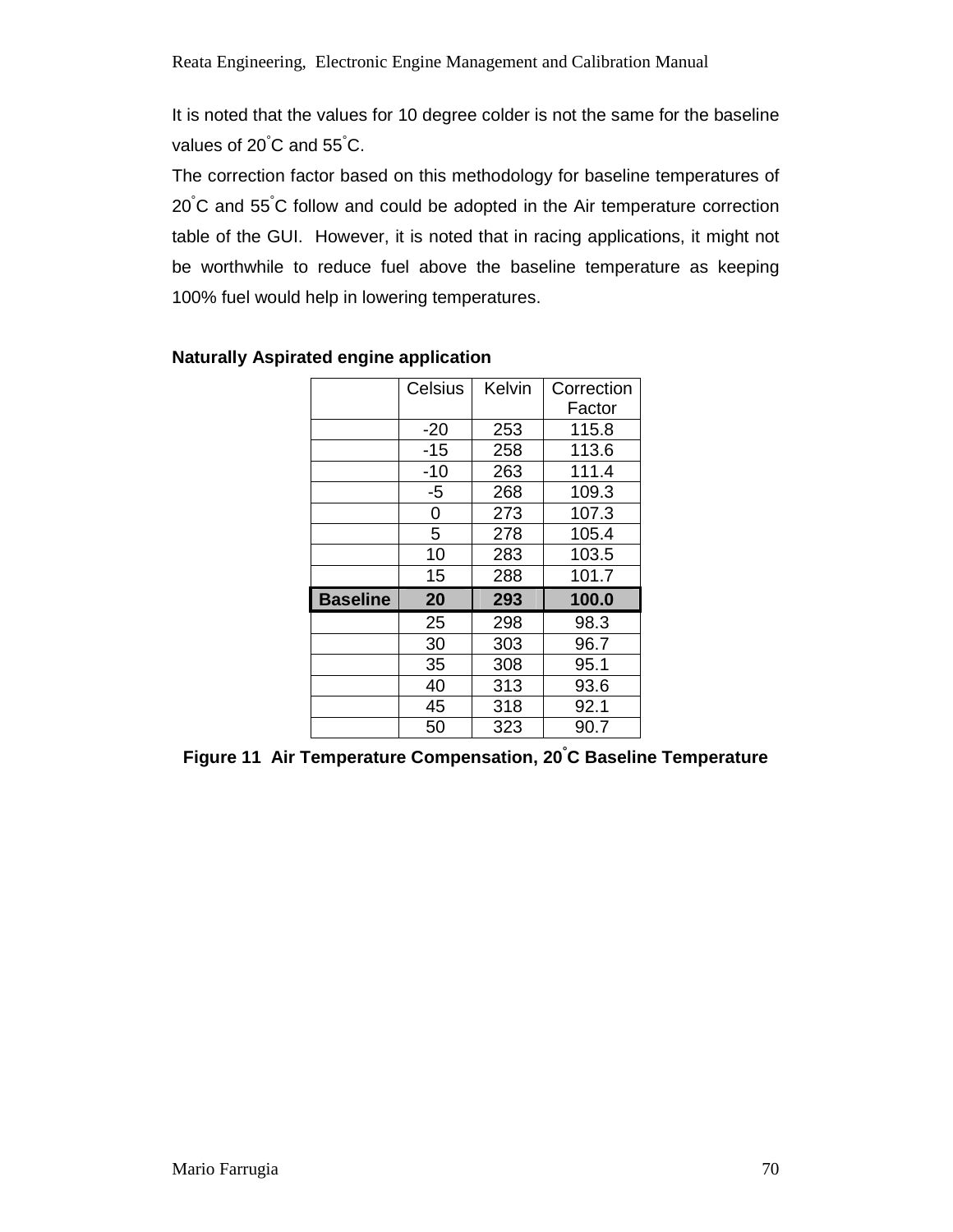It is noted that the values for 10 degree colder is not the same for the baseline values of 20°C and 55°C.

The correction factor based on this methodology for baseline temperatures of 20°C and 55°C follow and could be adopted in the Air temperature correction table of the GUI. However, it is noted that in racing applications, it might not be worthwhile to reduce fuel above the baseline temperature as keeping 100% fuel would help in lowering temperatures.

**Naturally Aspirated engine application**

| | Celsius | Kelvin | Correction Factor |
|---|---|---|---|
| | -20 | 253 | 115.8 |
| | -15 | 258 | 113.6 |
| | -10 | 263 | 111.4 |
| | -5 | 268 | 109.3 |
| | 0 | 273 | 107.3 |
| | 5 | 278 | 105.4 |
| | 10 | 283 | 103.5 |
| | 15 | 288 | 101.7 |
| **Baseline** | **20** | **293** | **100.0** |
| | 25 | 298 | 98.3 |
| | 30 | 303 | 96.7 |
| | 35 | 308 | 95.1 |
| | 40 | 313 | 93.6 |
| | 45 | 318 | 92.1 |
| | 50 | 323 | 90.7 |

**Figure 11 Air Temperature Compensation, 20°C Baseline Temperature**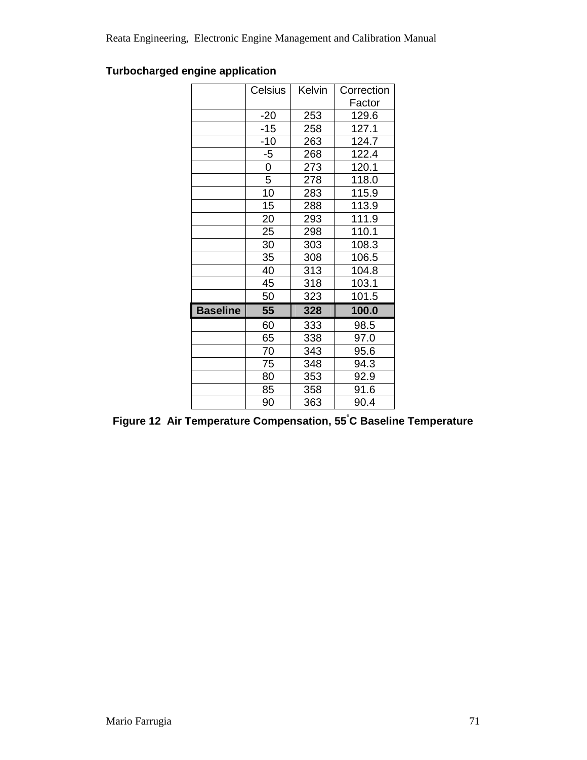**Turbocharged engine application**

| | Celsius | Kelvin | Correction Factor |
|---|---|---|---|
| | -20 | 253 | 129.6 |
| | -15 | 258 | 127.1 |
| | -10 | 263 | 124.7 |
| | -5 | 268 | 122.4 |
| | 0 | 273 | 120.1 |
| | 5 | 278 | 118.0 |
| | 10 | 283 | 115.9 |
| | 15 | 288 | 113.9 |
| | 20 | 293 | 111.9 |
| | 25 | 298 | 110.1 |
| | 30 | 303 | 108.3 |
| | 35 | 308 | 106.5 |
| | 40 | 313 | 104.8 |
| | 45 | 318 | 103.1 |
| | 50 | 323 | 101.5 |
| **Baseline** | **55** | **328** | **100.0** |
| | 60 | 333 | 98.5 |
| | 65 | 338 | 97.0 |
| | 70 | 343 | 95.6 |
| | 75 | 348 | 94.3 |
| | 80 | 353 | 92.9 |
| | 85 | 358 | 91.6 |
| | 90 | 363 | 90.4 |

**Figure 12 Air Temperature Compensation, 55°C Baseline Temperature**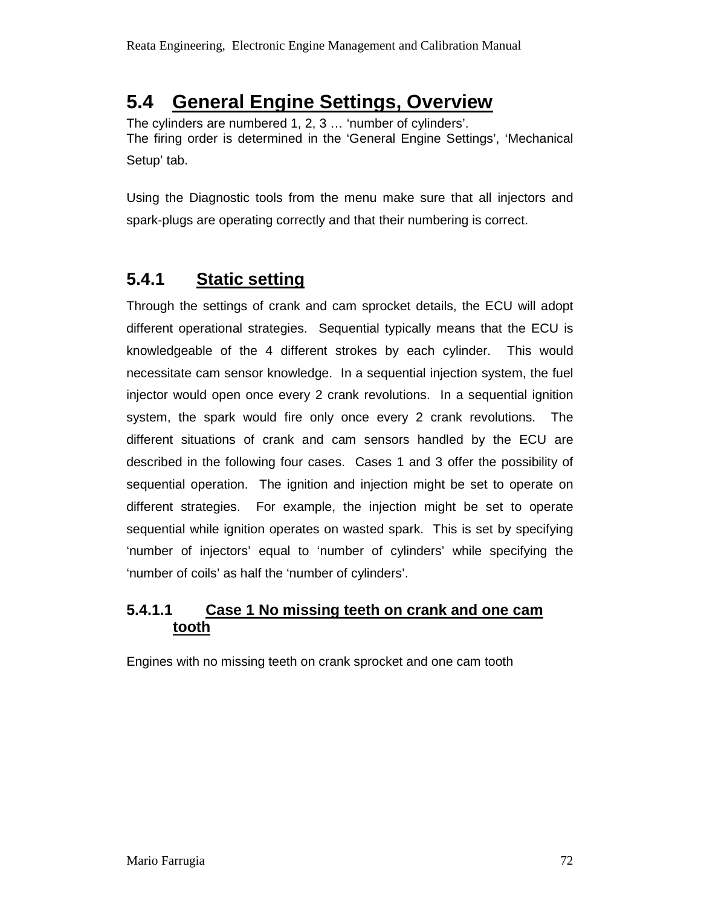## 5.4 General Engine Settings, Overview

The cylinders are numbered 1, 2, 3 … 'number of cylinders'.
The firing order is determined in the 'General Engine Settings', 'Mechanical Setup' tab.

Using the Diagnostic tools from the menu make sure that all injectors and spark-plugs are operating correctly and that their numbering is correct.

### 5.4.1 Static setting

Through the settings of crank and cam sprocket details, the ECU will adopt different operational strategies. Sequential typically means that the ECU is knowledgeable of the 4 different strokes by each cylinder. This would necessitate cam sensor knowledge. In a sequential injection system, the fuel injector would open once every 2 crank revolutions. In a sequential ignition system, the spark would fire only once every 2 crank revolutions. The different situations of crank and cam sensors handled by the ECU are described in the following four cases. Cases 1 and 3 offer the possibility of sequential operation. The ignition and injection might be set to operate on different strategies. For example, the injection might be set to operate sequential while ignition operates on wasted spark. This is set by specifying 'number of injectors' equal to 'number of cylinders' while specifying the 'number of coils' as half the 'number of cylinders'.

#### 5.4.1.1 Case 1 No missing teeth on crank and one cam tooth

Engines with no missing teeth on crank sprocket and one cam tooth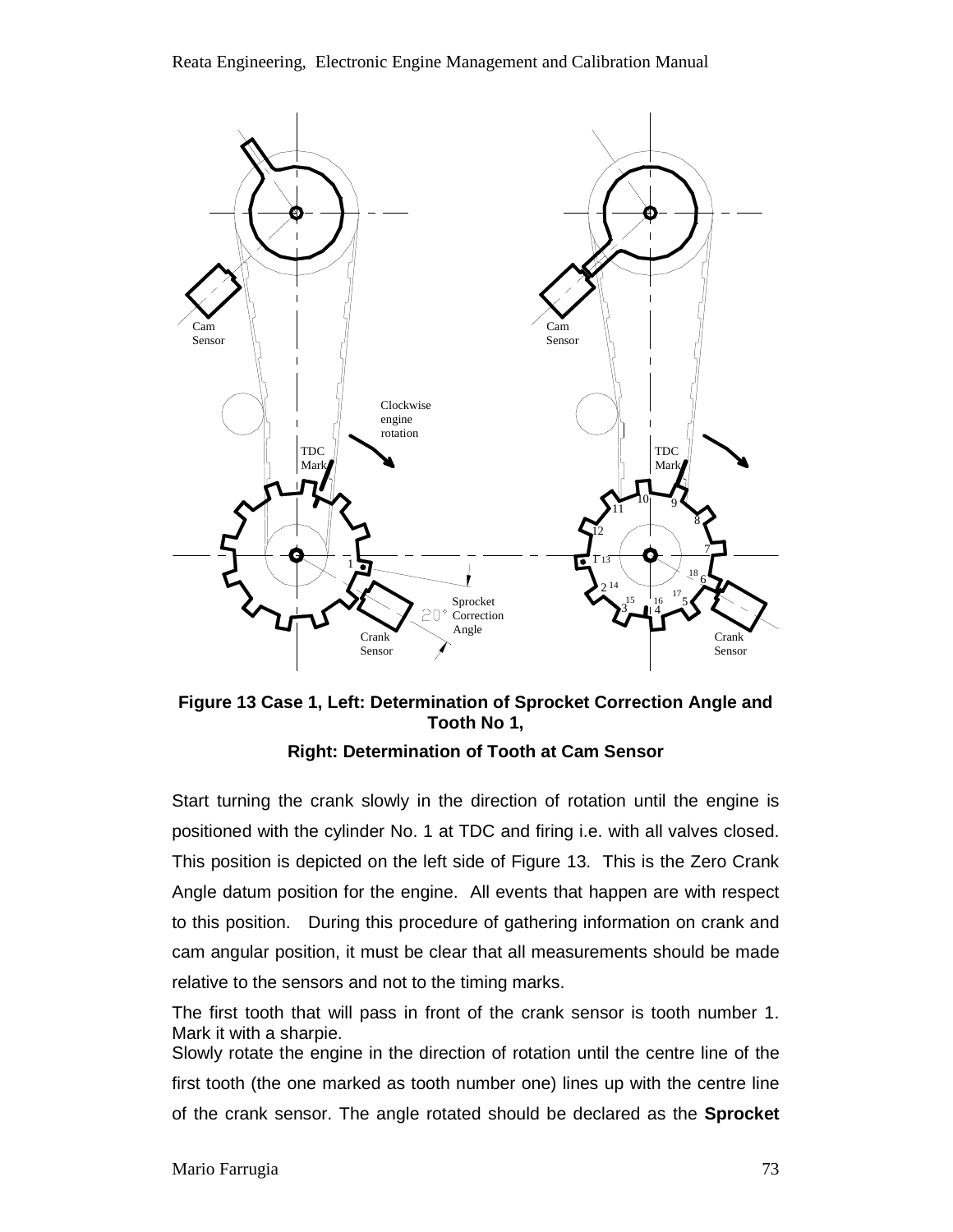**Figure 13 Case 1, Left: Determination of Sprocket Correction Angle and Tooth No 1,**

**Right: Determination of Tooth at Cam Sensor**

Start turning the crank slowly in the direction of rotation until the engine is positioned with the cylinder No. 1 at TDC and firing i.e. with all valves closed. This position is depicted on the left side of Figure 13. This is the Zero Crank Angle datum position for the engine. All events that happen are with respect to this position. During this procedure of gathering information on crank and cam angular position, it must be clear that all measurements should be made relative to the sensors and not to the timing marks.

The first tooth that will pass in front of the crank sensor is tooth number 1. Mark it with a sharpie.

Slowly rotate the engine in the direction of rotation until the centre line of the first tooth (the one marked as tooth number one) lines up with the centre line of the crank sensor. The angle rotated should be declared as the **Sprocket**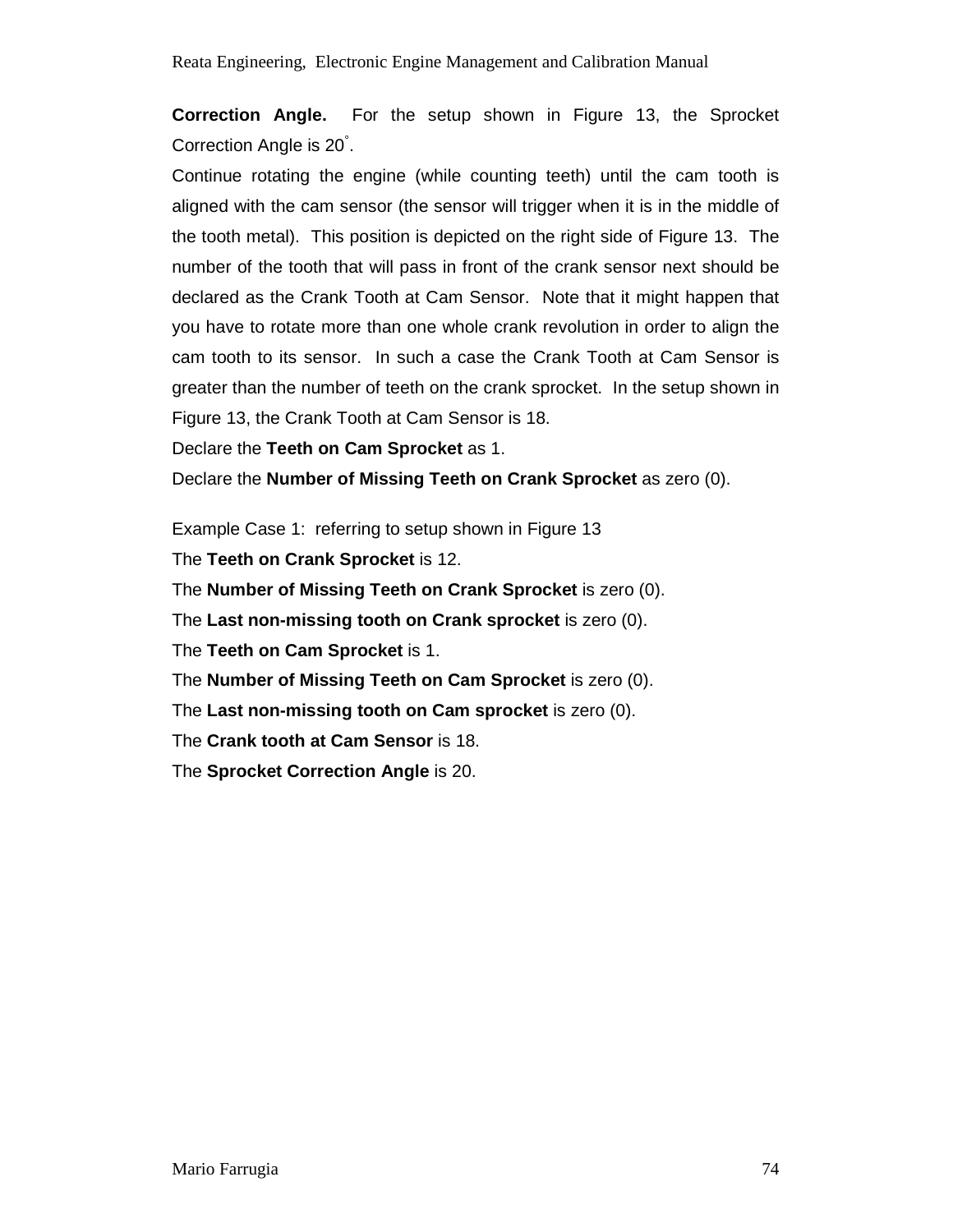**Correction Angle.** For the setup shown in Figure 13, the Sprocket Correction Angle is 20°.

Continue rotating the engine (while counting teeth) until the cam tooth is aligned with the cam sensor (the sensor will trigger when it is in the middle of the tooth metal). This position is depicted on the right side of Figure 13. The number of the tooth that will pass in front of the crank sensor next should be declared as the Crank Tooth at Cam Sensor. Note that it might happen that you have to rotate more than one whole crank revolution in order to align the cam tooth to its sensor. In such a case the Crank Tooth at Cam Sensor is greater than the number of teeth on the crank sprocket. In the setup shown in Figure 13, the Crank Tooth at Cam Sensor is 18.

Declare the **Teeth on Cam Sprocket** as 1.

Declare the **Number of Missing Teeth on Crank Sprocket** as zero (0).

Example Case 1: referring to setup shown in Figure 13

The **Teeth on Crank Sprocket** is 12.

The **Number of Missing Teeth on Crank Sprocket** is zero (0).

The **Last non-missing tooth on Crank sprocket** is zero (0).

The **Teeth on Cam Sprocket** is 1.

The **Number of Missing Teeth on Cam Sprocket** is zero (0).

The **Last non-missing tooth on Cam sprocket** is zero (0).

The **Crank tooth at Cam Sensor** is 18.

The **Sprocket Correction Angle** is 20.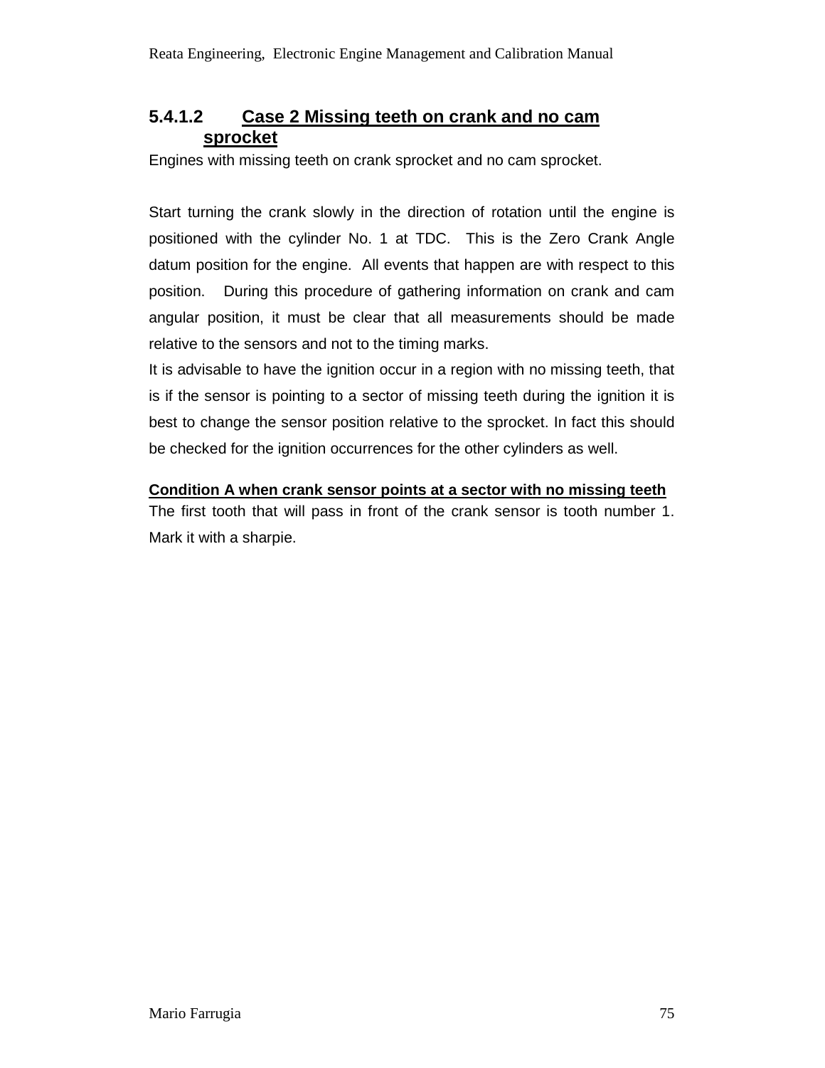#### 5.4.1.2 Case 2 Missing teeth on crank and no cam sprocket

Engines with missing teeth on crank sprocket and no cam sprocket.

Start turning the crank slowly in the direction of rotation until the engine is positioned with the cylinder No. 1 at TDC. This is the Zero Crank Angle datum position for the engine. All events that happen are with respect to this position. During this procedure of gathering information on crank and cam angular position, it must be clear that all measurements should be made relative to the sensors and not to the timing marks.

It is advisable to have the ignition occur in a region with no missing teeth, that is if the sensor is pointing to a sector of missing teeth during the ignition it is best to change the sensor position relative to the sprocket. In fact this should be checked for the ignition occurrences for the other cylinders as well.

**Condition A when crank sensor points at a sector with no missing teeth**

The first tooth that will pass in front of the crank sensor is tooth number 1. Mark it with a sharpie.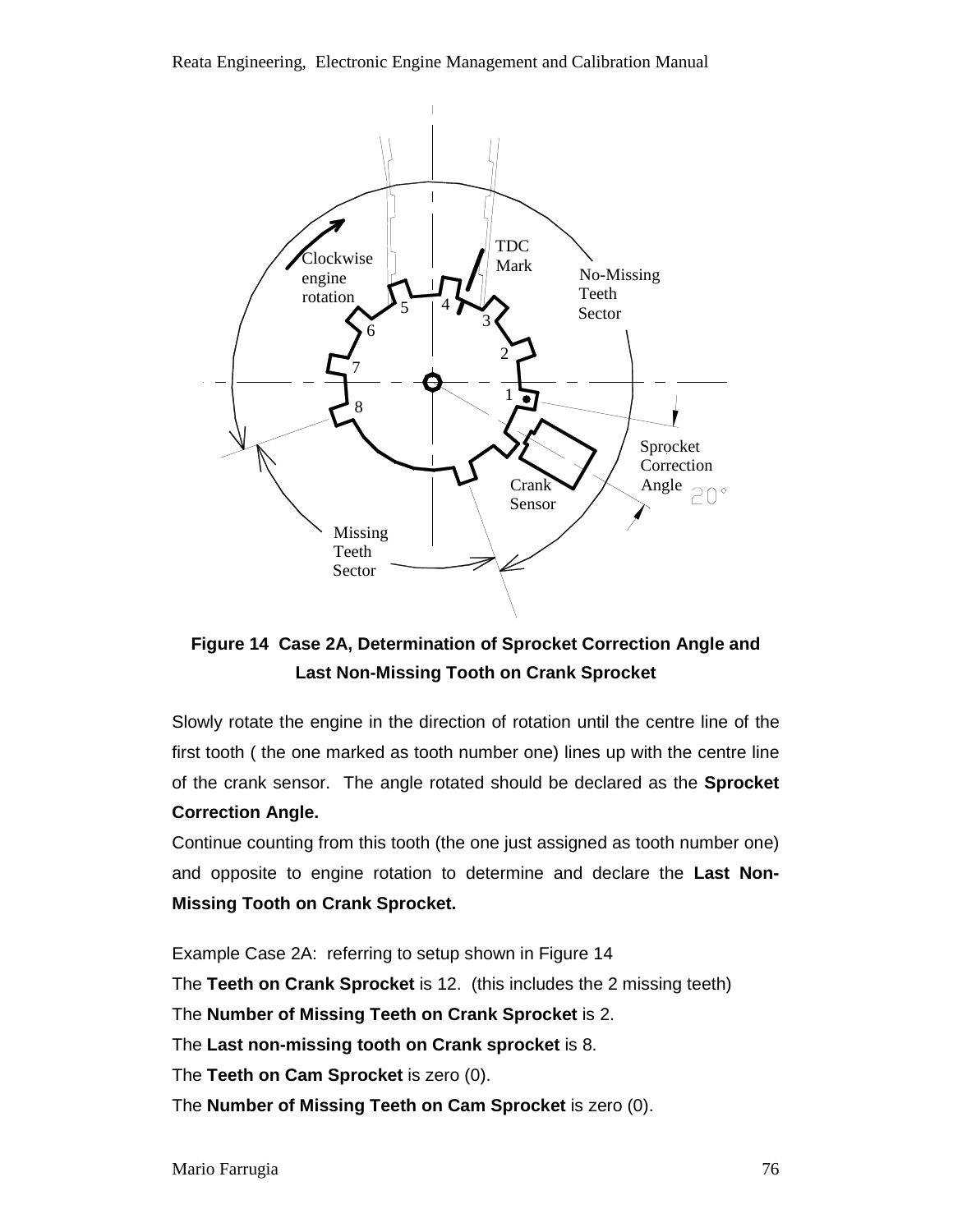**Figure 14 Case 2A, Determination of Sprocket Correction Angle and Last Non-Missing Tooth on Crank Sprocket**

Slowly rotate the engine in the direction of rotation until the centre line of the first tooth ( the one marked as tooth number one) lines up with the centre line of the crank sensor. The angle rotated should be declared as the **Sprocket Correction Angle.**

Continue counting from this tooth (the one just assigned as tooth number one) and opposite to engine rotation to determine and declare the **Last Non-Missing Tooth on Crank Sprocket.**

Example Case 2A: referring to setup shown in Figure 14

The **Teeth on Crank Sprocket** is 12. (this includes the 2 missing teeth)

The **Number of Missing Teeth on Crank Sprocket** is 2.

The **Last non-missing tooth on Crank sprocket** is 8.

The **Teeth on Cam Sprocket** is zero (0).

The **Number of Missing Teeth on Cam Sprocket** is zero (0).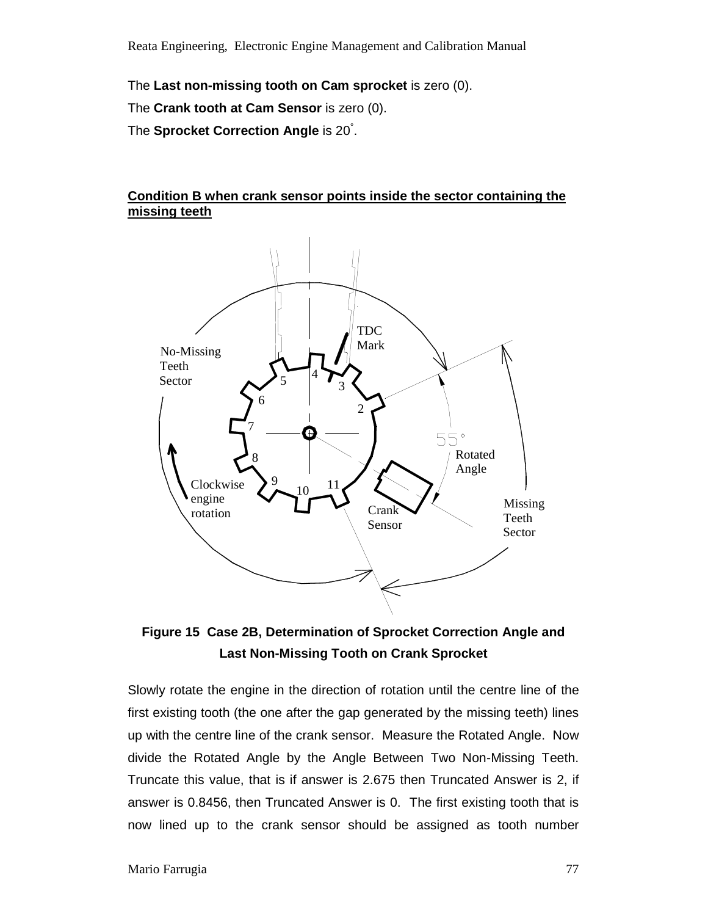The **Last non-missing tooth on Cam sprocket** is zero (0).

The **Crank tooth at Cam Sensor** is zero (0).

The **Sprocket Correction Angle** is 20°.

**Condition B when crank sensor points inside the sector containing the missing teeth**

**Figure 15 Case 2B, Determination of Sprocket Correction Angle and Last Non-Missing Tooth on Crank Sprocket**

Slowly rotate the engine in the direction of rotation until the centre line of the first existing tooth (the one after the gap generated by the missing teeth) lines up with the centre line of the crank sensor. Measure the Rotated Angle. Now divide the Rotated Angle by the Angle Between Two Non-Missing Teeth. Truncate this value, that is if answer is 2.675 then Truncated Answer is 2, if answer is 0.8456, then Truncated Answer is 0. The first existing tooth that is now lined up to the crank sensor should be assigned as tooth number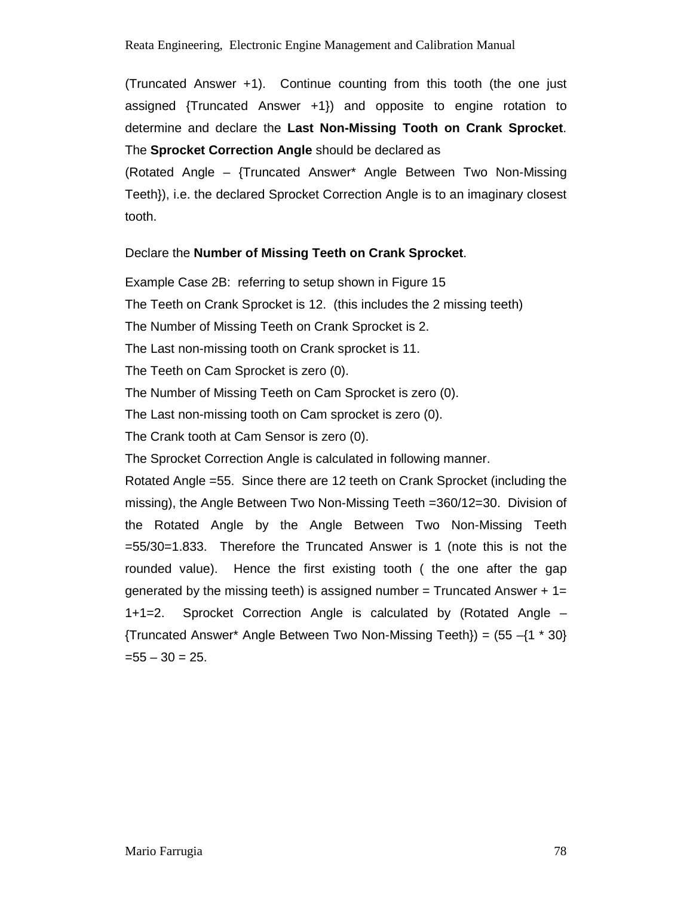(Truncated Answer +1). Continue counting from this tooth (the one just assigned {Truncated Answer +1}) and opposite to engine rotation to determine and declare the **Last Non-Missing Tooth on Crank Sprocket**. The **Sprocket Correction Angle** should be declared as

(Rotated Angle – {Truncated Answer* Angle Between Two Non-Missing Teeth}), i.e. the declared Sprocket Correction Angle is to an imaginary closest tooth.

Declare the **Number of Missing Teeth on Crank Sprocket**.

Example Case 2B: referring to setup shown in Figure 15

The Teeth on Crank Sprocket is 12. (this includes the 2 missing teeth)

The Number of Missing Teeth on Crank Sprocket is 2.

The Last non-missing tooth on Crank sprocket is 11.

The Teeth on Cam Sprocket is zero (0).

The Number of Missing Teeth on Cam Sprocket is zero (0).

The Last non-missing tooth on Cam sprocket is zero (0).

The Crank tooth at Cam Sensor is zero (0).

The Sprocket Correction Angle is calculated in following manner.

Rotated Angle =55. Since there are 12 teeth on Crank Sprocket (including the missing), the Angle Between Two Non-Missing Teeth =360/12=30. Division of the Rotated Angle by the Angle Between Two Non-Missing Teeth =55/30=1.833. Therefore the Truncated Answer is 1 (note this is not the rounded value). Hence the first existing tooth ( the one after the gap generated by the missing teeth) is assigned number = Truncated Answer + 1= 1+1=2. Sprocket Correction Angle is calculated by (Rotated Angle – {Truncated Answer* Angle Between Two Non-Missing Teeth}) = (55 –{1 * 30} =55 – 30 = 25.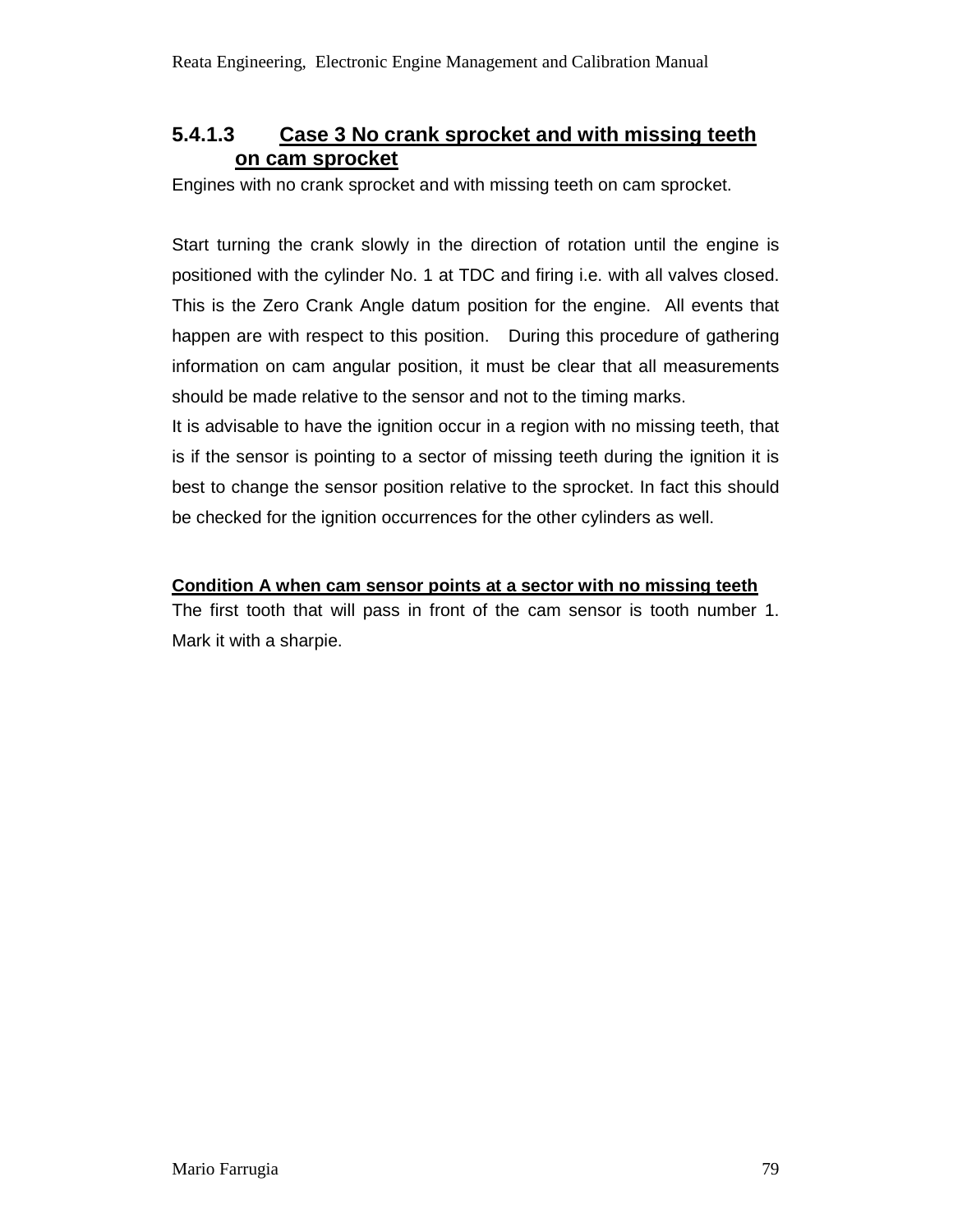#### 5.4.1.3 Case 3 No crank sprocket and with missing teeth on cam sprocket

Engines with no crank sprocket and with missing teeth on cam sprocket.

Start turning the crank slowly in the direction of rotation until the engine is positioned with the cylinder No. 1 at TDC and firing i.e. with all valves closed. This is the Zero Crank Angle datum position for the engine. All events that happen are with respect to this position. During this procedure of gathering information on cam angular position, it must be clear that all measurements should be made relative to the sensor and not to the timing marks.

It is advisable to have the ignition occur in a region with no missing teeth, that is if the sensor is pointing to a sector of missing teeth during the ignition it is best to change the sensor position relative to the sprocket. In fact this should be checked for the ignition occurrences for the other cylinders as well.

**Condition A when cam sensor points at a sector with no missing teeth**

The first tooth that will pass in front of the cam sensor is tooth number 1. Mark it with a sharpie.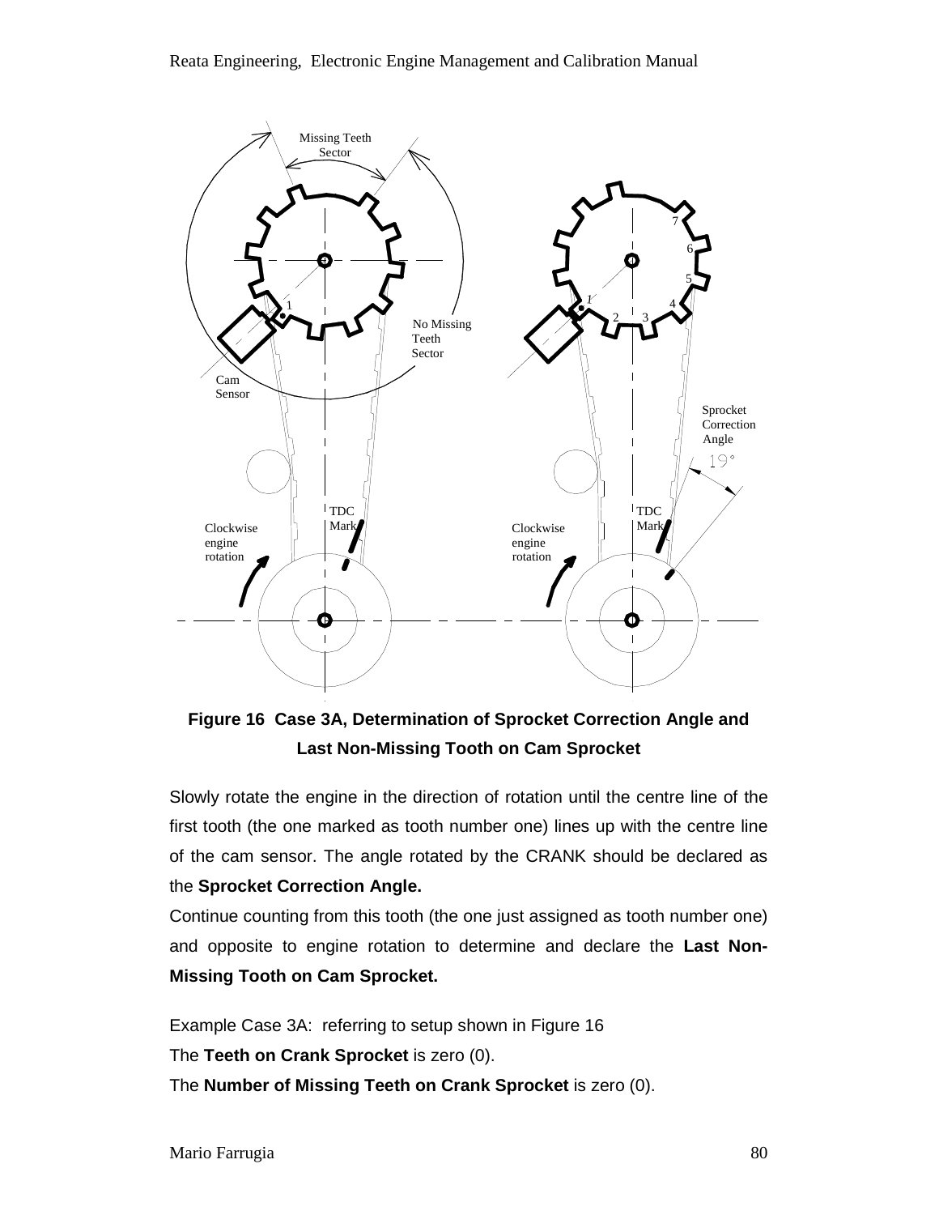**Figure 16 Case 3A, Determination of Sprocket Correction Angle and Last Non-Missing Tooth on Cam Sprocket**

Slowly rotate the engine in the direction of rotation until the centre line of the first tooth (the one marked as tooth number one) lines up with the centre line of the cam sensor. The angle rotated by the CRANK should be declared as the **Sprocket Correction Angle.**

Continue counting from this tooth (the one just assigned as tooth number one) and opposite to engine rotation to determine and declare the **Last Non-Missing Tooth on Cam Sprocket.**

Example Case 3A: referring to setup shown in Figure 16

The **Teeth on Crank Sprocket** is zero (0).

The **Number of Missing Teeth on Crank Sprocket** is zero (0).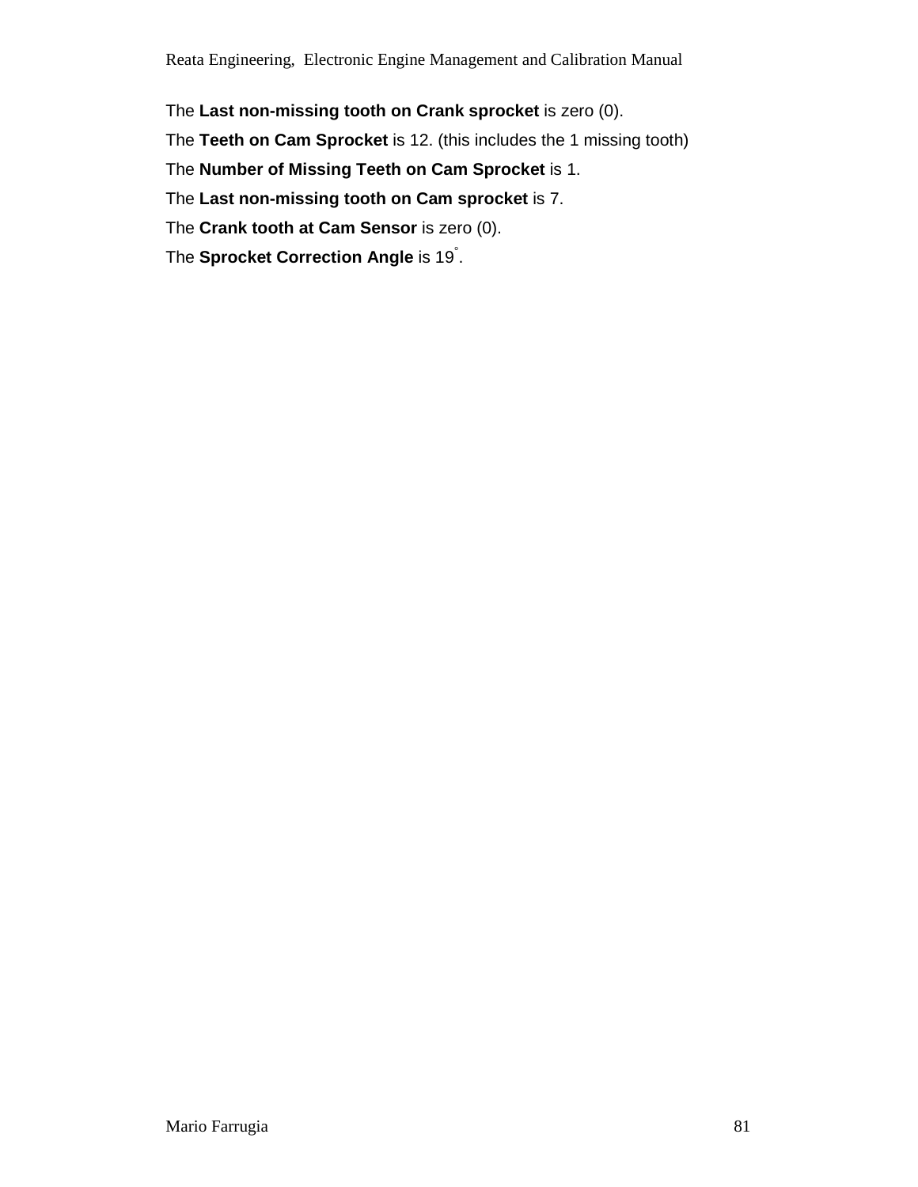The **Last non-missing tooth on Crank sprocket** is zero (0).

The **Teeth on Cam Sprocket** is 12. (this includes the 1 missing tooth)

The **Number of Missing Teeth on Cam Sprocket** is 1.

The **Last non-missing tooth on Cam sprocket** is 7.

The **Crank tooth at Cam Sensor** is zero (0).

The **Sprocket Correction Angle** is 19°.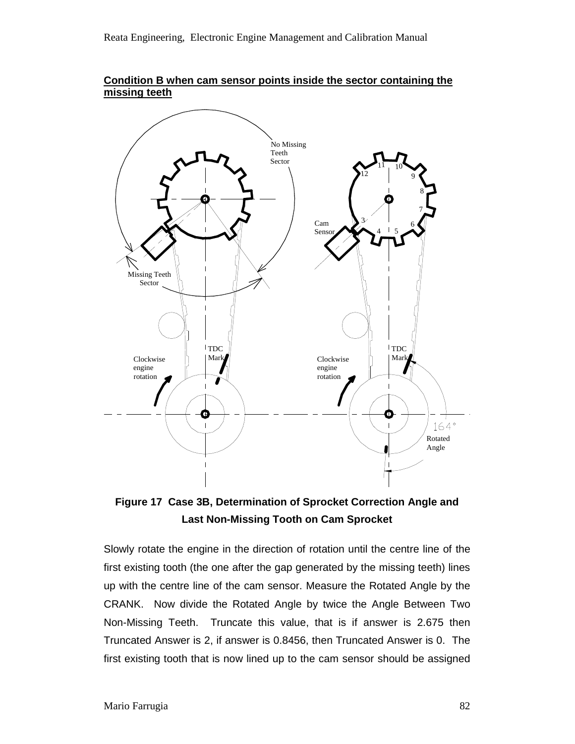**Condition B when cam sensor points inside the sector containing the missing teeth**

No Missing Teeth Sector

Missing Teeth Sector

Cam Sensor

TDC Mark

Clockwise engine rotation

164°

Rotated Angle

**Figure 17 Case 3B, Determination of Sprocket Correction Angle and Last Non-Missing Tooth on Cam Sprocket**

Slowly rotate the engine in the direction of rotation until the centre line of the first existing tooth (the one after the gap generated by the missing teeth) lines up with the centre line of the cam sensor. Measure the Rotated Angle by the CRANK. Now divide the Rotated Angle by twice the Angle Between Two Non-Missing Teeth. Truncate this value, that is if answer is 2.675 then Truncated Answer is 2, if answer is 0.8456, then Truncated Answer is 0. The first existing tooth that is now lined up to the cam sensor should be assigned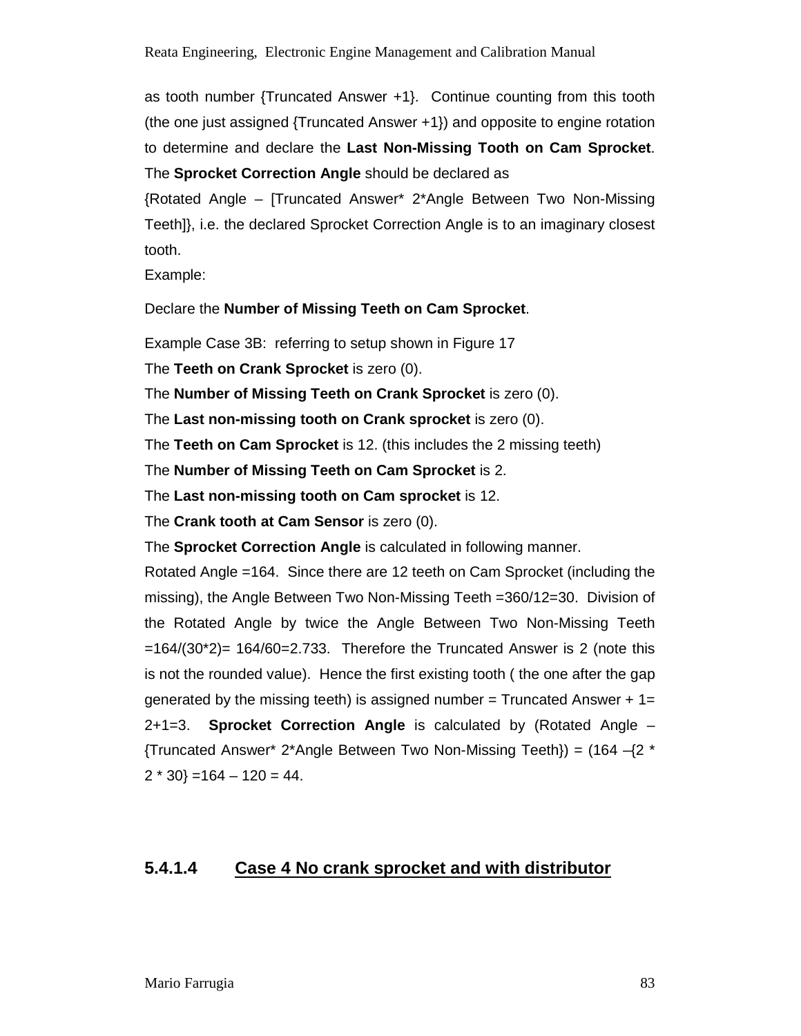as tooth number {Truncated Answer +1}. Continue counting from this tooth (the one just assigned {Truncated Answer +1}) and opposite to engine rotation to determine and declare the **Last Non-Missing Tooth on Cam Sprocket**. The **Sprocket Correction Angle** should be declared as

{Rotated Angle – [Truncated Answer* 2*Angle Between Two Non-Missing Teeth]}, i.e. the declared Sprocket Correction Angle is to an imaginary closest tooth.

Example:

Declare the **Number of Missing Teeth on Cam Sprocket**.

Example Case 3B: referring to setup shown in Figure 17

The **Teeth on Crank Sprocket** is zero (0).

The **Number of Missing Teeth on Crank Sprocket** is zero (0).

The **Last non-missing tooth on Crank sprocket** is zero (0).

The **Teeth on Cam Sprocket** is 12. (this includes the 2 missing teeth)

The **Number of Missing Teeth on Cam Sprocket** is 2.

The **Last non-missing tooth on Cam sprocket** is 12.

The **Crank tooth at Cam Sensor** is zero (0).

The **Sprocket Correction Angle** is calculated in following manner.

Rotated Angle =164. Since there are 12 teeth on Cam Sprocket (including the missing), the Angle Between Two Non-Missing Teeth =360/12=30. Division of the Rotated Angle by twice the Angle Between Two Non-Missing Teeth =164/(30*2)= 164/60=2.733. Therefore the Truncated Answer is 2 (note this is not the rounded value). Hence the first existing tooth ( the one after the gap generated by the missing teeth) is assigned number = Truncated Answer + 1= 2+1=3. **Sprocket Correction Angle** is calculated by (Rotated Angle – {Truncated Answer* 2*Angle Between Two Non-Missing Teeth}) = (164 –{2 * 2 * 30} =164 – 120 = 44.

#### 5.4.1.4 Case 4 No crank sprocket and with distributor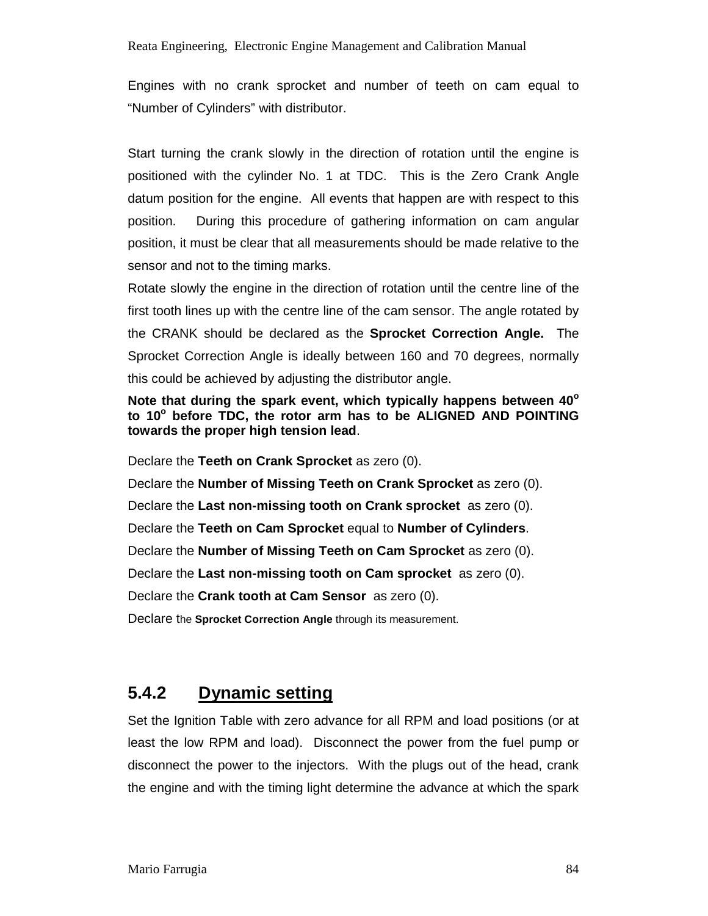Engines with no crank sprocket and number of teeth on cam equal to "Number of Cylinders" with distributor.

Start turning the crank slowly in the direction of rotation until the engine is positioned with the cylinder No. 1 at TDC. This is the Zero Crank Angle datum position for the engine. All events that happen are with respect to this position. During this procedure of gathering information on cam angular position, it must be clear that all measurements should be made relative to the sensor and not to the timing marks.

Rotate slowly the engine in the direction of rotation until the centre line of the first tooth lines up with the centre line of the cam sensor. The angle rotated by the CRANK should be declared as the **Sprocket Correction Angle.** The Sprocket Correction Angle is ideally between 160 and 70 degrees, normally this could be achieved by adjusting the distributor angle.

**Note that during the spark event, which typically happens between 40$^o$ to 10$^o$ before TDC, the rotor arm has to be ALIGNED AND POINTING towards the proper high tension lead**.

Declare the **Teeth on Crank Sprocket** as zero (0).

Declare the **Number of Missing Teeth on Crank Sprocket** as zero (0).

Declare the **Last non-missing tooth on Crank sprocket** as zero (0).

Declare the **Teeth on Cam Sprocket** equal to **Number of Cylinders**.

Declare the **Number of Missing Teeth on Cam Sprocket** as zero (0).

Declare the **Last non-missing tooth on Cam sprocket** as zero (0).

Declare the **Crank tooth at Cam Sensor** as zero (0).

Declare the **Sprocket Correction Angle** through its measurement.

### 5.4.2 Dynamic setting

Set the Ignition Table with zero advance for all RPM and load positions (or at least the low RPM and load). Disconnect the power from the fuel pump or disconnect the power to the injectors. With the plugs out of the head, crank the engine and with the timing light determine the advance at which the spark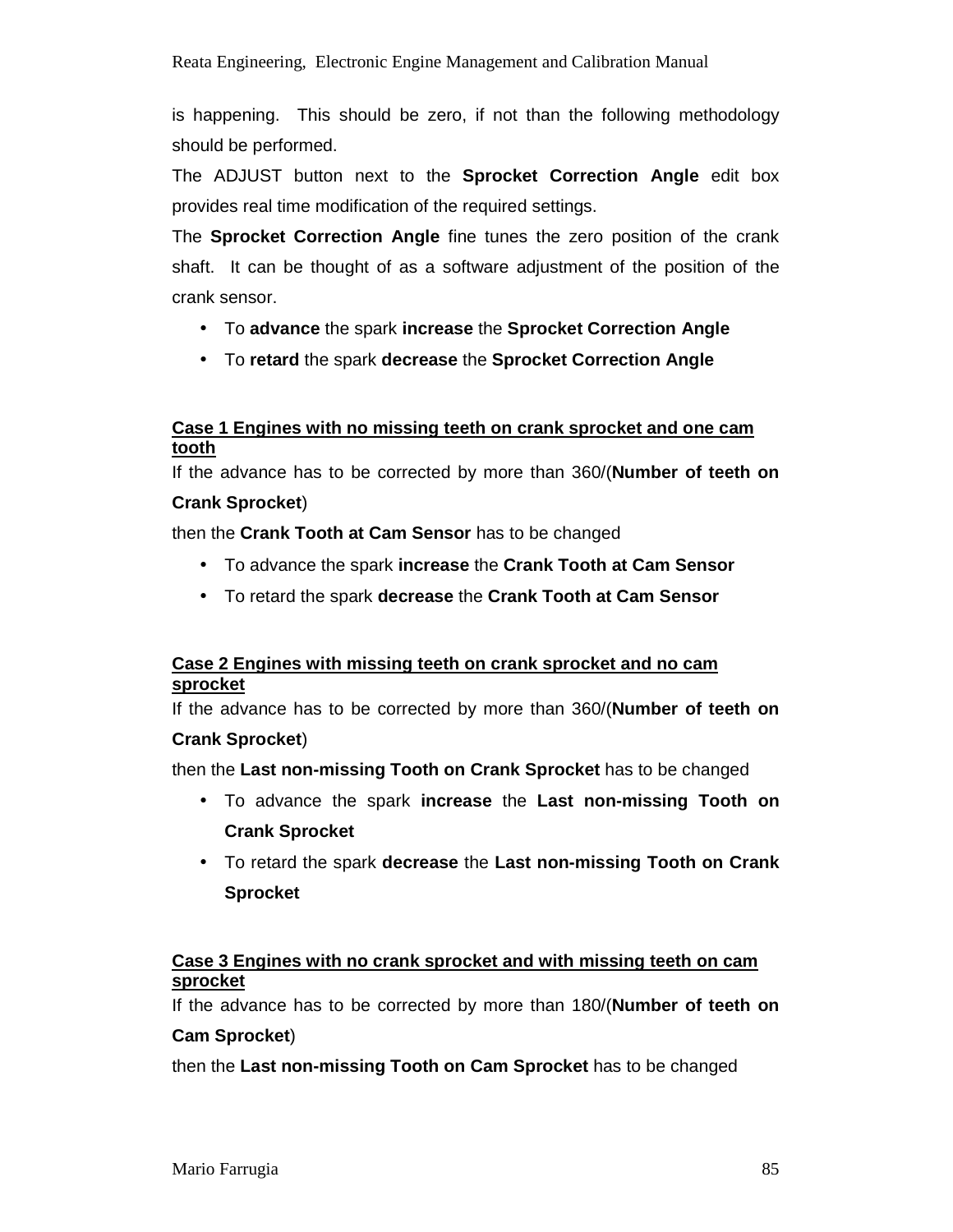is happening. This should be zero, if not than the following methodology should be performed.

The ADJUST button next to the **Sprocket Correction Angle** edit box provides real time modification of the required settings.

The **Sprocket Correction Angle** fine tunes the zero position of the crank shaft. It can be thought of as a software adjustment of the position of the crank sensor.

- To **advance** the spark **increase** the **Sprocket Correction Angle**
- To **retard** the spark **decrease** the **Sprocket Correction Angle**

**Case 1 Engines with no missing teeth on crank sprocket and one cam tooth**

If the advance has to be corrected by more than 360/(**Number of teeth on Crank Sprocket**)

then the **Crank Tooth at Cam Sensor** has to be changed

- To advance the spark **increase** the **Crank Tooth at Cam Sensor**
- To retard the spark **decrease** the **Crank Tooth at Cam Sensor**

**Case 2 Engines with missing teeth on crank sprocket and no cam sprocket**

If the advance has to be corrected by more than 360/(**Number of teeth on Crank Sprocket**)

then the **Last non-missing Tooth on Crank Sprocket** has to be changed

- To advance the spark **increase** the **Last non-missing Tooth on Crank Sprocket**
- To retard the spark **decrease** the **Last non-missing Tooth on Crank Sprocket**

**Case 3 Engines with no crank sprocket and with missing teeth on cam sprocket**

If the advance has to be corrected by more than 180/(**Number of teeth on Cam Sprocket**)

then the **Last non-missing Tooth on Cam Sprocket** has to be changed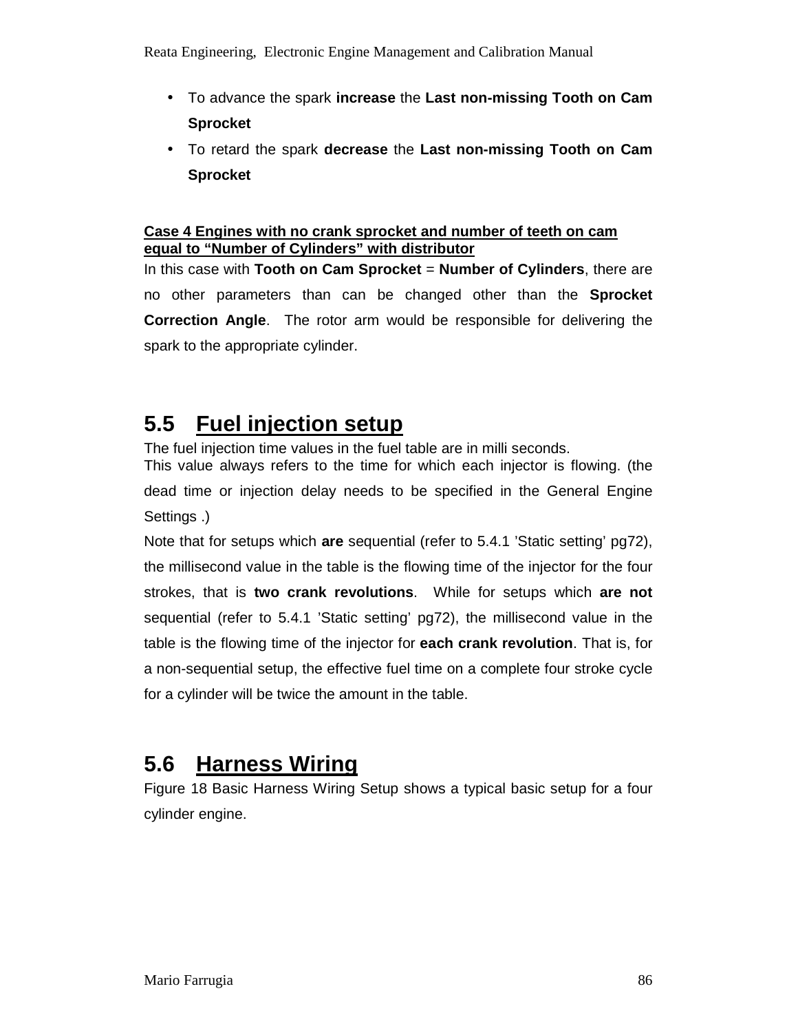- To advance the spark **increase** the **Last non-missing Tooth on Cam Sprocket**
- To retard the spark **decrease** the **Last non-missing Tooth on Cam Sprocket**

**Case 4 Engines with no crank sprocket and number of teeth on cam equal to "Number of Cylinders" with distributor**

In this case with **Tooth on Cam Sprocket** = **Number of Cylinders**, there are no other parameters than can be changed other than the **Sprocket Correction Angle**. The rotor arm would be responsible for delivering the spark to the appropriate cylinder.

## 5.5 Fuel injection setup

The fuel injection time values in the fuel table are in milli seconds.
This value always refers to the time for which each injector is flowing. (the dead time or injection delay needs to be specified in the General Engine Settings .)

Note that for setups which **are** sequential (refer to 5.4.1 'Static setting' pg72), the millisecond value in the table is the flowing time of the injector for the four strokes, that is **two crank revolutions**. While for setups which **are not** sequential (refer to 5.4.1 'Static setting' pg72), the millisecond value in the table is the flowing time of the injector for **each crank revolution**. That is, for a non-sequential setup, the effective fuel time on a complete four stroke cycle for a cylinder will be twice the amount in the table.

## 5.6 Harness Wiring

Figure 18 Basic Harness Wiring Setup shows a typical basic setup for a four cylinder engine.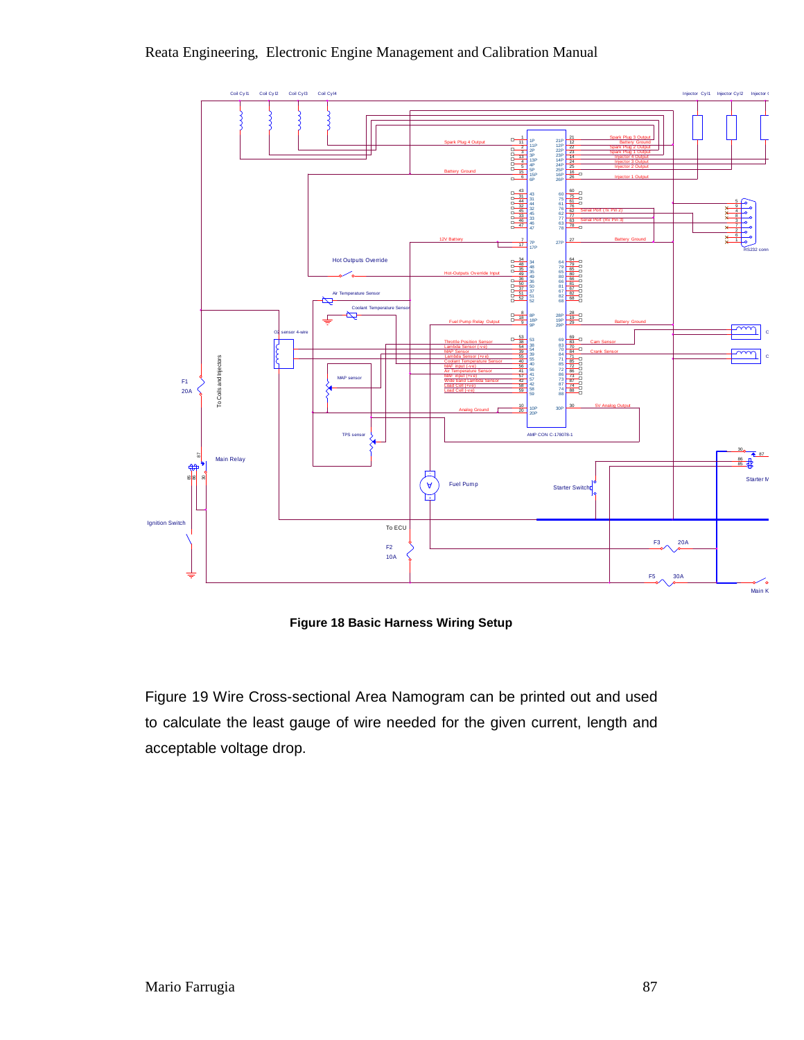**Figure 18 Basic Harness Wiring Setup**

Figure 19 Wire Cross-sectional Area Namogram can be printed out and used to calculate the least gauge of wire needed for the given current, length and acceptable voltage drop.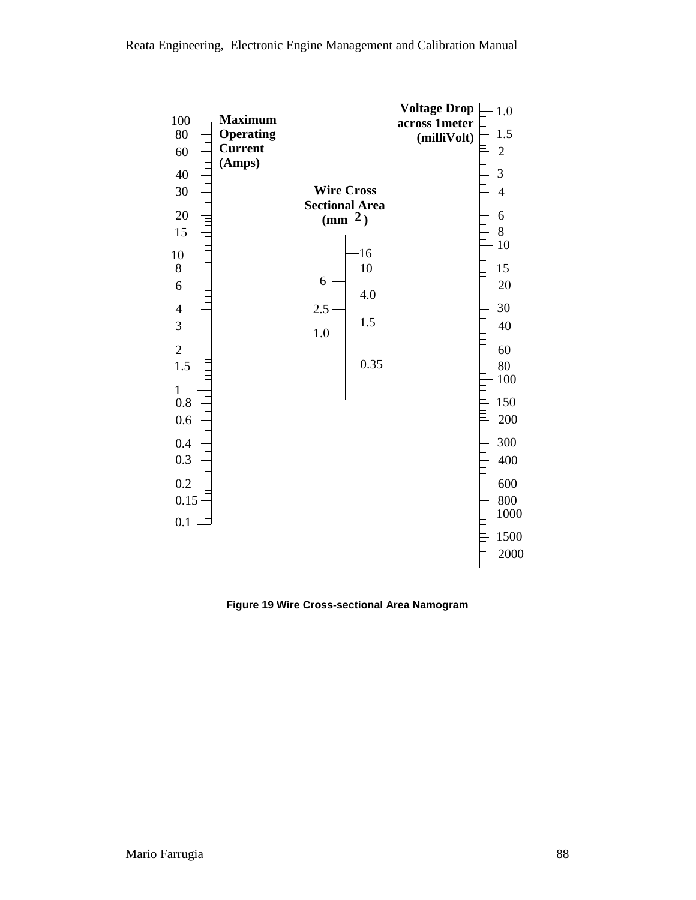Maximum Operating Current (Amps)

100, 80, 60, 40, 30, 20, 15, 10, 8, 6, 4, 3, 2, 1.5, 1, 0.8, 0.6, 0.4, 0.3, 0.2, 0.15, 0.1

Wire Cross Sectional Area ($mm^2$)

16, 10, 6, 4.0, 2.5, 1.5, 1.0, 0.35

Voltage Drop across 1meter (milliVolt)

1.0, 1.5, 2, 3, 4, 6, 8, 10, 15, 20, 30, 40, 60, 80, 100, 150, 200, 300, 400, 600, 800, 1000, 1500, 2000

**Figure 19 Wire Cross-sectional Area Namogram**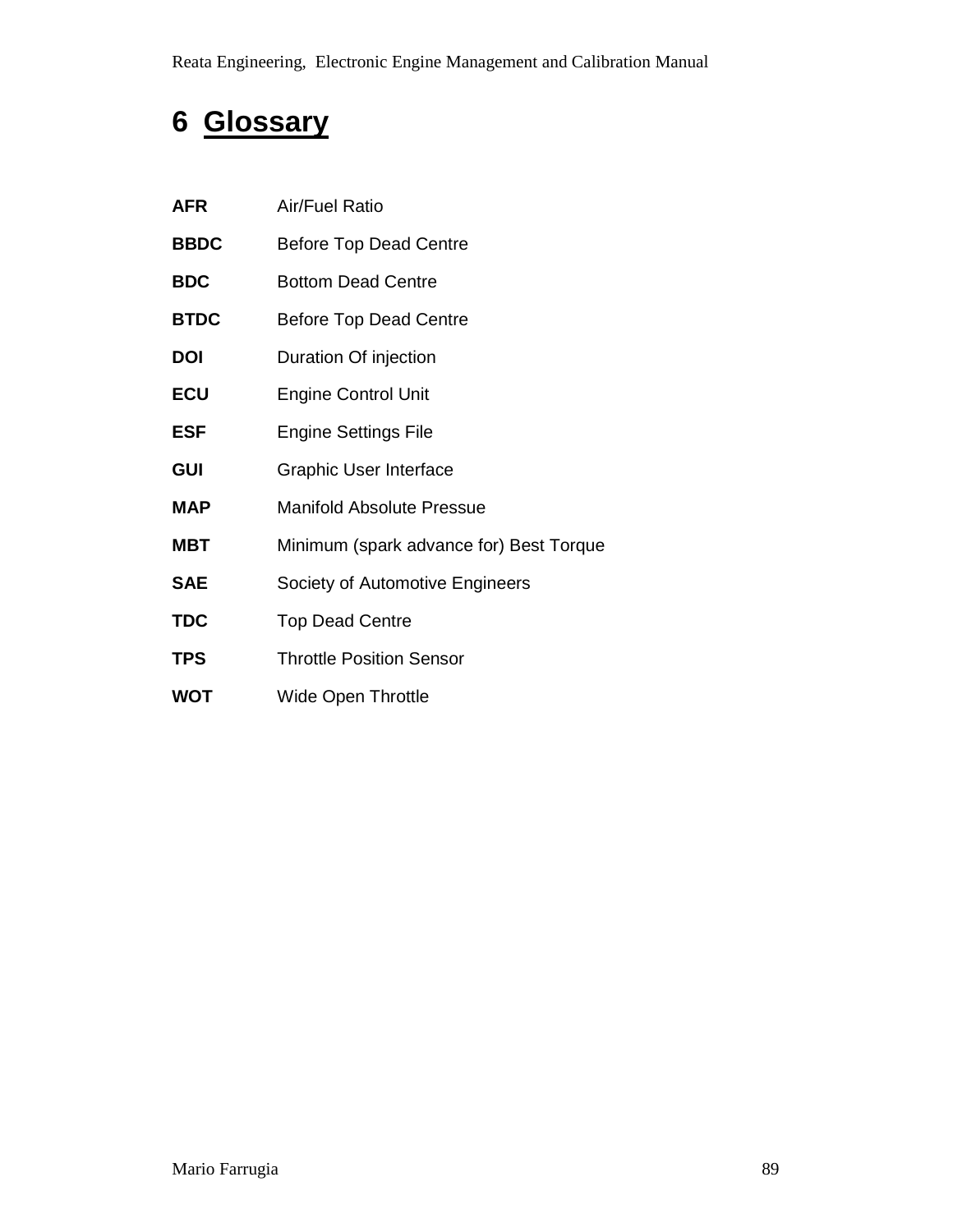# 6 Glossary

| | |
|---|---|
| **AFR** | Air/Fuel Ratio |
| **BBDC** | Before Top Dead Centre |
| **BDC** | Bottom Dead Centre |
| **BTDC** | Before Top Dead Centre |
| **DOI** | Duration Of injection |
| **ECU** | Engine Control Unit |
| **ESF** | Engine Settings File |
| **GUI** | Graphic User Interface |
| **MAP** | Manifold Absolute Pressue |
| **MBT** | Minimum (spark advance for) Best Torque |
| **SAE** | Society of Automotive Engineers |
| **TDC** | Top Dead Centre |
| **TPS** | Throttle Position Sensor |
| **WOT** | Wide Open Throttle |